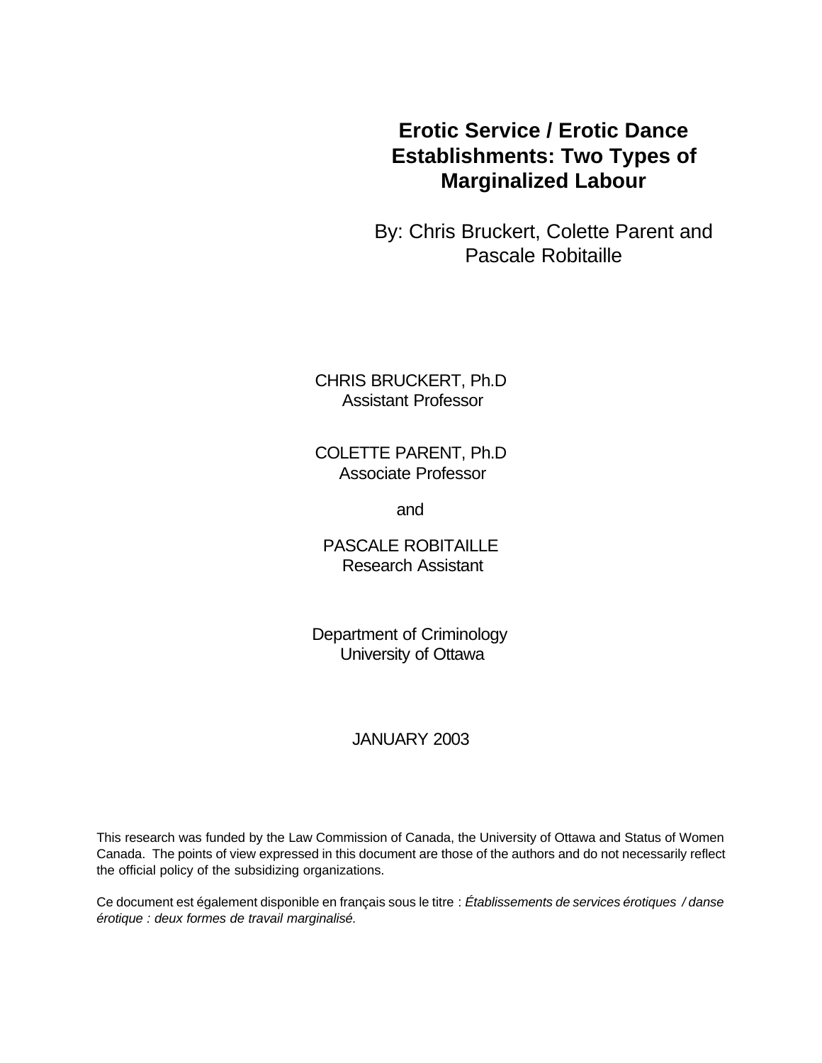# Erotic Service / Erotic Dance Establishments: Two Types of Marginalized Labour

By: Chris Bruckert, Colette Parent and Pascale Robitaille

CHRIS BRUCKERT, Ph.D
Assistant Professor

COLETTE PARENT, Ph.D
Associate Professor

and

PASCALE ROBITAILLE
Research Assistant

Department of Criminology
University of Ottawa

JANUARY 2003

This research was funded by the Law Commission of Canada, the University of Ottawa and Status of Women Canada. The points of view expressed in this document are those of the authors and do not necessarily reflect the official policy of the subsidizing organizations.

Ce document est également disponible en français sous le titre : *Établissements de services érotiques / danse érotique : deux formes de travail marginalisé.*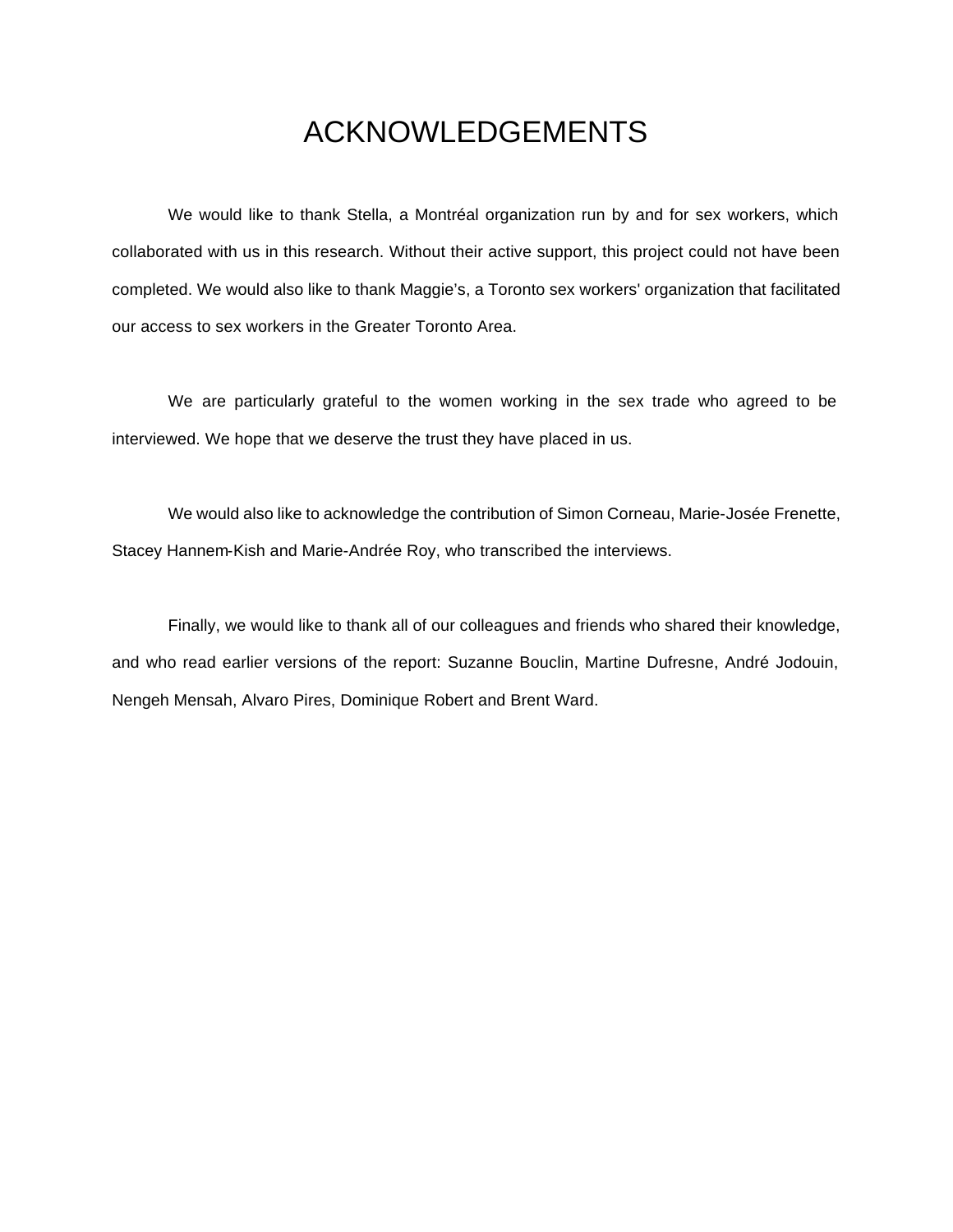# ACKNOWLEDGEMENTS

We would like to thank Stella, a Montréal organization run by and for sex workers, which collaborated with us in this research. Without their active support, this project could not have been completed. We would also like to thank Maggie's, a Toronto sex workers' organization that facilitated our access to sex workers in the Greater Toronto Area.

We are particularly grateful to the women working in the sex trade who agreed to be interviewed. We hope that we deserve the trust they have placed in us.

We would also like to acknowledge the contribution of Simon Corneau, Marie-Josée Frenette, Stacey Hannem-Kish and Marie-Andrée Roy, who transcribed the interviews.

Finally, we would like to thank all of our colleagues and friends who shared their knowledge, and who read earlier versions of the report: Suzanne Bouclin, Martine Dufresne, André Jodouin, Nengeh Mensah, Alvaro Pires, Dominique Robert and Brent Ward.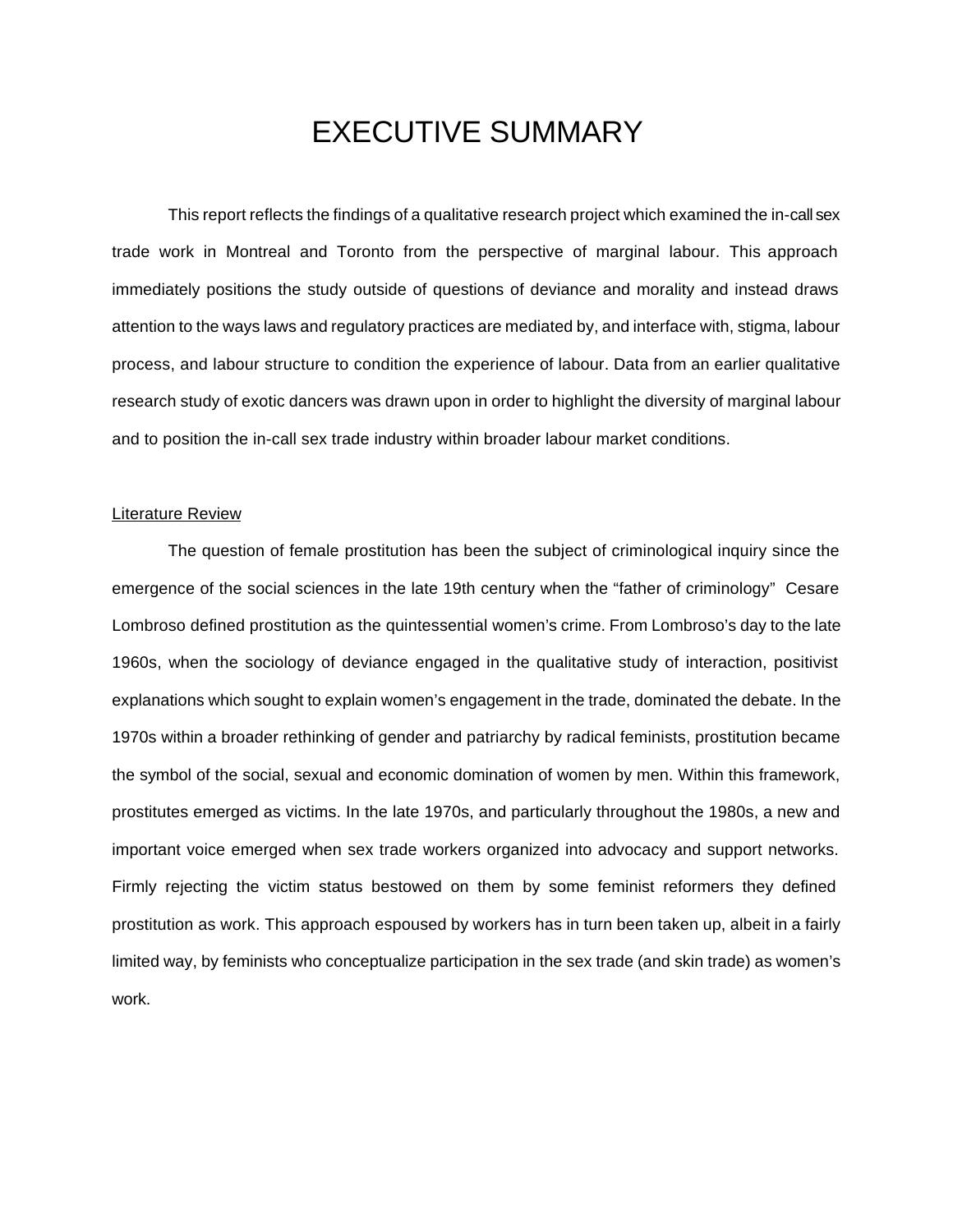# EXECUTIVE SUMMARY

This report reflects the findings of a qualitative research project which examined the in-call sex trade work in Montreal and Toronto from the perspective of marginal labour. This approach immediately positions the study outside of questions of deviance and morality and instead draws attention to the ways laws and regulatory practices are mediated by, and interface with, stigma, labour process, and labour structure to condition the experience of labour. Data from an earlier qualitative research study of exotic dancers was drawn upon in order to highlight the diversity of marginal labour and to position the in-call sex trade industry within broader labour market conditions.

<u>Literature Review</u>

The question of female prostitution has been the subject of criminological inquiry since the emergence of the social sciences in the late 19th century when the "father of criminology" Cesare Lombroso defined prostitution as the quintessential women's crime. From Lombroso's day to the late 1960s, when the sociology of deviance engaged in the qualitative study of interaction, positivist explanations which sought to explain women's engagement in the trade, dominated the debate. In the 1970s within a broader rethinking of gender and patriarchy by radical feminists, prostitution became the symbol of the social, sexual and economic domination of women by men. Within this framework, prostitutes emerged as victims. In the late 1970s, and particularly throughout the 1980s, a new and important voice emerged when sex trade workers organized into advocacy and support networks. Firmly rejecting the victim status bestowed on them by some feminist reformers they defined prostitution as work. This approach espoused by workers has in turn been taken up, albeit in a fairly limited way, by feminists who conceptualize participation in the sex trade (and skin trade) as women's work.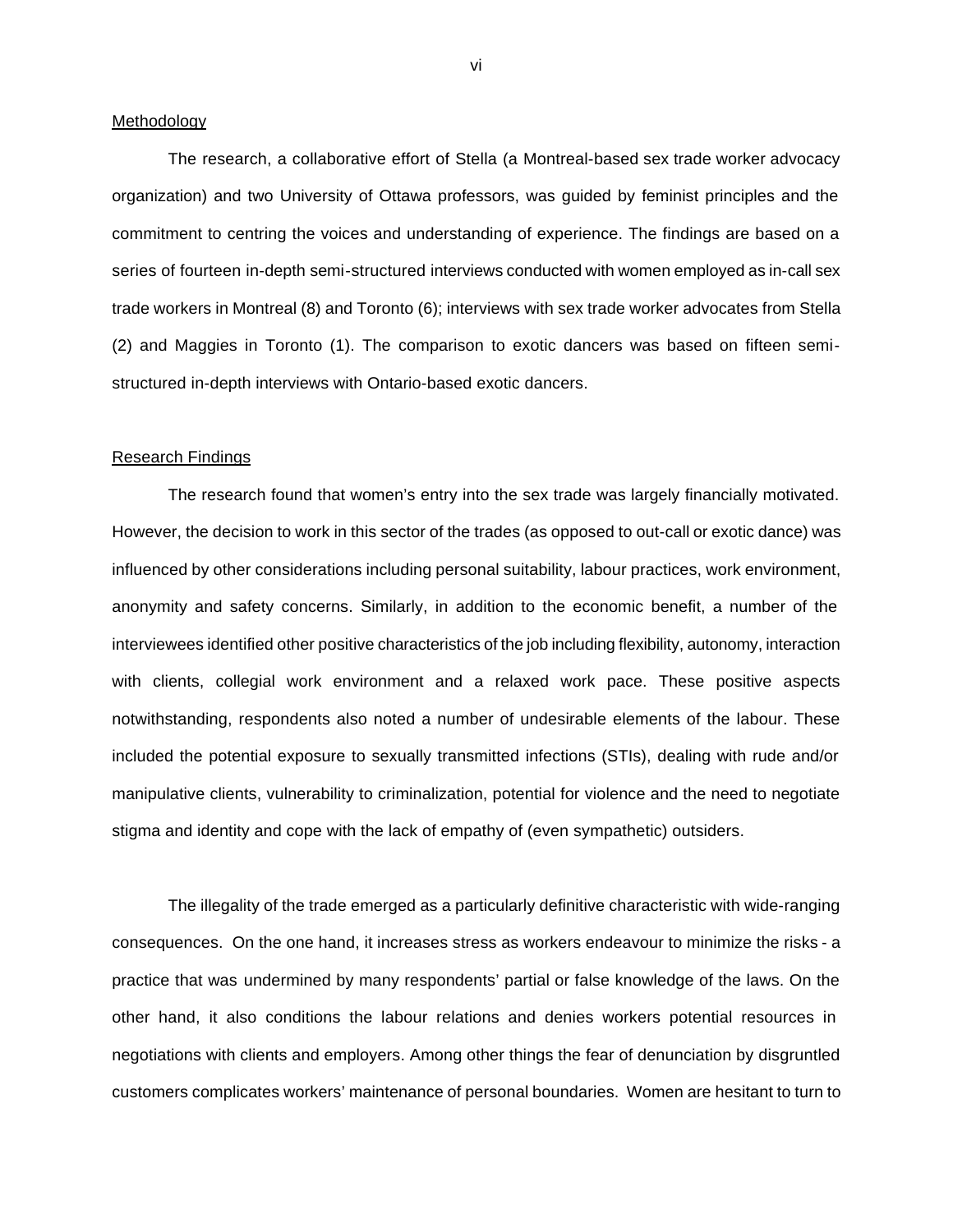## Methodology

The research, a collaborative effort of Stella (a Montreal-based sex trade worker advocacy organization) and two University of Ottawa professors, was guided by feminist principles and the commitment to centring the voices and understanding of experience. The findings are based on a series of fourteen in-depth semi-structured interviews conducted with women employed as in-call sex trade workers in Montreal (8) and Toronto (6); interviews with sex trade worker advocates from Stella (2) and Maggies in Toronto (1). The comparison to exotic dancers was based on fifteen semi-structured in-depth interviews with Ontario-based exotic dancers.

## Research Findings

The research found that women's entry into the sex trade was largely financially motivated. However, the decision to work in this sector of the trades (as opposed to out-call or exotic dance) was influenced by other considerations including personal suitability, labour practices, work environment, anonymity and safety concerns. Similarly, in addition to the economic benefit, a number of the interviewees identified other positive characteristics of the job including flexibility, autonomy, interaction with clients, collegial work environment and a relaxed work pace. These positive aspects notwithstanding, respondents also noted a number of undesirable elements of the labour. These included the potential exposure to sexually transmitted infections (STIs), dealing with rude and/or manipulative clients, vulnerability to criminalization, potential for violence and the need to negotiate stigma and identity and cope with the lack of empathy of (even sympathetic) outsiders.

The illegality of the trade emerged as a particularly definitive characteristic with wide-ranging consequences. On the one hand, it increases stress as workers endeavour to minimize the risks - a practice that was undermined by many respondents' partial or false knowledge of the laws. On the other hand, it also conditions the labour relations and denies workers potential resources in negotiations with clients and employers. Among other things the fear of denunciation by disgruntled customers complicates workers' maintenance of personal boundaries. Women are hesitant to turn to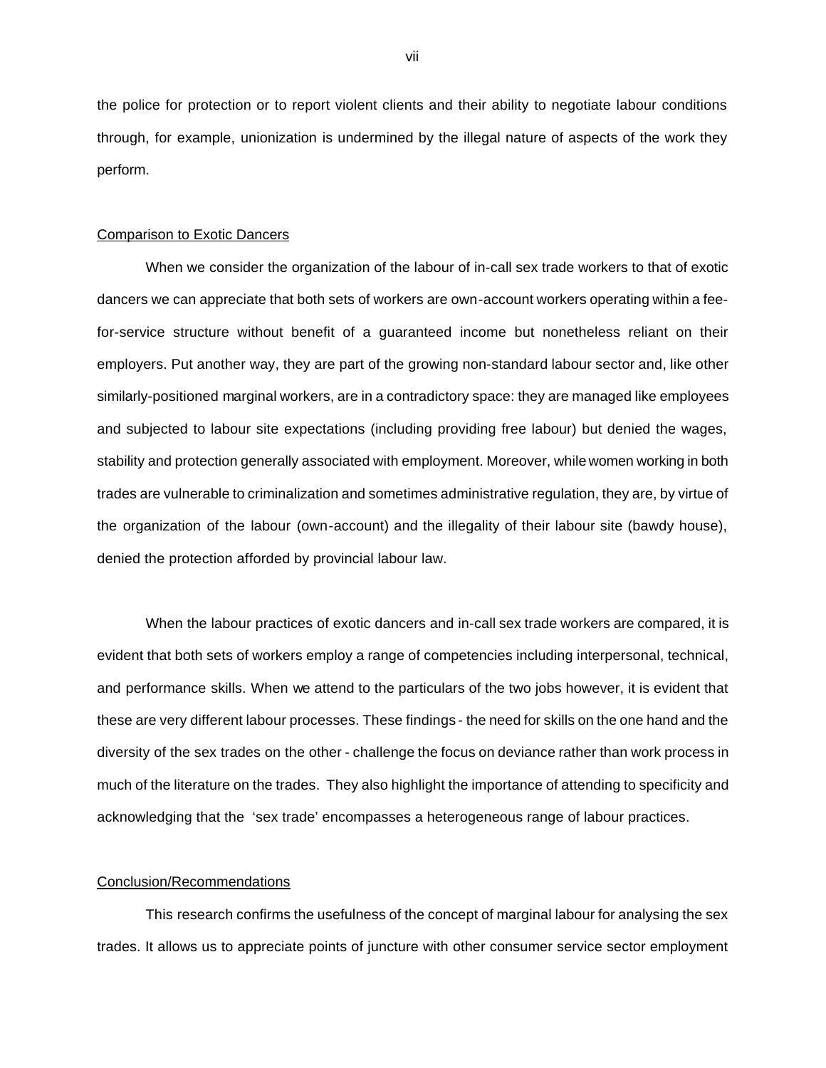the police for protection or to report violent clients and their ability to negotiate labour conditions through, for example, unionization is undermined by the illegal nature of aspects of the work they perform.

## Comparison to Exotic Dancers

When we consider the organization of the labour of in-call sex trade workers to that of exotic dancers we can appreciate that both sets of workers are own-account workers operating within a fee-for-service structure without benefit of a guaranteed income but nonetheless reliant on their employers. Put another way, they are part of the growing non-standard labour sector and, like other similarly-positioned marginal workers, are in a contradictory space: they are managed like employees and subjected to labour site expectations (including providing free labour) but denied the wages, stability and protection generally associated with employment. Moreover, while women working in both trades are vulnerable to criminalization and sometimes administrative regulation, they are, by virtue of the organization of the labour (own-account) and the illegality of their labour site (bawdy house), denied the protection afforded by provincial labour law.

When the labour practices of exotic dancers and in-call sex trade workers are compared, it is evident that both sets of workers employ a range of competencies including interpersonal, technical, and performance skills. When we attend to the particulars of the two jobs however, it is evident that these are very different labour processes. These findings - the need for skills on the one hand and the diversity of the sex trades on the other - challenge the focus on deviance rather than work process in much of the literature on the trades. They also highlight the importance of attending to specificity and acknowledging that the 'sex trade' encompasses a heterogeneous range of labour practices.

## Conclusion/Recommendations

This research confirms the usefulness of the concept of marginal labour for analysing the sex trades. It allows us to appreciate points of juncture with other consumer service sector employment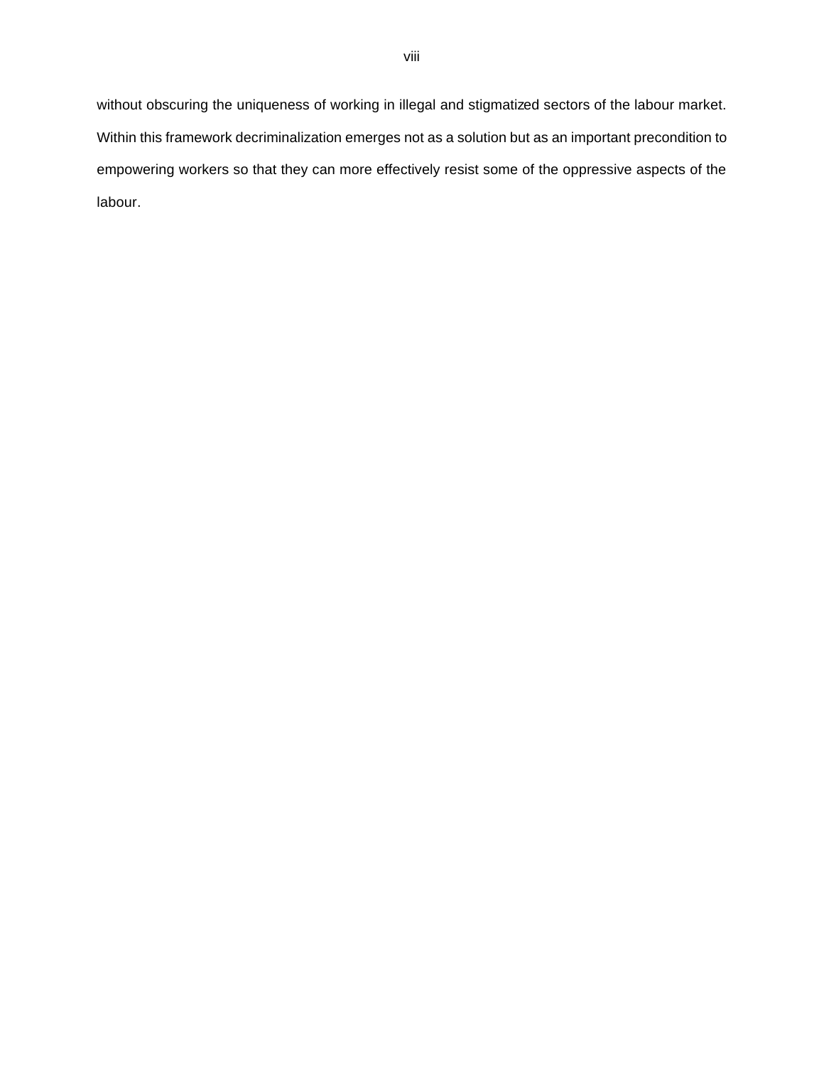without obscuring the uniqueness of working in illegal and stigmatized sectors of the labour market. Within this framework decriminalization emerges not as a solution but as an important precondition to empowering workers so that they can more effectively resist some of the oppressive aspects of the labour.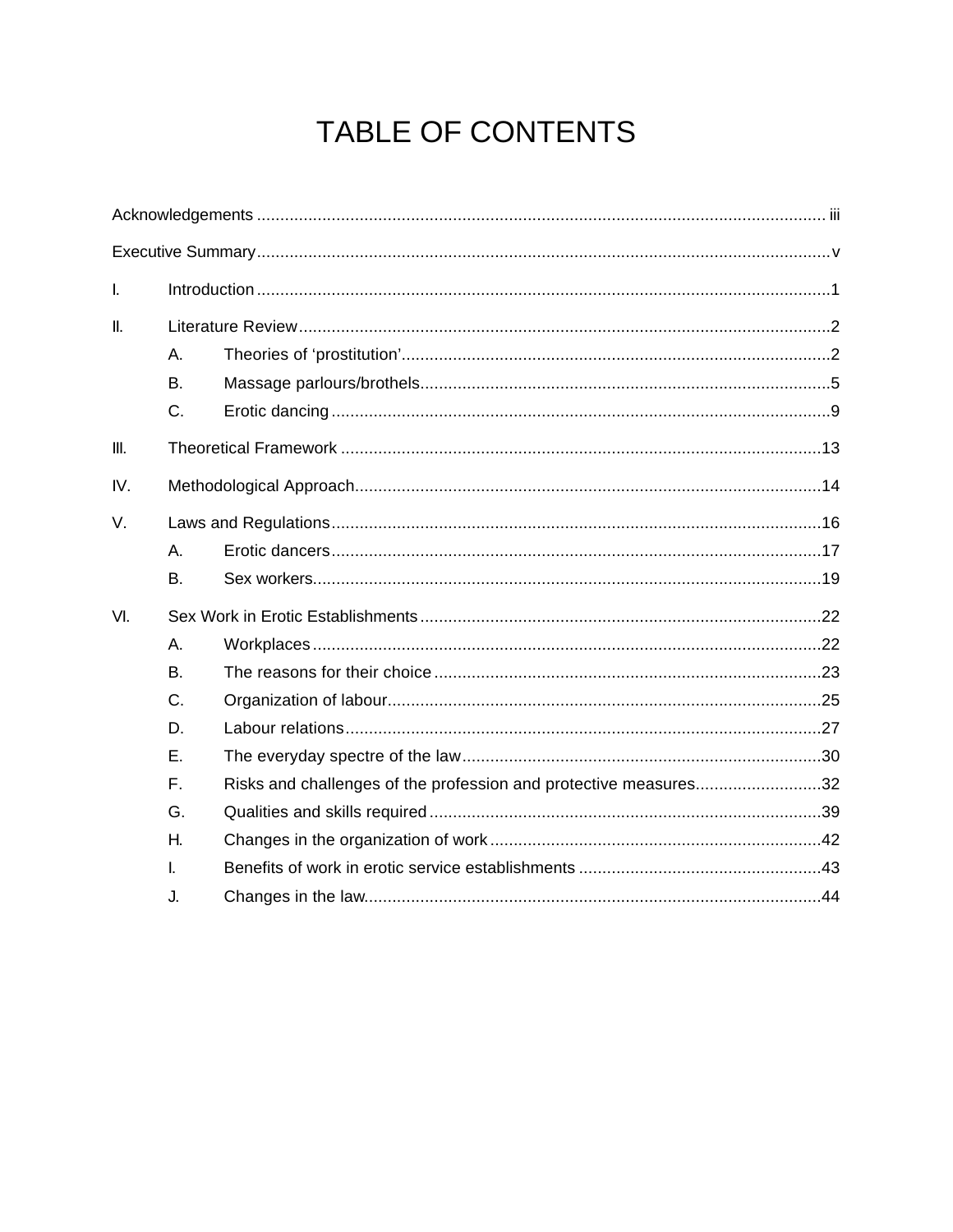# TABLE OF CONTENTS

Acknowledgements ........................................................................................................................ iii

Executive Summary ........................................................................................................................ v

I. Introduction ........................................................................................................................ 1

II. Literature Review ........................................................................................................................ 2

- A. Theories of 'prostitution' ........................................................................................................................ 2
- B. Massage parlours/brothels ........................................................................................................................ 5
- C. Erotic dancing ........................................................................................................................ 9

III. Theoretical Framework ........................................................................................................................ 13

IV. Methodological Approach ........................................................................................................................ 14

V. Laws and Regulations ........................................................................................................................ 16

- A. Erotic dancers ........................................................................................................................ 17
- B. Sex workers ........................................................................................................................ 19

VI. Sex Work in Erotic Establishments ........................................................................................................................ 22

- A. Workplaces ........................................................................................................................ 22
- B. The reasons for their choice ........................................................................................................................ 23
- C. Organization of labour ........................................................................................................................ 25
- D. Labour relations ........................................................................................................................ 27
- E. The everyday spectre of the law ........................................................................................................................ 30
- F. Risks and challenges of the profession and protective measures ........................................................................................................................ 32
- G. Qualities and skills required ........................................................................................................................ 39
- H. Changes in the organization of work ........................................................................................................................ 42
- I. Benefits of work in erotic service establishments ........................................................................................................................ 43
- J. Changes in the law ........................................................................................................................ 44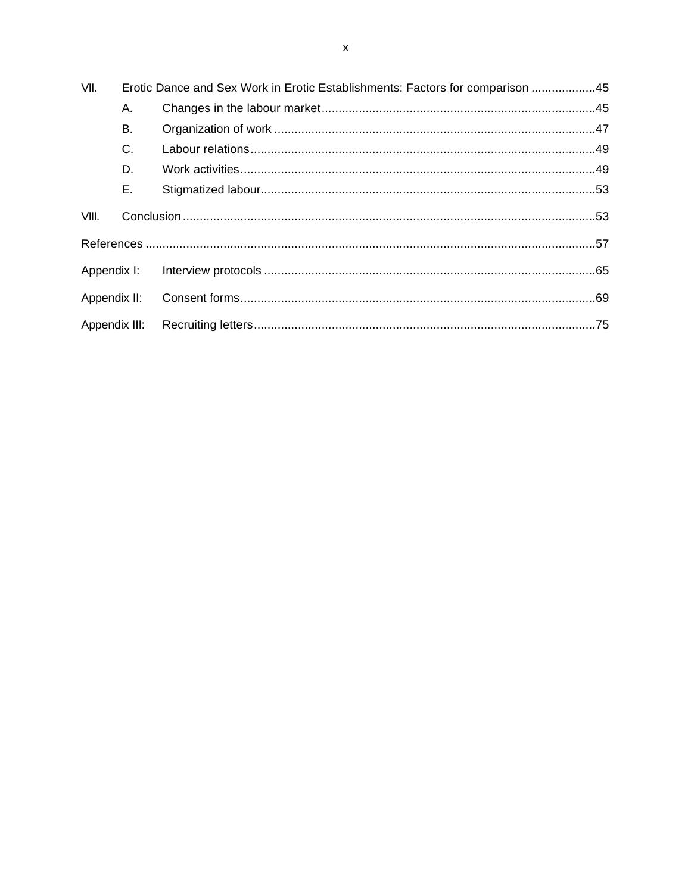VII. Erotic Dance and Sex Work in Erotic Establishments: Factors for comparison ...................45

- A. Changes in the labour market ................................................................................45
- B. Organization of work ..............................................................................................47
- C. Labour relations .....................................................................................................49
- D. Work activities ........................................................................................................49
- E. Stigmatized labour ..................................................................................................53

VIII. Conclusion ..........................................................................................................................53

References ...................................................................................................................................57

Appendix I: Interview protocols ..................................................................................................65

Appendix II: Consent forms .........................................................................................................69

Appendix III: Recruiting letters .....................................................................................................75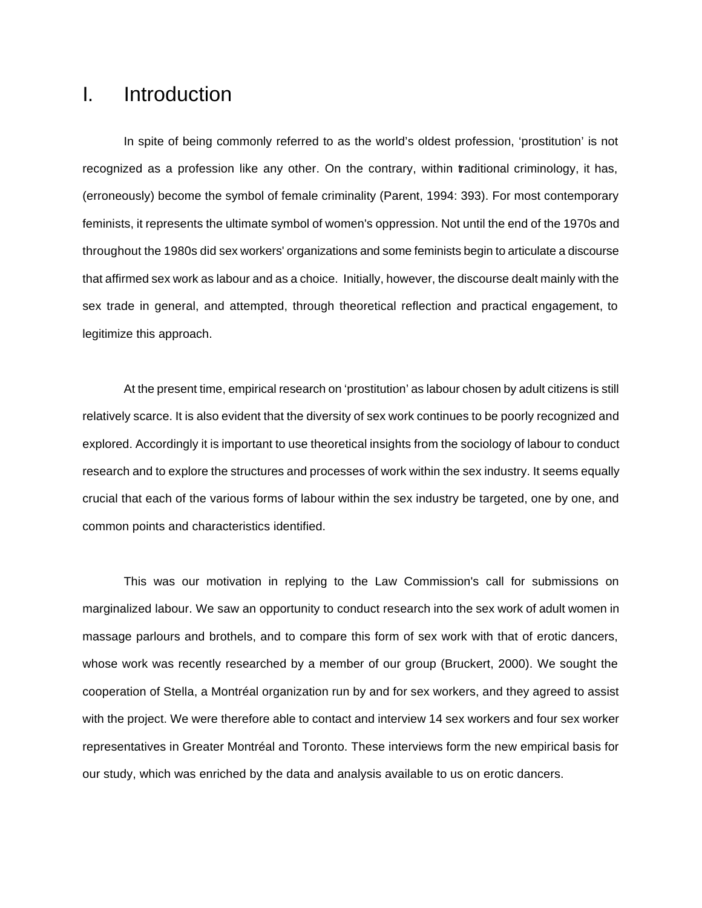# I. Introduction

In spite of being commonly referred to as the world's oldest profession, 'prostitution' is not recognized as a profession like any other. On the contrary, within traditional criminology, it has, (erroneously) become the symbol of female criminality (Parent, 1994: 393). For most contemporary feminists, it represents the ultimate symbol of women's oppression. Not until the end of the 1970s and throughout the 1980s did sex workers' organizations and some feminists begin to articulate a discourse that affirmed sex work as labour and as a choice. Initially, however, the discourse dealt mainly with the sex trade in general, and attempted, through theoretical reflection and practical engagement, to legitimize this approach.

At the present time, empirical research on 'prostitution' as labour chosen by adult citizens is still relatively scarce. It is also evident that the diversity of sex work continues to be poorly recognized and explored. Accordingly it is important to use theoretical insights from the sociology of labour to conduct research and to explore the structures and processes of work within the sex industry. It seems equally crucial that each of the various forms of labour within the sex industry be targeted, one by one, and common points and characteristics identified.

This was our motivation in replying to the Law Commission's call for submissions on marginalized labour. We saw an opportunity to conduct research into the sex work of adult women in massage parlours and brothels, and to compare this form of sex work with that of erotic dancers, whose work was recently researched by a member of our group (Bruckert, 2000). We sought the cooperation of Stella, a Montréal organization run by and for sex workers, and they agreed to assist with the project. We were therefore able to contact and interview 14 sex workers and four sex worker representatives in Greater Montréal and Toronto. These interviews form the new empirical basis for our study, which was enriched by the data and analysis available to us on erotic dancers.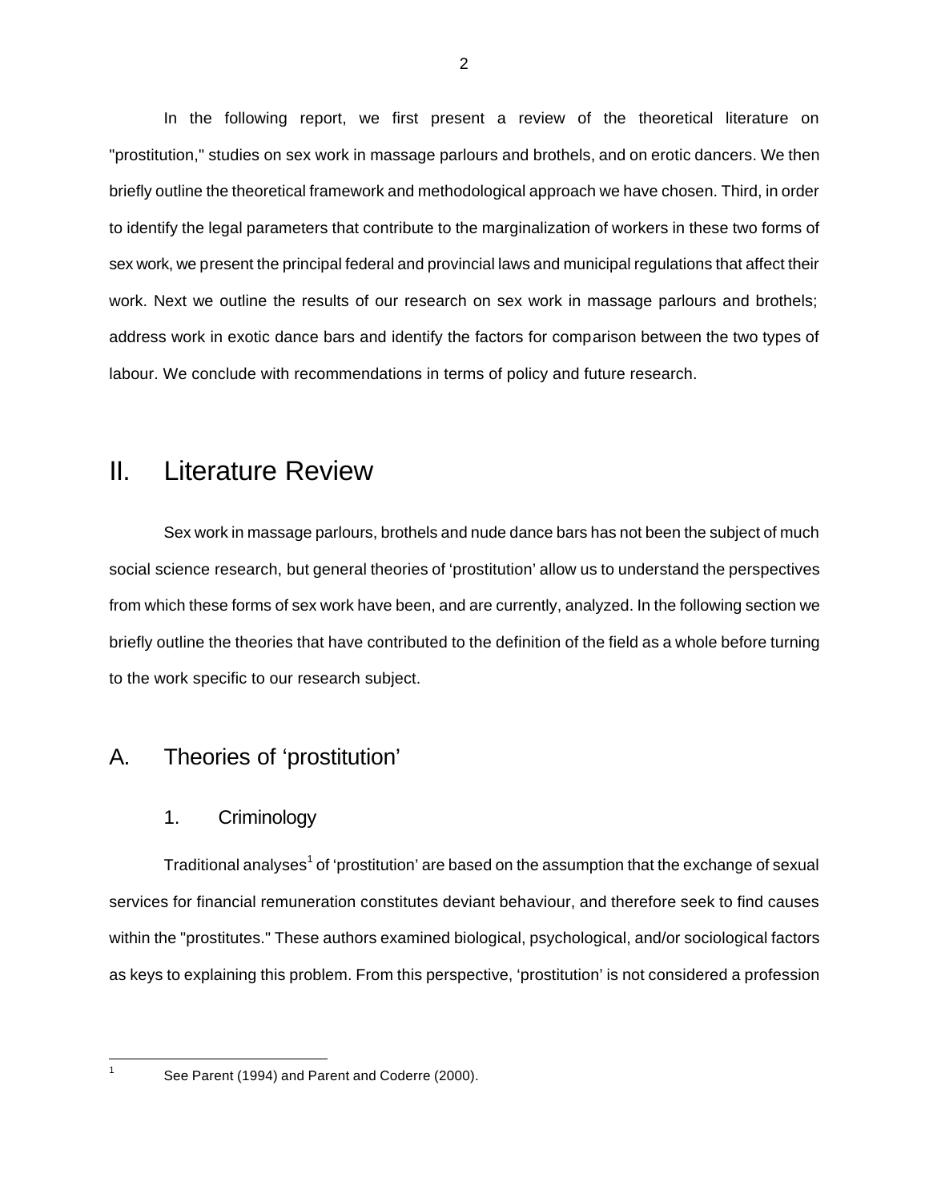In the following report, we first present a review of the theoretical literature on "prostitution," studies on sex work in massage parlours and brothels, and on erotic dancers. We then briefly outline the theoretical framework and methodological approach we have chosen. Third, in order to identify the legal parameters that contribute to the marginalization of workers in these two forms of sex work, we present the principal federal and provincial laws and municipal regulations that affect their work. Next we outline the results of our research on sex work in massage parlours and brothels; address work in exotic dance bars and identify the factors for comparison between the two types of labour. We conclude with recommendations in terms of policy and future research.

# II. Literature Review

Sex work in massage parlours, brothels and nude dance bars has not been the subject of much social science research, but general theories of 'prostitution' allow us to understand the perspectives from which these forms of sex work have been, and are currently, analyzed. In the following section we briefly outline the theories that have contributed to the definition of the field as a whole before turning to the work specific to our research subject.

## A. Theories of 'prostitution'

### 1. Criminology

Traditional analyses[1] of 'prostitution' are based on the assumption that the exchange of sexual services for financial remuneration constitutes deviant behaviour, and therefore seek to find causes within the "prostitutes." These authors examined biological, psychological, and/or sociological factors as keys to explaining this problem. From this perspective, 'prostitution' is not considered a profession

[1] See Parent (1994) and Parent and Coderre (2000).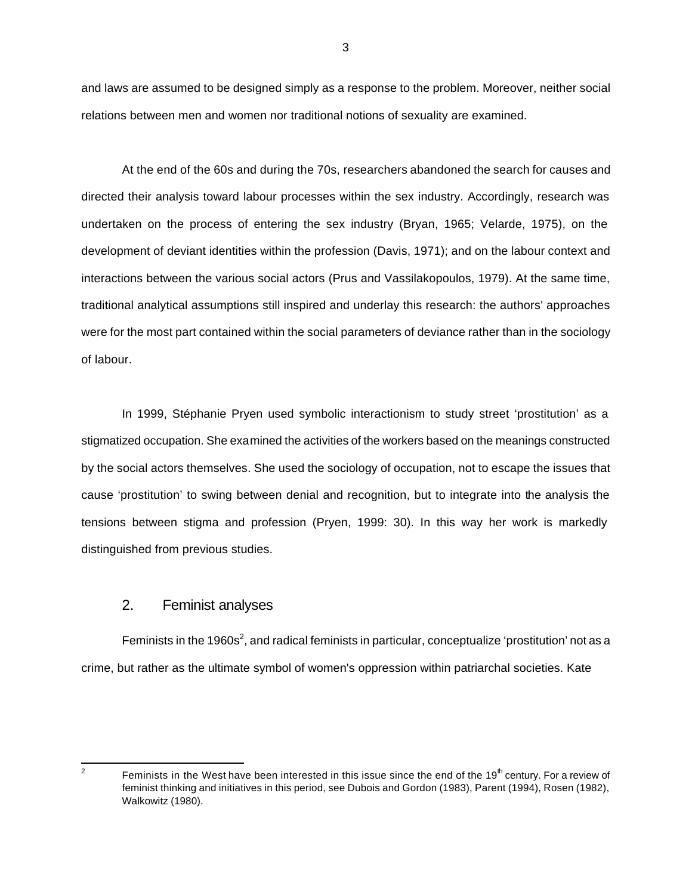and laws are assumed to be designed simply as a response to the problem. Moreover, neither social relations between men and women nor traditional notions of sexuality are examined.

At the end of the 60s and during the 70s, researchers abandoned the search for causes and directed their analysis toward labour processes within the sex industry. Accordingly, research was undertaken on the process of entering the sex industry (Bryan, 1965; Velarde, 1975), on the development of deviant identities within the profession (Davis, 1971); and on the labour context and interactions between the various social actors (Prus and Vassilakopoulos, 1979). At the same time, traditional analytical assumptions still inspired and underlay this research: the authors' approaches were for the most part contained within the social parameters of deviance rather than in the sociology of labour.

In 1999, Stéphanie Pryen used symbolic interactionism to study street 'prostitution' as a stigmatized occupation. She examined the activities of the workers based on the meanings constructed by the social actors themselves. She used the sociology of occupation, not to escape the issues that cause 'prostitution' to swing between denial and recognition, but to integrate into the analysis the tensions between stigma and profession (Pryen, 1999: 30). In this way her work is markedly distinguished from previous studies.

## 2. Feminist analyses

Feminists in the 1960s[2], and radical feminists in particular, conceptualize 'prostitution' not as a crime, but rather as the ultimate symbol of women's oppression within patriarchal societies. Kate

---

[2] Feminists in the West have been interested in this issue since the end of the 19th century. For a review of feminist thinking and initiatives in this period, see Dubois and Gordon (1983), Parent (1994), Rosen (1982), Walkowitz (1980).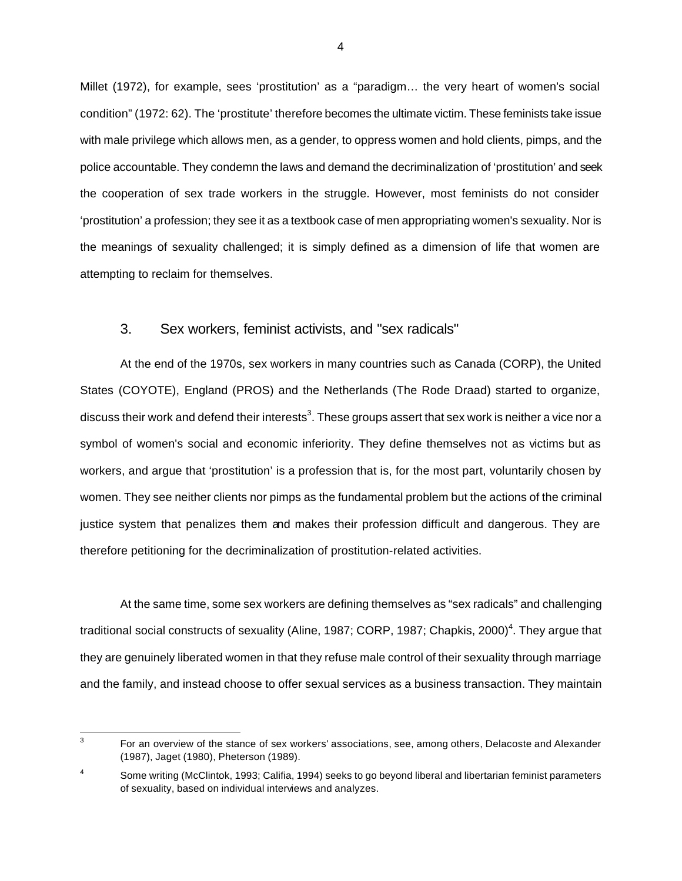Millet (1972), for example, sees 'prostitution' as a "paradigm… the very heart of women's social condition" (1972: 62). The 'prostitute' therefore becomes the ultimate victim. These feminists take issue with male privilege which allows men, as a gender, to oppress women and hold clients, pimps, and the police accountable. They condemn the laws and demand the decriminalization of 'prostitution' and seek the cooperation of sex trade workers in the struggle. However, most feminists do not consider 'prostitution' a profession; they see it as a textbook case of men appropriating women's sexuality. Nor is the meanings of sexuality challenged; it is simply defined as a dimension of life that women are attempting to reclaim for themselves.

## 3. Sex workers, feminist activists, and "sex radicals"

At the end of the 1970s, sex workers in many countries such as Canada (CORP), the United States (COYOTE), England (PROS) and the Netherlands (The Rode Draad) started to organize, discuss their work and defend their interests[3]. These groups assert that sex work is neither a vice nor a symbol of women's social and economic inferiority. They define themselves not as victims but as workers, and argue that 'prostitution' is a profession that is, for the most part, voluntarily chosen by women. They see neither clients nor pimps as the fundamental problem but the actions of the criminal justice system that penalizes them and makes their profession difficult and dangerous. They are therefore petitioning for the decriminalization of prostitution-related activities.

At the same time, some sex workers are defining themselves as "sex radicals" and challenging traditional social constructs of sexuality (Aline, 1987; CORP, 1987; Chapkis, 2000)[4]. They argue that they are genuinely liberated women in that they refuse male control of their sexuality through marriage and the family, and instead choose to offer sexual services as a business transaction. They maintain

[3] For an overview of the stance of sex workers' associations, see, among others, Delacoste and Alexander (1987), Jaget (1980), Pheterson (1989).

[4] Some writing (McClintok, 1993; Califia, 1994) seeks to go beyond liberal and libertarian feminist parameters of sexuality, based on individual interviews and analyzes.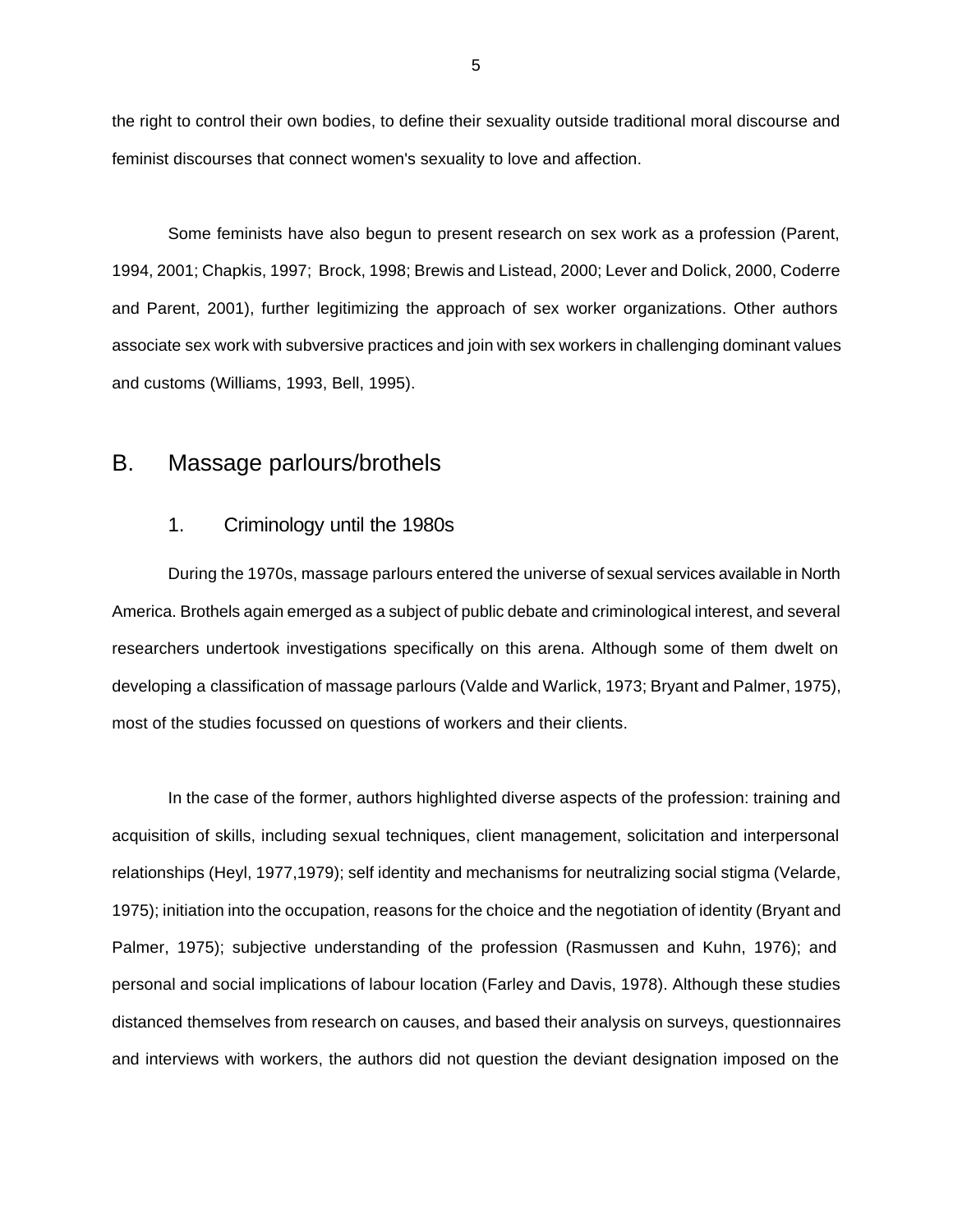the right to control their own bodies, to define their sexuality outside traditional moral discourse and feminist discourses that connect women's sexuality to love and affection.

Some feminists have also begun to present research on sex work as a profession (Parent, 1994, 2001; Chapkis, 1997; Brock, 1998; Brewis and Listead, 2000; Lever and Dolick, 2000, Coderre and Parent, 2001), further legitimizing the approach of sex worker organizations. Other authors associate sex work with subversive practices and join with sex workers in challenging dominant values and customs (Williams, 1993, Bell, 1995).

## B. Massage parlours/brothels

### 1. Criminology until the 1980s

During the 1970s, massage parlours entered the universe of sexual services available in North America. Brothels again emerged as a subject of public debate and criminological interest, and several researchers undertook investigations specifically on this arena. Although some of them dwelt on developing a classification of massage parlours (Valde and Warlick, 1973; Bryant and Palmer, 1975), most of the studies focussed on questions of workers and their clients.

In the case of the former, authors highlighted diverse aspects of the profession: training and acquisition of skills, including sexual techniques, client management, solicitation and interpersonal relationships (Heyl, 1977,1979); self identity and mechanisms for neutralizing social stigma (Velarde, 1975); initiation into the occupation, reasons for the choice and the negotiation of identity (Bryant and Palmer, 1975); subjective understanding of the profession (Rasmussen and Kuhn, 1976); and personal and social implications of labour location (Farley and Davis, 1978). Although these studies distanced themselves from research on causes, and based their analysis on surveys, questionnaires and interviews with workers, the authors did not question the deviant designation imposed on the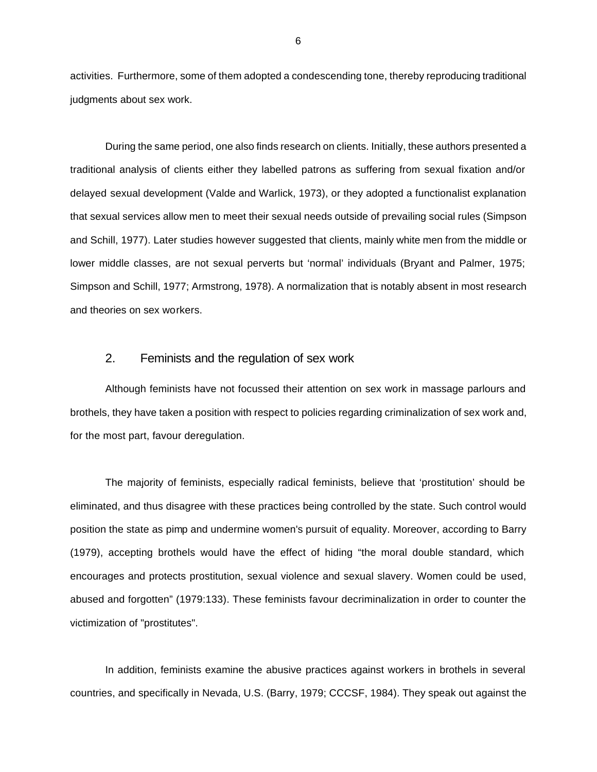activities. Furthermore, some of them adopted a condescending tone, thereby reproducing traditional judgments about sex work.

During the same period, one also finds research on clients. Initially, these authors presented a traditional analysis of clients either they labelled patrons as suffering from sexual fixation and/or delayed sexual development (Valde and Warlick, 1973), or they adopted a functionalist explanation that sexual services allow men to meet their sexual needs outside of prevailing social rules (Simpson and Schill, 1977). Later studies however suggested that clients, mainly white men from the middle or lower middle classes, are not sexual perverts but 'normal' individuals (Bryant and Palmer, 1975; Simpson and Schill, 1977; Armstrong, 1978). A normalization that is notably absent in most research and theories on sex workers.

## 2. Feminists and the regulation of sex work

Although feminists have not focussed their attention on sex work in massage parlours and brothels, they have taken a position with respect to policies regarding criminalization of sex work and, for the most part, favour deregulation.

The majority of feminists, especially radical feminists, believe that 'prostitution' should be eliminated, and thus disagree with these practices being controlled by the state. Such control would position the state as pimp and undermine women's pursuit of equality. Moreover, according to Barry (1979), accepting brothels would have the effect of hiding "the moral double standard, which encourages and protects prostitution, sexual violence and sexual slavery. Women could be used, abused and forgotten" (1979:133). These feminists favour decriminalization in order to counter the victimization of "prostitutes".

In addition, feminists examine the abusive practices against workers in brothels in several countries, and specifically in Nevada, U.S. (Barry, 1979; CCCSF, 1984). They speak out against the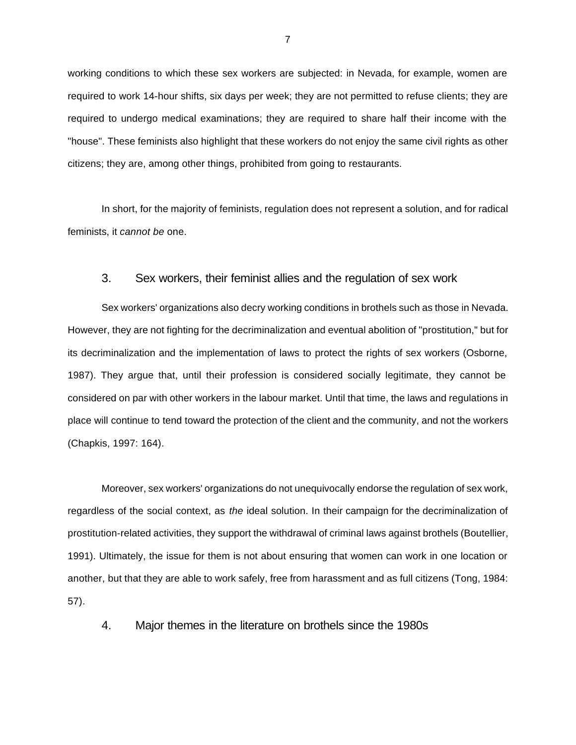working conditions to which these sex workers are subjected: in Nevada, for example, women are required to work 14-hour shifts, six days per week; they are not permitted to refuse clients; they are required to undergo medical examinations; they are required to share half their income with the "house". These feminists also highlight that these workers do not enjoy the same civil rights as other citizens; they are, among other things, prohibited from going to restaurants.

In short, for the majority of feminists, regulation does not represent a solution, and for radical feminists, it *cannot be* one.

## 3. Sex workers, their feminist allies and the regulation of sex work

Sex workers' organizations also decry working conditions in brothels such as those in Nevada. However, they are not fighting for the decriminalization and eventual abolition of "prostitution," but for its decriminalization and the implementation of laws to protect the rights of sex workers (Osborne, 1987). They argue that, until their profession is considered socially legitimate, they cannot be considered on par with other workers in the labour market. Until that time, the laws and regulations in place will continue to tend toward the protection of the client and the community, and not the workers (Chapkis, 1997: 164).

Moreover, sex workers' organizations do not unequivocally endorse the regulation of sex work, regardless of the social context, as *the* ideal solution. In their campaign for the decriminalization of prostitution-related activities, they support the withdrawal of criminal laws against brothels (Boutellier, 1991). Ultimately, the issue for them is not about ensuring that women can work in one location or another, but that they are able to work safely, free from harassment and as full citizens (Tong, 1984: 57).

## 4. Major themes in the literature on brothels since the 1980s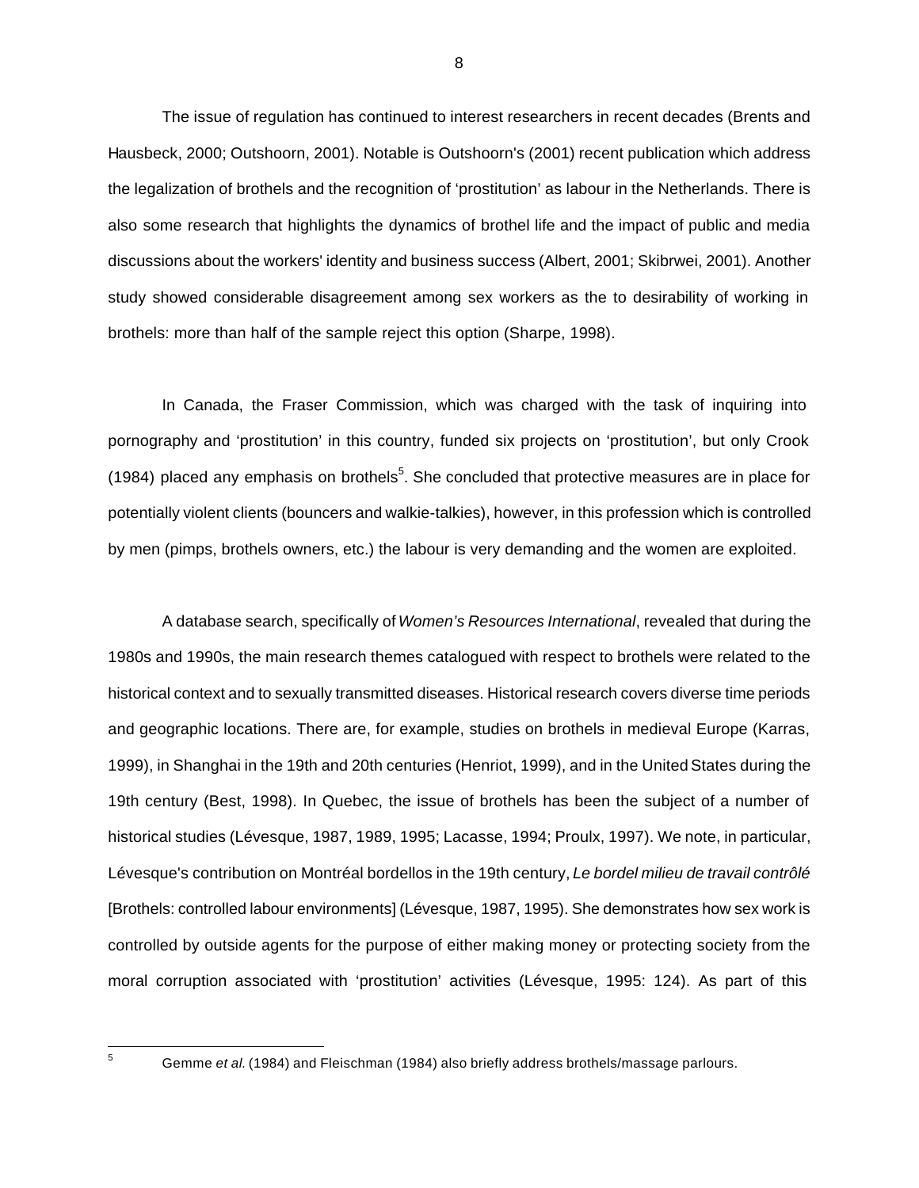The issue of regulation has continued to interest researchers in recent decades (Brents and Hausbeck, 2000; Outshoorn, 2001). Notable is Outshoorn's (2001) recent publication which address the legalization of brothels and the recognition of 'prostitution' as labour in the Netherlands. There is also some research that highlights the dynamics of brothel life and the impact of public and media discussions about the workers' identity and business success (Albert, 2001; Skibrwei, 2001). Another study showed considerable disagreement among sex workers as the to desirability of working in brothels: more than half of the sample reject this option (Sharpe, 1998).

In Canada, the Fraser Commission, which was charged with the task of inquiring into pornography and 'prostitution' in this country, funded six projects on 'prostitution', but only Crook (1984) placed any emphasis on brothels[5]. She concluded that protective measures are in place for potentially violent clients (bouncers and walkie-talkies), however, in this profession which is controlled by men (pimps, brothels owners, etc.) the labour is very demanding and the women are exploited.

A database search, specifically of *Women's Resources International*, revealed that during the 1980s and 1990s, the main research themes catalogued with respect to brothels were related to the historical context and to sexually transmitted diseases. Historical research covers diverse time periods and geographic locations. There are, for example, studies on brothels in medieval Europe (Karras, 1999), in Shanghai in the 19th and 20th centuries (Henriot, 1999), and in the United States during the 19th century (Best, 1998). In Quebec, the issue of brothels has been the subject of a number of historical studies (Lévesque, 1987, 1989, 1995; Lacasse, 1994; Proulx, 1997). We note, in particular, Lévesque's contribution on Montréal bordellos in the 19th century, *Le bordel milieu de travail contrôlé* [Brothels: controlled labour environments] (Lévesque, 1987, 1995). She demonstrates how sex work is controlled by outside agents for the purpose of either making money or protecting society from the moral corruption associated with 'prostitution' activities (Lévesque, 1995: 124). As part of this

[5] Gemme *et al.* (1984) and Fleischman (1984) also briefly address brothels/massage parlours.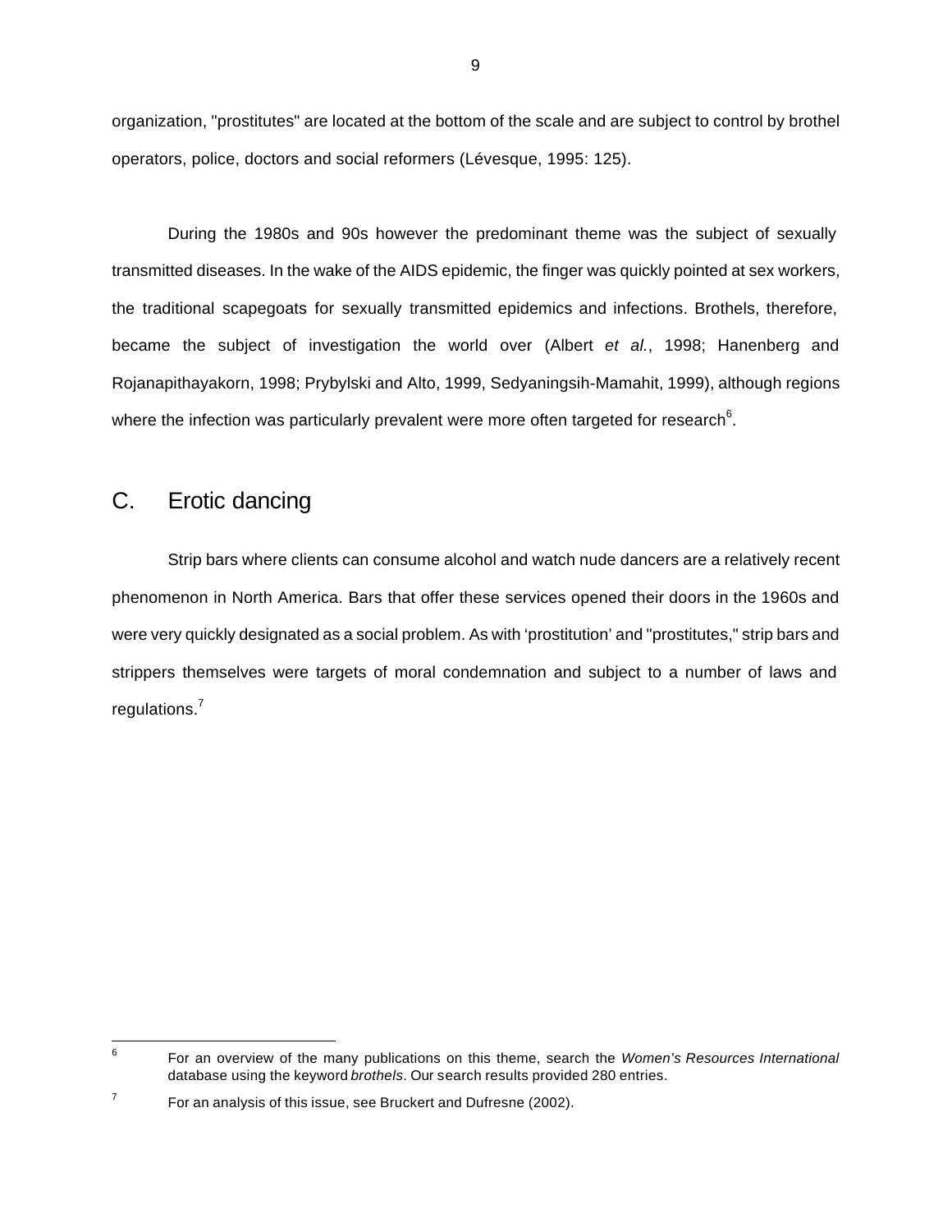organization, "prostitutes" are located at the bottom of the scale and are subject to control by brothel operators, police, doctors and social reformers (Lévesque, 1995: 125).

During the 1980s and 90s however the predominant theme was the subject of sexually transmitted diseases. In the wake of the AIDS epidemic, the finger was quickly pointed at sex workers, the traditional scapegoats for sexually transmitted epidemics and infections. Brothels, therefore, became the subject of investigation the world over (Albert *et al.*, 1998; Hanenberg and Rojanapithayakorn, 1998; Prybylski and Alto, 1999, Sedyaningsih-Mamahit, 1999), although regions where the infection was particularly prevalent were more often targeted for research[6].

## C. Erotic dancing

Strip bars where clients can consume alcohol and watch nude dancers are a relatively recent phenomenon in North America. Bars that offer these services opened their doors in the 1960s and were very quickly designated as a social problem. As with 'prostitution' and "prostitutes," strip bars and strippers themselves were targets of moral condemnation and subject to a number of laws and regulations.[7]

---

[6] For an overview of the many publications on this theme, search the *Women's Resources International* database using the keyword *brothels*. Our search results provided 280 entries.

[7] For an analysis of this issue, see Bruckert and Dufresne (2002).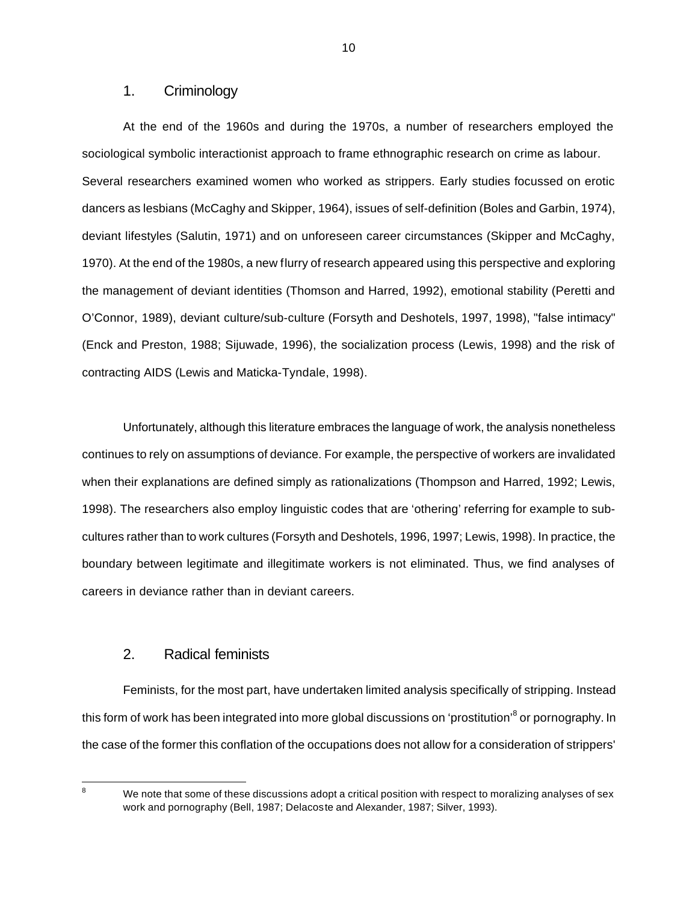## 1. Criminology

At the end of the 1960s and during the 1970s, a number of researchers employed the sociological symbolic interactionist approach to frame ethnographic research on crime as labour. Several researchers examined women who worked as strippers. Early studies focussed on erotic dancers as lesbians (McCaghy and Skipper, 1964), issues of self-definition (Boles and Garbin, 1974), deviant lifestyles (Salutin, 1971) and on unforeseen career circumstances (Skipper and McCaghy, 1970). At the end of the 1980s, a new flurry of research appeared using this perspective and exploring the management of deviant identities (Thomson and Harred, 1992), emotional stability (Peretti and O'Connor, 1989), deviant culture/sub-culture (Forsyth and Deshotels, 1997, 1998), "false intimacy" (Enck and Preston, 1988; Sijuwade, 1996), the socialization process (Lewis, 1998) and the risk of contracting AIDS (Lewis and Maticka-Tyndale, 1998).

Unfortunately, although this literature embraces the language of work, the analysis nonetheless continues to rely on assumptions of deviance. For example, the perspective of workers are invalidated when their explanations are defined simply as rationalizations (Thompson and Harred, 1992; Lewis, 1998). The researchers also employ linguistic codes that are 'othering' referring for example to sub-cultures rather than to work cultures (Forsyth and Deshotels, 1996, 1997; Lewis, 1998). In practice, the boundary between legitimate and illegitimate workers is not eliminated. Thus, we find analyses of careers in deviance rather than in deviant careers.

## 2. Radical feminists

Feminists, for the most part, have undertaken limited analysis specifically of stripping. Instead this form of work has been integrated into more global discussions on 'prostitution'[8] or pornography. In the case of the former this conflation of the occupations does not allow for a consideration of strippers'

[8] We note that some of these discussions adopt a critical position with respect to moralizing analyses of sex work and pornography (Bell, 1987; Delacoste and Alexander, 1987; Silver, 1993).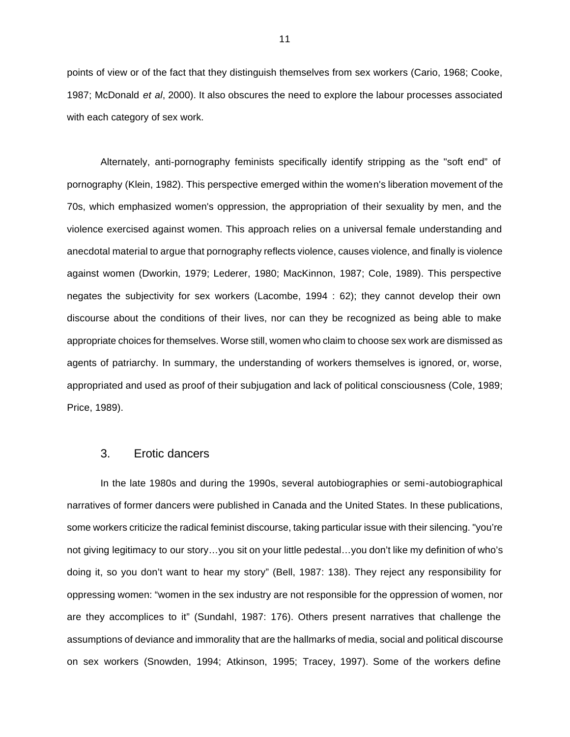points of view or of the fact that they distinguish themselves from sex workers (Cario, 1968; Cooke, 1987; McDonald *et al*, 2000). It also obscures the need to explore the labour processes associated with each category of sex work.

Alternately, anti-pornography feminists specifically identify stripping as the "soft end" of pornography (Klein, 1982). This perspective emerged within the women's liberation movement of the 70s, which emphasized women's oppression, the appropriation of their sexuality by men, and the violence exercised against women. This approach relies on a universal female understanding and anecdotal material to argue that pornography reflects violence, causes violence, and finally is violence against women (Dworkin, 1979; Lederer, 1980; MacKinnon, 1987; Cole, 1989). This perspective negates the subjectivity for sex workers (Lacombe, 1994 : 62); they cannot develop their own discourse about the conditions of their lives, nor can they be recognized as being able to make appropriate choices for themselves. Worse still, women who claim to choose sex work are dismissed as agents of patriarchy. In summary, the understanding of workers themselves is ignored, or, worse, appropriated and used as proof of their subjugation and lack of political consciousness (Cole, 1989; Price, 1989).

## 3. Erotic dancers

In the late 1980s and during the 1990s, several autobiographies or semi-autobiographical narratives of former dancers were published in Canada and the United States. In these publications, some workers criticize the radical feminist discourse, taking particular issue with their silencing. "you're not giving legitimacy to our story…you sit on your little pedestal…you don't like my definition of who's doing it, so you don't want to hear my story" (Bell, 1987: 138). They reject any responsibility for oppressing women: "women in the sex industry are not responsible for the oppression of women, nor are they accomplices to it" (Sundahl, 1987: 176). Others present narratives that challenge the assumptions of deviance and immorality that are the hallmarks of media, social and political discourse on sex workers (Snowden, 1994; Atkinson, 1995; Tracey, 1997). Some of the workers define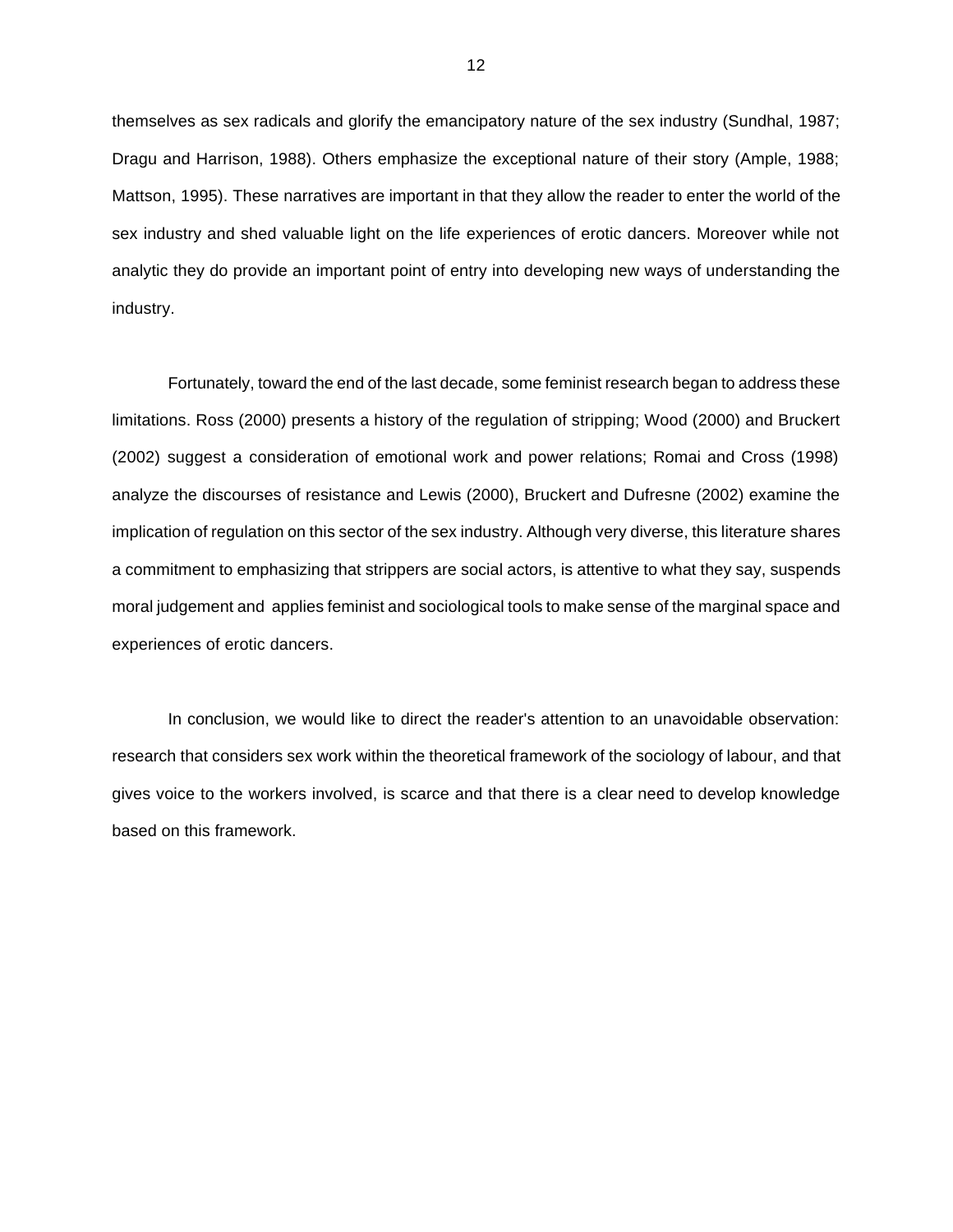themselves as sex radicals and glorify the emancipatory nature of the sex industry (Sundhal, 1987; Dragu and Harrison, 1988). Others emphasize the exceptional nature of their story (Ample, 1988; Mattson, 1995). These narratives are important in that they allow the reader to enter the world of the sex industry and shed valuable light on the life experiences of erotic dancers. Moreover while not analytic they do provide an important point of entry into developing new ways of understanding the industry.

Fortunately, toward the end of the last decade, some feminist research began to address these limitations. Ross (2000) presents a history of the regulation of stripping; Wood (2000) and Bruckert (2002) suggest a consideration of emotional work and power relations; Romai and Cross (1998) analyze the discourses of resistance and Lewis (2000), Bruckert and Dufresne (2002) examine the implication of regulation on this sector of the sex industry. Although very diverse, this literature shares a commitment to emphasizing that strippers are social actors, is attentive to what they say, suspends moral judgement and applies feminist and sociological tools to make sense of the marginal space and experiences of erotic dancers.

In conclusion, we would like to direct the reader's attention to an unavoidable observation: research that considers sex work within the theoretical framework of the sociology of labour, and that gives voice to the workers involved, is scarce and that there is a clear need to develop knowledge based on this framework.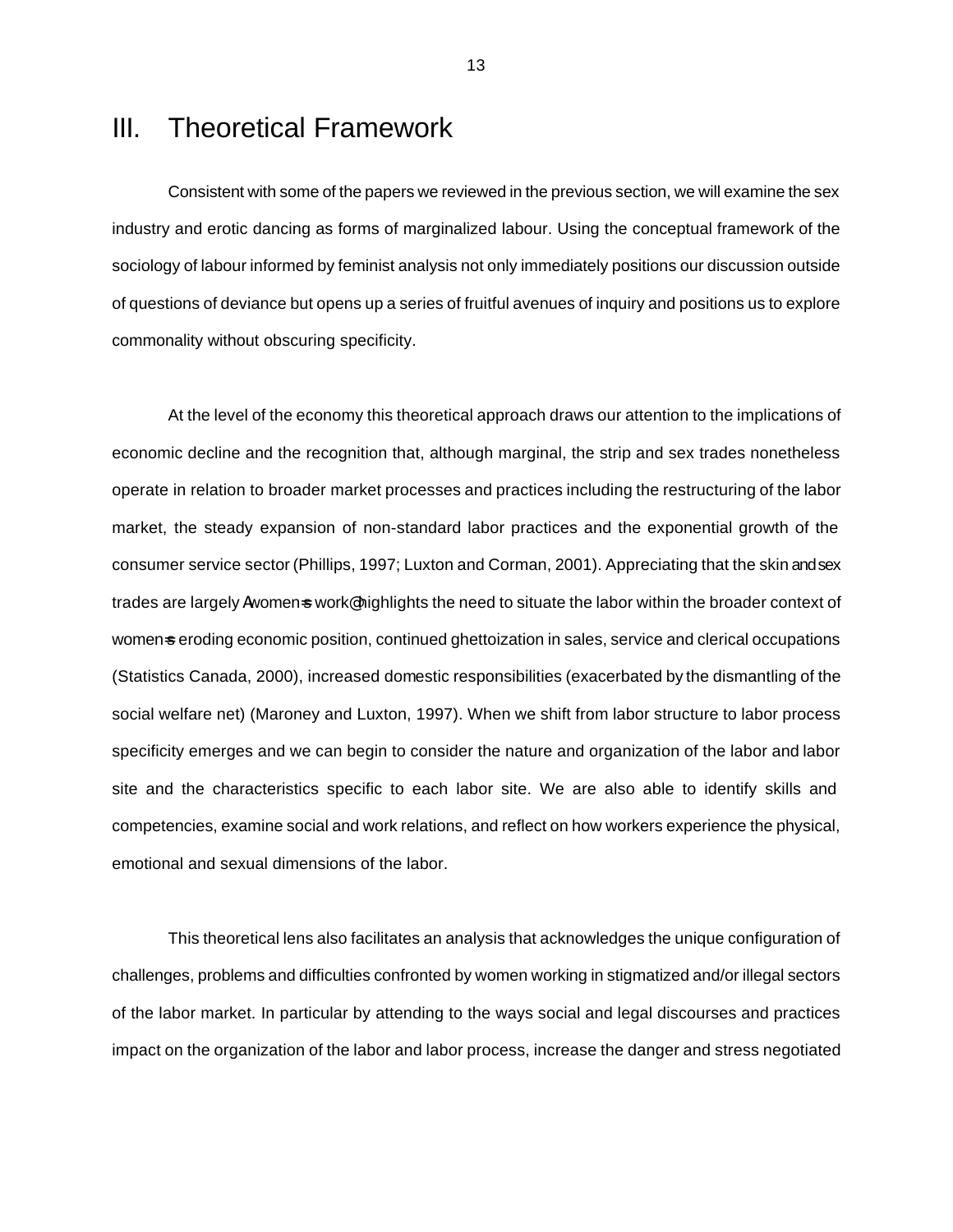# III. Theoretical Framework

Consistent with some of the papers we reviewed in the previous section, we will examine the sex industry and erotic dancing as forms of marginalized labour. Using the conceptual framework of the sociology of labour informed by feminist analysis not only immediately positions our discussion outside of questions of deviance but opens up a series of fruitful avenues of inquiry and positions us to explore commonality without obscuring specificity.

At the level of the economy this theoretical approach draws our attention to the implications of economic decline and the recognition that, although marginal, the strip and sex trades nonetheless operate in relation to broader market processes and practices including the restructuring of the labor market, the steady expansion of non-standard labor practices and the exponential growth of the consumer service sector (Phillips, 1997; Luxton and Corman, 2001). Appreciating that the skin and sex trades are largely Awomen=s work@ highlights the need to situate the labor within the broader context of women=s eroding economic position, continued ghettoization in sales, service and clerical occupations (Statistics Canada, 2000), increased domestic responsibilities (exacerbated by the dismantling of the social welfare net) (Maroney and Luxton, 1997). When we shift from labor structure to labor process specificity emerges and we can begin to consider the nature and organization of the labor and labor site and the characteristics specific to each labor site. We are also able to identify skills and competencies, examine social and work relations, and reflect on how workers experience the physical, emotional and sexual dimensions of the labor.

This theoretical lens also facilitates an analysis that acknowledges the unique configuration of challenges, problems and difficulties confronted by women working in stigmatized and/or illegal sectors of the labor market. In particular by attending to the ways social and legal discourses and practices impact on the organization of the labor and labor process, increase the danger and stress negotiated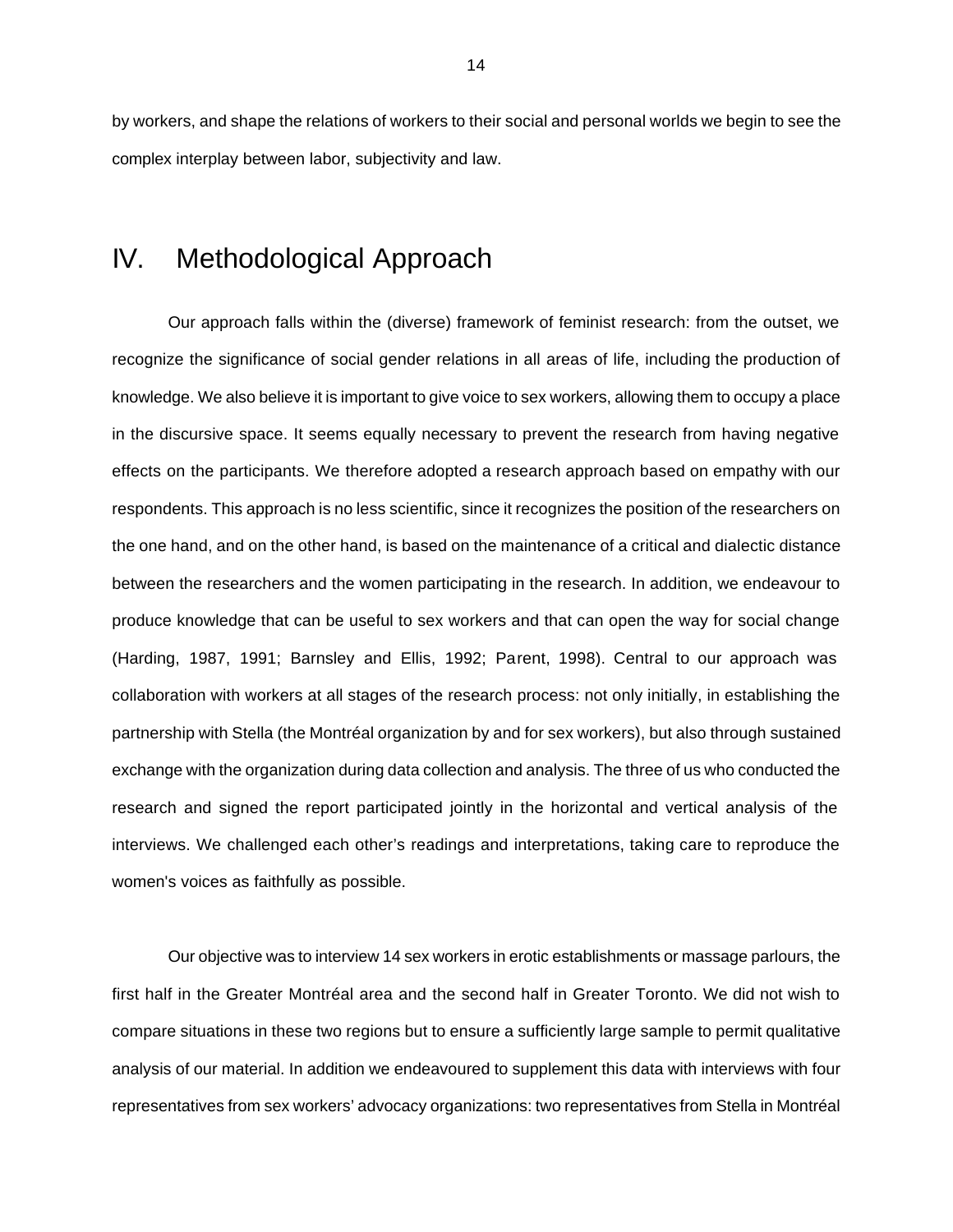by workers, and shape the relations of workers to their social and personal worlds we begin to see the complex interplay between labor, subjectivity and law.

# IV. Methodological Approach

Our approach falls within the (diverse) framework of feminist research: from the outset, we recognize the significance of social gender relations in all areas of life, including the production of knowledge. We also believe it is important to give voice to sex workers, allowing them to occupy a place in the discursive space. It seems equally necessary to prevent the research from having negative effects on the participants. We therefore adopted a research approach based on empathy with our respondents. This approach is no less scientific, since it recognizes the position of the researchers on the one hand, and on the other hand, is based on the maintenance of a critical and dialectic distance between the researchers and the women participating in the research. In addition, we endeavour to produce knowledge that can be useful to sex workers and that can open the way for social change (Harding, 1987, 1991; Barnsley and Ellis, 1992; Parent, 1998). Central to our approach was collaboration with workers at all stages of the research process: not only initially, in establishing the partnership with Stella (the Montréal organization by and for sex workers), but also through sustained exchange with the organization during data collection and analysis. The three of us who conducted the research and signed the report participated jointly in the horizontal and vertical analysis of the interviews. We challenged each other's readings and interpretations, taking care to reproduce the women's voices as faithfully as possible.

Our objective was to interview 14 sex workers in erotic establishments or massage parlours, the first half in the Greater Montréal area and the second half in Greater Toronto. We did not wish to compare situations in these two regions but to ensure a sufficiently large sample to permit qualitative analysis of our material. In addition we endeavoured to supplement this data with interviews with four representatives from sex workers' advocacy organizations: two representatives from Stella in Montréal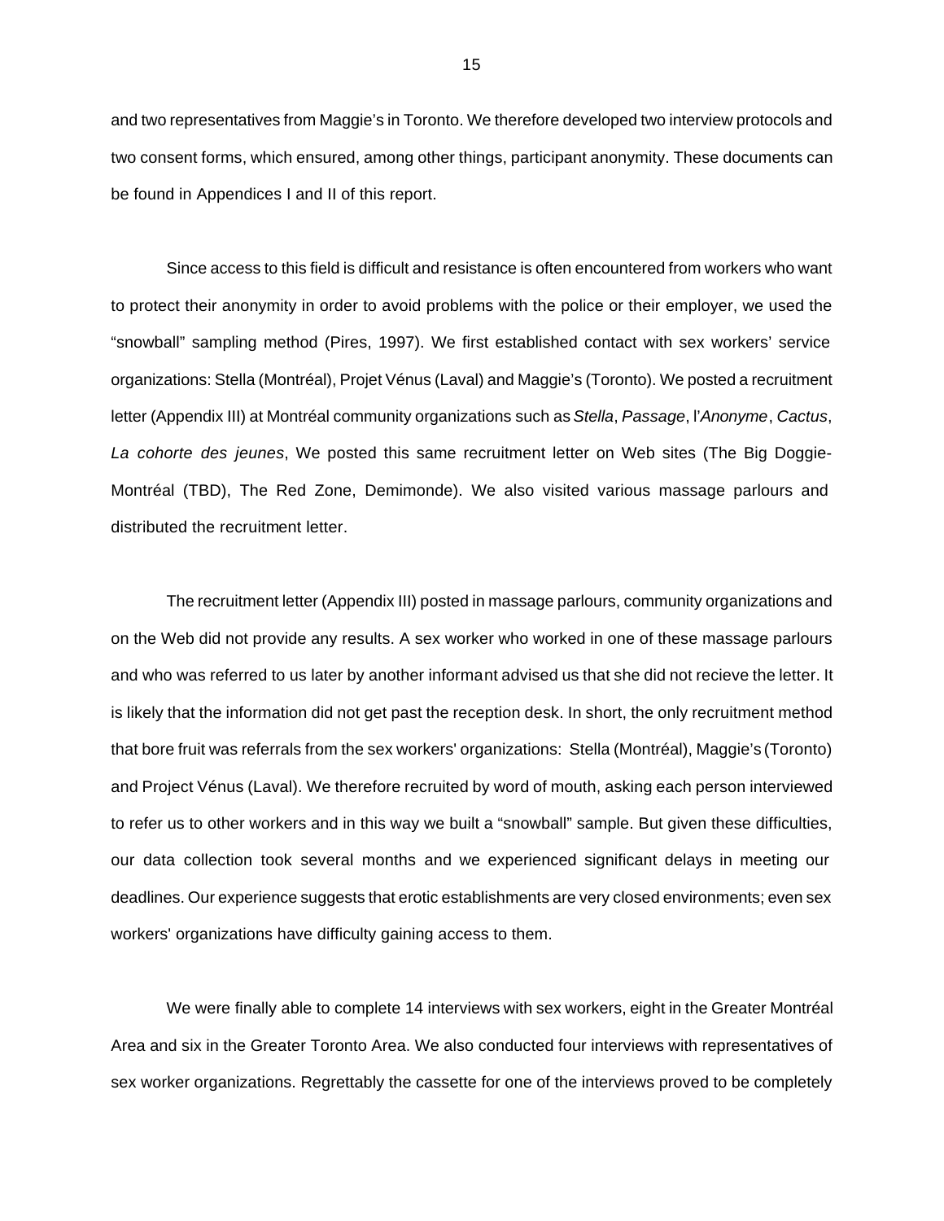and two representatives from Maggie's in Toronto. We therefore developed two interview protocols and two consent forms, which ensured, among other things, participant anonymity. These documents can be found in Appendices I and II of this report.

Since access to this field is difficult and resistance is often encountered from workers who want to protect their anonymity in order to avoid problems with the police or their employer, we used the "snowball" sampling method (Pires, 1997). We first established contact with sex workers' service organizations: Stella (Montréal), Projet Vénus (Laval) and Maggie's (Toronto). We posted a recruitment letter (Appendix III) at Montréal community organizations such as *Stella*, *Passage*, l'*Anonyme*, *Cactus*, *La cohorte des jeunes*, We posted this same recruitment letter on Web sites (The Big Doggie-Montréal (TBD), The Red Zone, Demimonde). We also visited various massage parlours and distributed the recruitment letter.

The recruitment letter (Appendix III) posted in massage parlours, community organizations and on the Web did not provide any results. A sex worker who worked in one of these massage parlours and who was referred to us later by another informant advised us that she did not recieve the letter. It is likely that the information did not get past the reception desk. In short, the only recruitment method that bore fruit was referrals from the sex workers' organizations: Stella (Montréal), Maggie's (Toronto) and Project Vénus (Laval). We therefore recruited by word of mouth, asking each person interviewed to refer us to other workers and in this way we built a "snowball" sample. But given these difficulties, our data collection took several months and we experienced significant delays in meeting our deadlines. Our experience suggests that erotic establishments are very closed environments; even sex workers' organizations have difficulty gaining access to them.

We were finally able to complete 14 interviews with sex workers, eight in the Greater Montréal Area and six in the Greater Toronto Area. We also conducted four interviews with representatives of sex worker organizations. Regrettably the cassette for one of the interviews proved to be completely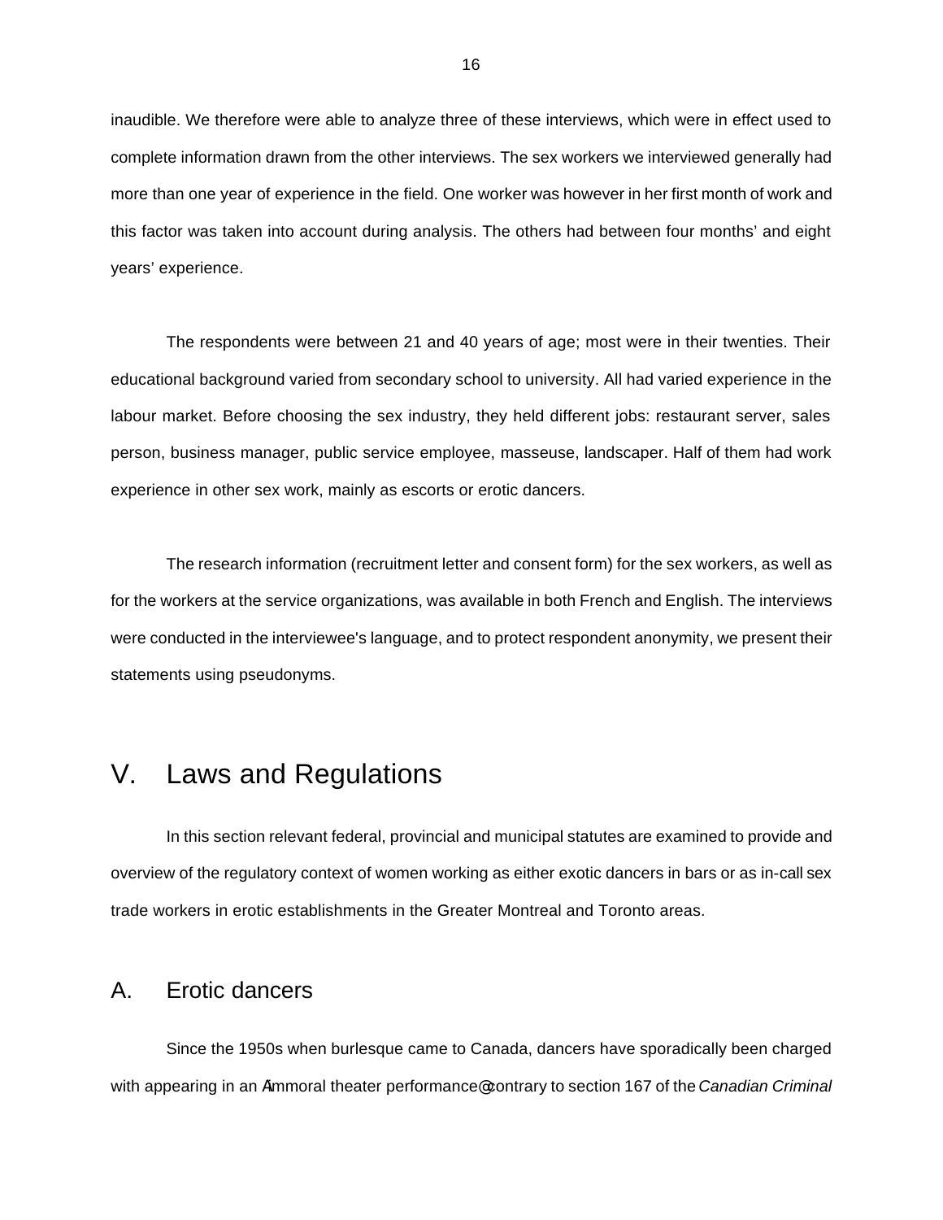inaudible. We therefore were able to analyze three of these interviews, which were in effect used to complete information drawn from the other interviews. The sex workers we interviewed generally had more than one year of experience in the field. One worker was however in her first month of work and this factor was taken into account during analysis. The others had between four months' and eight years' experience.

The respondents were between 21 and 40 years of age; most were in their twenties. Their educational background varied from secondary school to university. All had varied experience in the labour market. Before choosing the sex industry, they held different jobs: restaurant server, sales person, business manager, public service employee, masseuse, landscaper. Half of them had work experience in other sex work, mainly as escorts or erotic dancers.

The research information (recruitment letter and consent form) for the sex workers, as well as for the workers at the service organizations, was available in both French and English. The interviews were conducted in the interviewee's language, and to protect respondent anonymity, we present their statements using pseudonyms.

# V. Laws and Regulations

In this section relevant federal, provincial and municipal statutes are examined to provide and overview of the regulatory context of women working as either exotic dancers in bars or as in-call sex trade workers in erotic establishments in the Greater Montreal and Toronto areas.

## A. Erotic dancers

Since the 1950s when burlesque came to Canada, dancers have sporadically been charged with appearing in an Aimmoral theater performance@ contrary to section 167 of the *Canadian Criminal*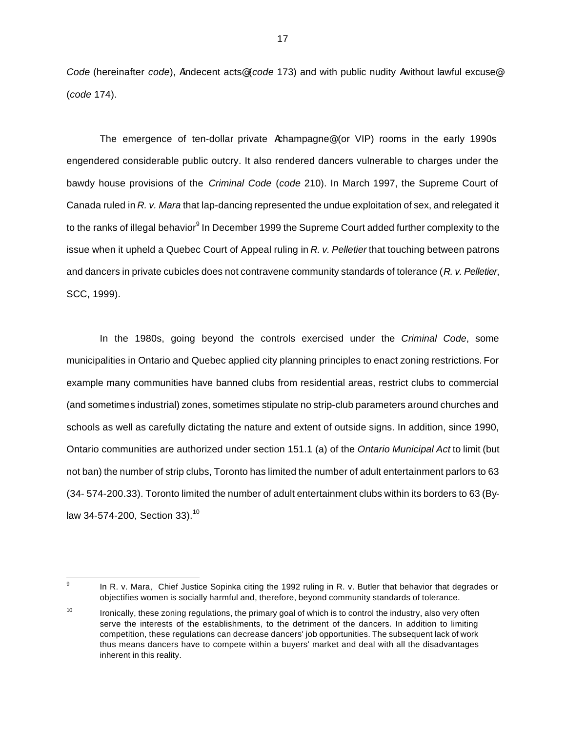*Code* (hereinafter *code*), Aindecent acts@ (*code* 173) and with public nudity Awithout lawful excuse@ (*code* 174).

The emergence of ten-dollar private Achampagne@ (or VIP) rooms in the early 1990s engendered considerable public outcry. It also rendered dancers vulnerable to charges under the bawdy house provisions of the *Criminal Code* (*code* 210). In March 1997, the Supreme Court of Canada ruled in *R. v. Mara* that lap-dancing represented the undue exploitation of sex, and relegated it to the ranks of illegal behavior[9] In December 1999 the Supreme Court added further complexity to the issue when it upheld a Quebec Court of Appeal ruling in *R. v. Pelletier* that touching between patrons and dancers in private cubicles does not contravene community standards of tolerance (*R. v. Pelletier*, SCC, 1999).

In the 1980s, going beyond the controls exercised under the *Criminal Code*, some municipalities in Ontario and Quebec applied city planning principles to enact zoning restrictions. For example many communities have banned clubs from residential areas, restrict clubs to commercial (and sometimes industrial) zones, sometimes stipulate no strip-club parameters around churches and schools as well as carefully dictating the nature and extent of outside signs. In addition, since 1990, Ontario communities are authorized under section 151.1 (a) of the *Ontario Municipal Act* to limit (but not ban) the number of strip clubs, Toronto has limited the number of adult entertainment parlors to 63 (34- 574-200.33). Toronto limited the number of adult entertainment clubs within its borders to 63 (By-law 34-574-200, Section 33).[10]

---

[9] In R. v. Mara, Chief Justice Sopinka citing the 1992 ruling in R. v. Butler that behavior that degrades or objectifies women is socially harmful and, therefore, beyond community standards of tolerance.

[10] Ironically, these zoning regulations, the primary goal of which is to control the industry, also very often serve the interests of the establishments, to the detriment of the dancers. In addition to limiting competition, these regulations can decrease dancers' job opportunities. The subsequent lack of work thus means dancers have to compete within a buyers' market and deal with all the disadvantages inherent in this reality.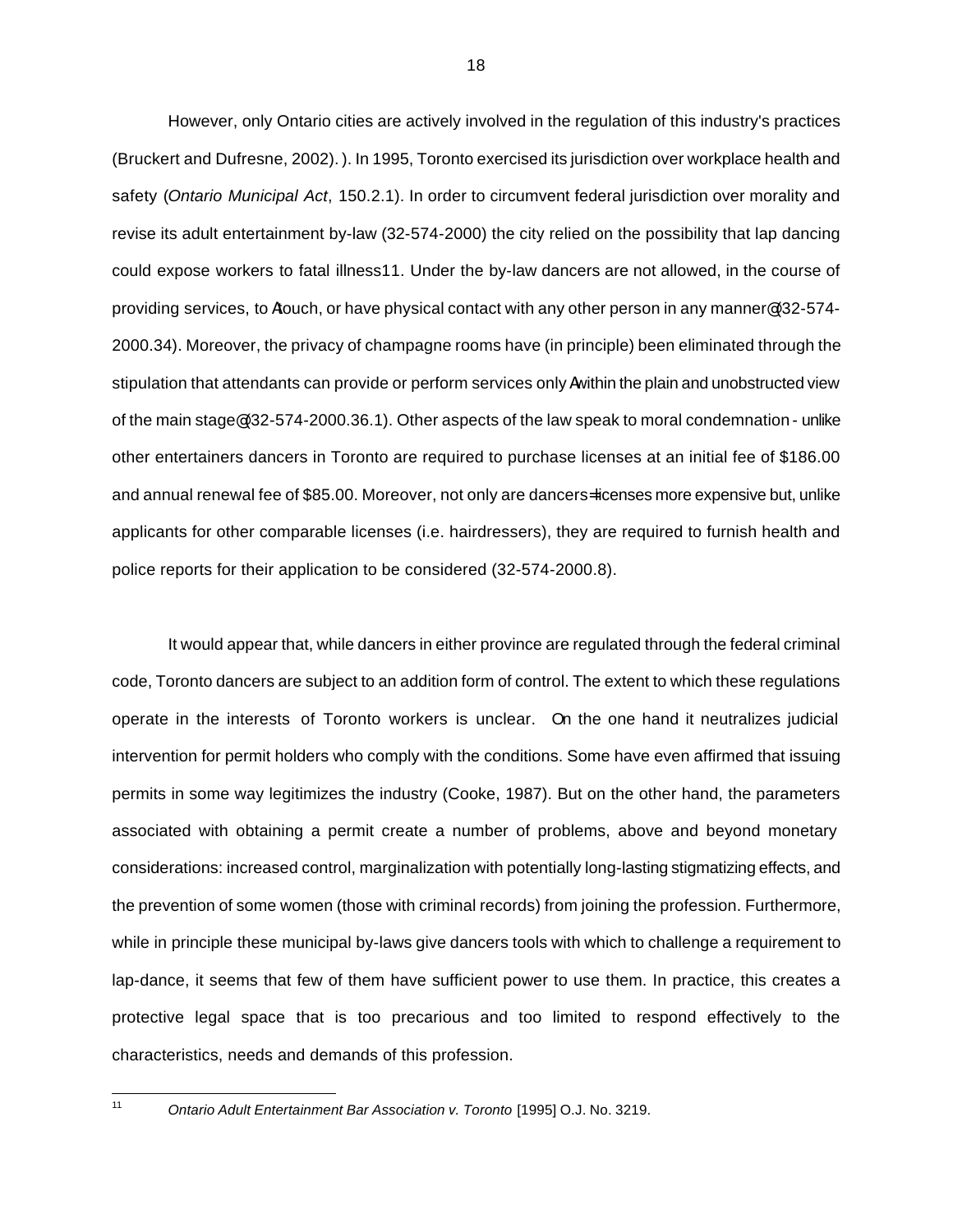However, only Ontario cities are actively involved in the regulation of this industry's practices (Bruckert and Dufresne, 2002). ). In 1995, Toronto exercised its jurisdiction over workplace health and safety (*Ontario Municipal Act*, 150.2.1). In order to circumvent federal jurisdiction over morality and revise its adult entertainment by-law (32-574-2000) the city relied on the possibility that lap dancing could expose workers to fatal illness[11]. Under the by-law dancers are not allowed, in the course of providing services, to Atouch, or have physical contact with any other person in any manner@(32-574-2000.34). Moreover, the privacy of champagne rooms have (in principle) been eliminated through the stipulation that attendants can provide or perform services only Awithin the plain and unobstructed view of the main stage@(32-574-2000.36.1). Other aspects of the law speak to moral condemnation - unlike other entertainers dancers in Toronto are required to purchase licenses at an initial fee of $186.00 and annual renewal fee of $85.00. Moreover, not only are dancers=licenses more expensive but, unlike applicants for other comparable licenses (i.e. hairdressers), they are required to furnish health and police reports for their application to be considered (32-574-2000.8).

It would appear that, while dancers in either province are regulated through the federal criminal code, Toronto dancers are subject to an addition form of control. The extent to which these regulations operate in the interests of Toronto workers is unclear. On the one hand it neutralizes judicial intervention for permit holders who comply with the conditions. Some have even affirmed that issuing permits in some way legitimizes the industry (Cooke, 1987). But on the other hand, the parameters associated with obtaining a permit create a number of problems, above and beyond monetary considerations: increased control, marginalization with potentially long-lasting stigmatizing effects, and the prevention of some women (those with criminal records) from joining the profession. Furthermore, while in principle these municipal by-laws give dancers tools with which to challenge a requirement to lap-dance, it seems that few of them have sufficient power to use them. In practice, this creates a protective legal space that is too precarious and too limited to respond effectively to the characteristics, needs and demands of this profession.

---

[11] *Ontario Adult Entertainment Bar Association v. Toronto* [1995] O.J. No. 3219.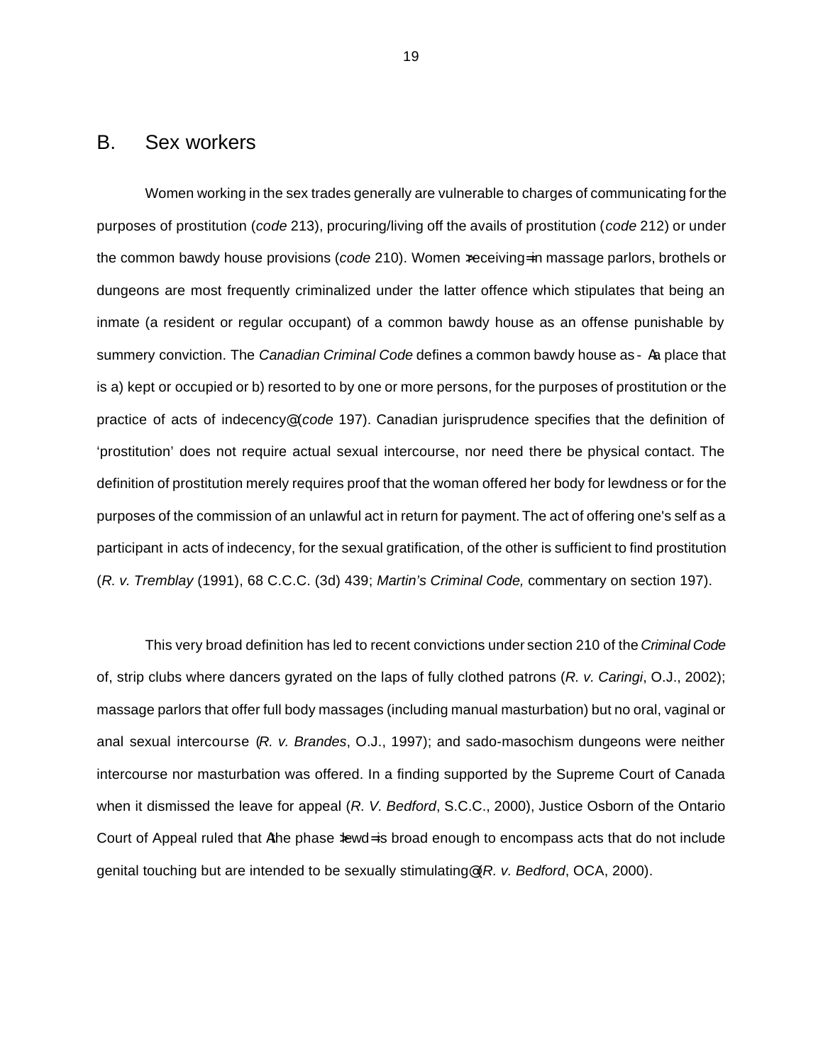## B. Sex workers

Women working in the sex trades generally are vulnerable to charges of communicating for the purposes of prostitution (*code* 213), procuring/living off the avails of prostitution (*code* 212) or under the common bawdy house provisions (*code* 210). Women ›receiving=in massage parlors, brothels or dungeons are most frequently criminalized under the latter offence which stipulates that being an inmate (a resident or regular occupant) of a common bawdy house as an offense punishable by summery conviction. The *Canadian Criminal Code* defines a common bawdy house as - Aa place that is a) kept or occupied or b) resorted to by one or more persons, for the purposes of prostitution or the practice of acts of indecency@(*code* 197). Canadian jurisprudence specifies that the definition of 'prostitution' does not require actual sexual intercourse, nor need there be physical contact. The definition of prostitution merely requires proof that the woman offered her body for lewdness or for the purposes of the commission of an unlawful act in return for payment. The act of offering one's self as a participant in acts of indecency, for the sexual gratification, of the other is sufficient to find prostitution (*R. v. Tremblay* (1991), 68 C.C.C. (3d) 439; *Martin's Criminal Code,* commentary on section 197).

This very broad definition has led to recent convictions under section 210 of the *Criminal Code* of, strip clubs where dancers gyrated on the laps of fully clothed patrons (*R. v. Caringi*, O.J., 2002); massage parlors that offer full body massages (including manual masturbation) but no oral, vaginal or anal sexual intercourse (*R. v. Brandes*, O.J., 1997); and sado-masochism dungeons were neither intercourse nor masturbation was offered. In a finding supported by the Supreme Court of Canada when it dismissed the leave for appeal (*R. V. Bedford*, S.C.C., 2000), Justice Osborn of the Ontario Court of Appeal ruled that Athe phase ›lewd=is broad enough to encompass acts that do not include genital touching but are intended to be sexually stimulating@(*R. v. Bedford*, OCA, 2000).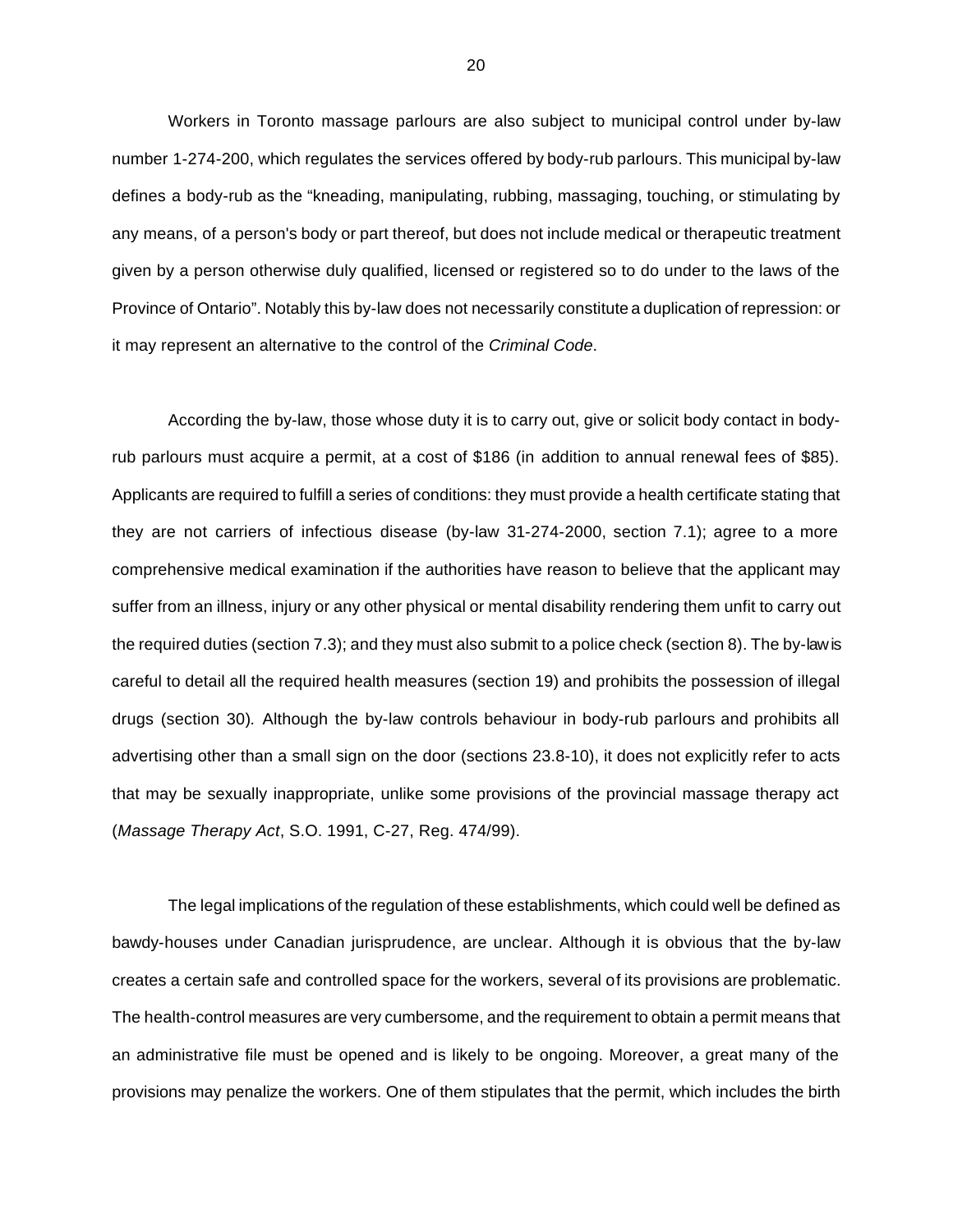Workers in Toronto massage parlours are also subject to municipal control under by-law number 1-274-200, which regulates the services offered by body-rub parlours. This municipal by-law defines a body-rub as the "kneading, manipulating, rubbing, massaging, touching, or stimulating by any means, of a person's body or part thereof, but does not include medical or therapeutic treatment given by a person otherwise duly qualified, licensed or registered so to do under to the laws of the Province of Ontario". Notably this by-law does not necessarily constitute a duplication of repression: or it may represent an alternative to the control of the *Criminal Code*.

According the by-law, those whose duty it is to carry out, give or solicit body contact in body-rub parlours must acquire a permit, at a cost of $186 (in addition to annual renewal fees of $85). Applicants are required to fulfill a series of conditions: they must provide a health certificate stating that they are not carriers of infectious disease (by-law 31-274-2000, section 7.1); agree to a more comprehensive medical examination if the authorities have reason to believe that the applicant may suffer from an illness, injury or any other physical or mental disability rendering them unfit to carry out the required duties (section 7.3); and they must also submit to a police check (section 8). The by-law is careful to detail all the required health measures (section 19) and prohibits the possession of illegal drugs (section 30). Although the by-law controls behaviour in body-rub parlours and prohibits all advertising other than a small sign on the door (sections 23.8-10), it does not explicitly refer to acts that may be sexually inappropriate, unlike some provisions of the provincial massage therapy act (*Massage Therapy Act*, S.O. 1991, C-27, Reg. 474/99).

The legal implications of the regulation of these establishments, which could well be defined as bawdy-houses under Canadian jurisprudence, are unclear. Although it is obvious that the by-law creates a certain safe and controlled space for the workers, several of its provisions are problematic. The health-control measures are very cumbersome, and the requirement to obtain a permit means that an administrative file must be opened and is likely to be ongoing. Moreover, a great many of the provisions may penalize the workers. One of them stipulates that the permit, which includes the birth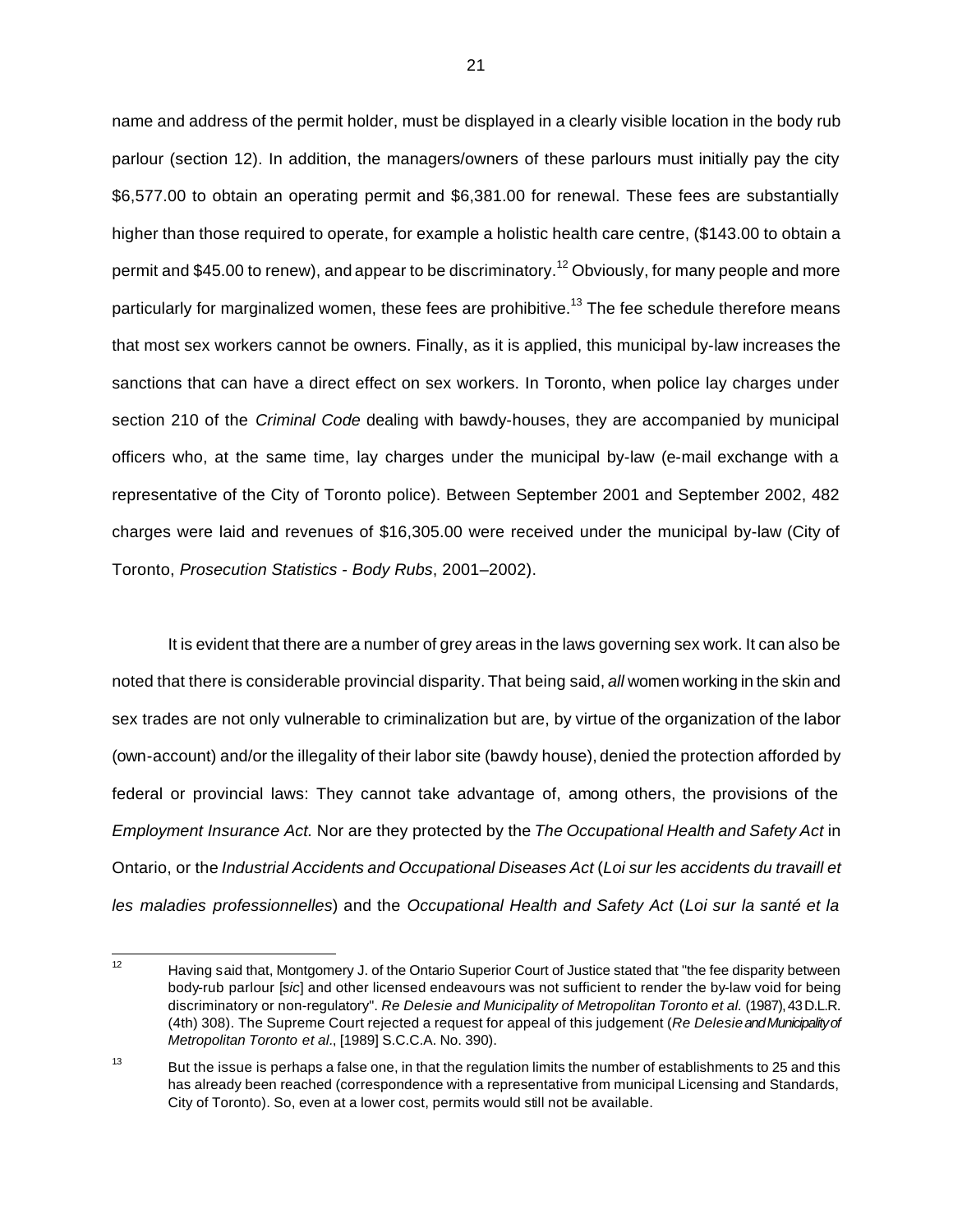name and address of the permit holder, must be displayed in a clearly visible location in the body rub parlour (section 12). In addition, the managers/owners of these parlours must initially pay the city $6,577.00 to obtain an operating permit and $6,381.00 for renewal. These fees are substantially higher than those required to operate, for example a holistic health care centre, ($143.00 to obtain a permit and $45.00 to renew), and appear to be discriminatory.[12] Obviously, for many people and more particularly for marginalized women, these fees are prohibitive.[13] The fee schedule therefore means that most sex workers cannot be owners. Finally, as it is applied, this municipal by-law increases the sanctions that can have a direct effect on sex workers. In Toronto, when police lay charges under section 210 of the *Criminal Code* dealing with bawdy-houses, they are accompanied by municipal officers who, at the same time, lay charges under the municipal by-law (e-mail exchange with a representative of the City of Toronto police). Between September 2001 and September 2002, 482 charges were laid and revenues of $16,305.00 were received under the municipal by-law (City of Toronto, *Prosecution Statistics - Body Rubs*, 2001–2002).

It is evident that there are a number of grey areas in the laws governing sex work. It can also be noted that there is considerable provincial disparity. That being said, *all* women working in the skin and sex trades are not only vulnerable to criminalization but are, by virtue of the organization of the labor (own-account) and/or the illegality of their labor site (bawdy house), denied the protection afforded by federal or provincial laws: They cannot take advantage of, among others, the provisions of the *Employment Insurance Act.* Nor are they protected by the *The Occupational Health and Safety Act* in Ontario, or the *Industrial Accidents and Occupational Diseases Act* (*Loi sur les accidents du travaill et les maladies professionnelles*) and the *Occupational Health and Safety Act* (*Loi sur la santé et la*

---

[12] Having said that, Montgomery J. of the Ontario Superior Court of Justice stated that "the fee disparity between body-rub parlour [*sic*] and other licensed endeavours was not sufficient to render the by-law void for being discriminatory or non-regulatory". *Re Delesie and Municipality of Metropolitan Toronto et al.* (1987), 43 D.L.R. (4th) 308). The Supreme Court rejected a request for appeal of this judgement (*Re Delesie and Municipality of Metropolitan Toronto et al*., [1989] S.C.C.A. No. 390).

[13] But the issue is perhaps a false one, in that the regulation limits the number of establishments to 25 and this has already been reached (correspondence with a representative from municipal Licensing and Standards, City of Toronto). So, even at a lower cost, permits would still not be available.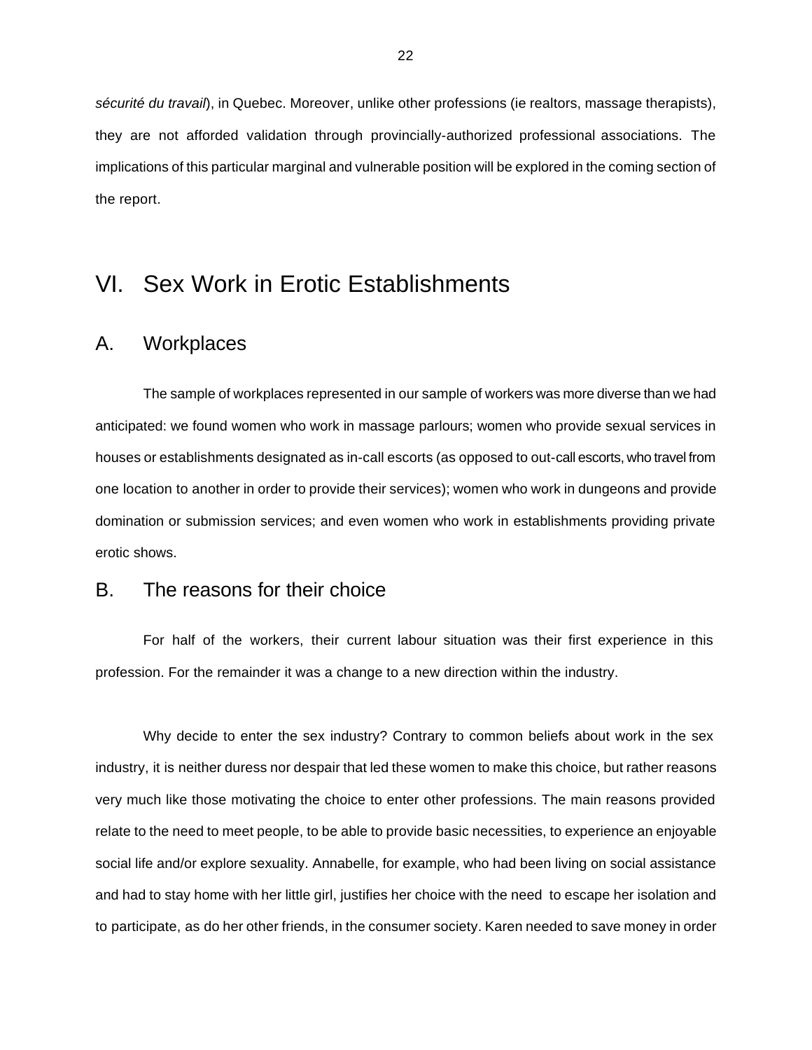*sécurité du travail*), in Quebec. Moreover, unlike other professions (ie realtors, massage therapists), they are not afforded validation through provincially-authorized professional associations. The implications of this particular marginal and vulnerable position will be explored in the coming section of the report.

# VI. Sex Work in Erotic Establishments

## A. Workplaces

The sample of workplaces represented in our sample of workers was more diverse than we had anticipated: we found women who work in massage parlours; women who provide sexual services in houses or establishments designated as in-call escorts (as opposed to out-call escorts, who travel from one location to another in order to provide their services); women who work in dungeons and provide domination or submission services; and even women who work in establishments providing private erotic shows.

## B. The reasons for their choice

For half of the workers, their current labour situation was their first experience in this profession. For the remainder it was a change to a new direction within the industry.

Why decide to enter the sex industry? Contrary to common beliefs about work in the sex industry, it is neither duress nor despair that led these women to make this choice, but rather reasons very much like those motivating the choice to enter other professions. The main reasons provided relate to the need to meet people, to be able to provide basic necessities, to experience an enjoyable social life and/or explore sexuality. Annabelle, for example, who had been living on social assistance and had to stay home with her little girl, justifies her choice with the need to escape her isolation and to participate, as do her other friends, in the consumer society. Karen needed to save money in order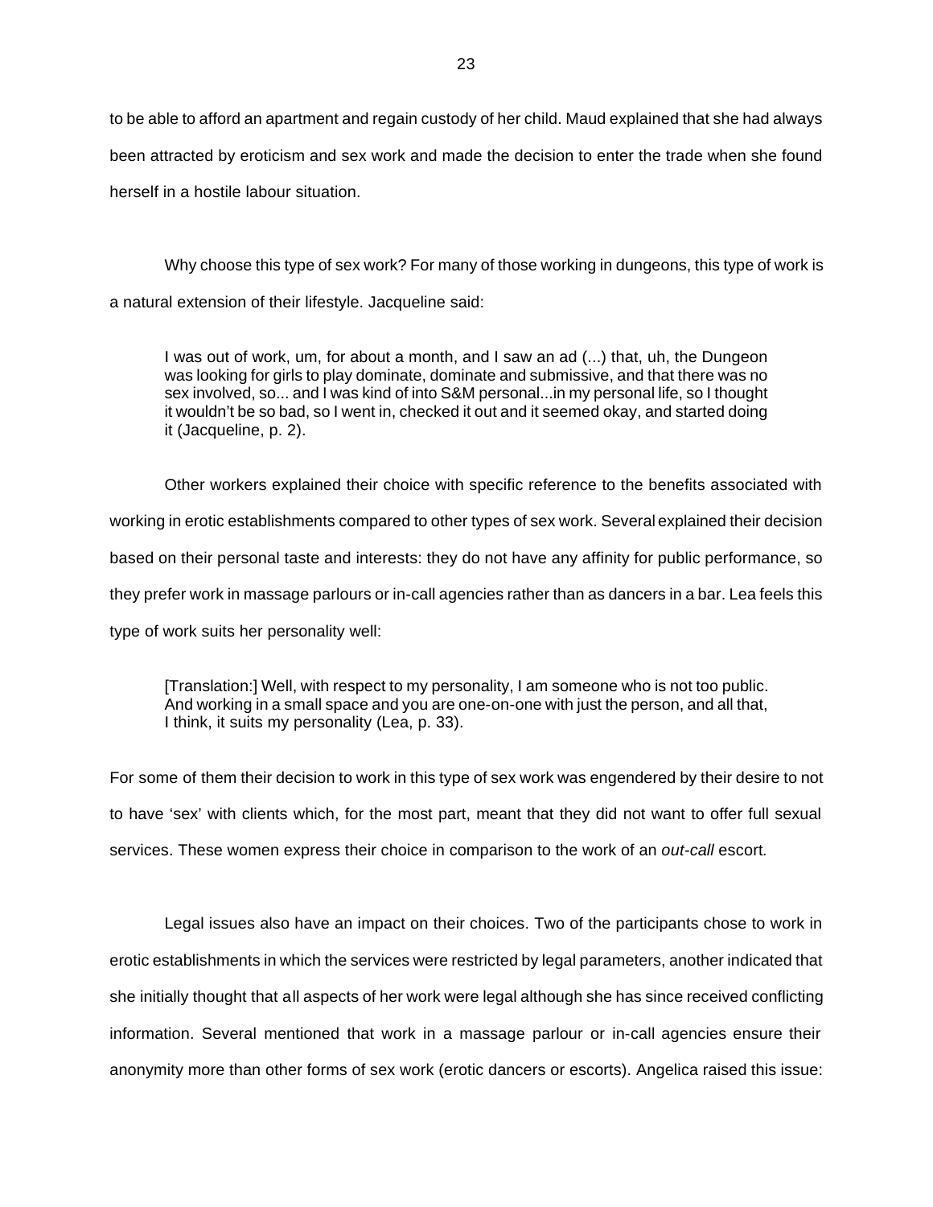to be able to afford an apartment and regain custody of her child. Maud explained that she had always been attracted by eroticism and sex work and made the decision to enter the trade when she found herself in a hostile labour situation.

Why choose this type of sex work? For many of those working in dungeons, this type of work is a natural extension of their lifestyle. Jacqueline said:

> I was out of work, um, for about a month, and I saw an ad (...) that, uh, the Dungeon was looking for girls to play dominate, dominate and submissive, and that there was no sex involved, so... and I was kind of into S&M personal...in my personal life, so I thought it wouldn't be so bad, so I went in, checked it out and it seemed okay, and started doing it (Jacqueline, p. 2).

Other workers explained their choice with specific reference to the benefits associated with working in erotic establishments compared to other types of sex work. Several explained their decision based on their personal taste and interests: they do not have any affinity for public performance, so they prefer work in massage parlours or in-call agencies rather than as dancers in a bar. Lea feels this type of work suits her personality well:

> [Translation:] Well, with respect to my personality, I am someone who is not too public. And working in a small space and you are one-on-one with just the person, and all that, I think, it suits my personality (Lea, p. 33).

For some of them their decision to work in this type of sex work was engendered by their desire to not to have 'sex' with clients which, for the most part, meant that they did not want to offer full sexual services. These women express their choice in comparison to the work of an *out-call* escort.

Legal issues also have an impact on their choices. Two of the participants chose to work in erotic establishments in which the services were restricted by legal parameters, another indicated that she initially thought that all aspects of her work were legal although she has since received conflicting information. Several mentioned that work in a massage parlour or in-call agencies ensure their anonymity more than other forms of sex work (erotic dancers or escorts). Angelica raised this issue: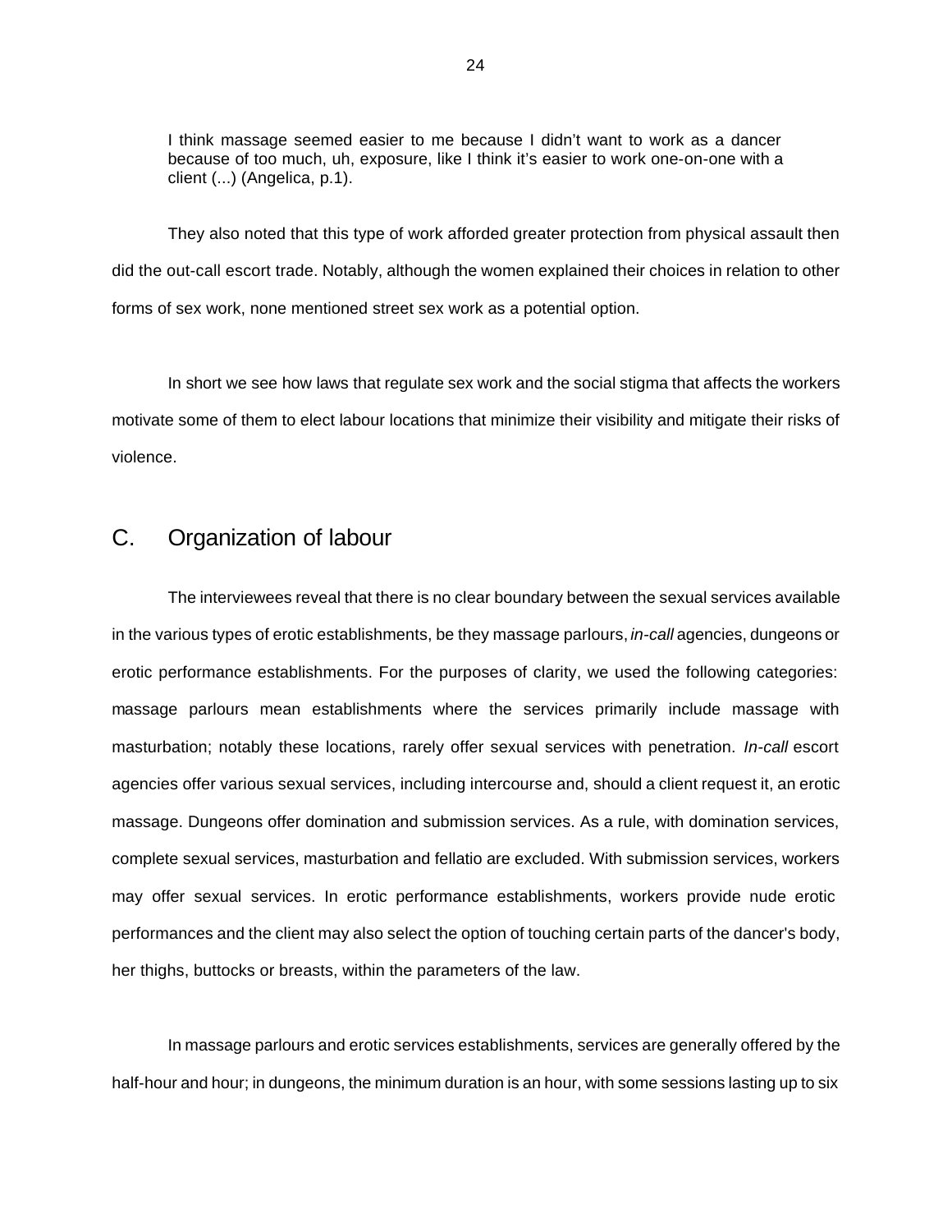> I think massage seemed easier to me because I didn't want to work as a dancer because of too much, uh, exposure, like I think it's easier to work one-on-one with a client (...) (Angelica, p.1).

They also noted that this type of work afforded greater protection from physical assault then did the out-call escort trade. Notably, although the women explained their choices in relation to other forms of sex work, none mentioned street sex work as a potential option.

In short we see how laws that regulate sex work and the social stigma that affects the workers motivate some of them to elect labour locations that minimize their visibility and mitigate their risks of violence.

## C. Organization of labour

The interviewees reveal that there is no clear boundary between the sexual services available in the various types of erotic establishments, be they massage parlours, *in-call* agencies, dungeons or erotic performance establishments. For the purposes of clarity, we used the following categories: massage parlours mean establishments where the services primarily include massage with masturbation; notably these locations, rarely offer sexual services with penetration. *In-call* escort agencies offer various sexual services, including intercourse and, should a client request it, an erotic massage. Dungeons offer domination and submission services. As a rule, with domination services, complete sexual services, masturbation and fellatio are excluded. With submission services, workers may offer sexual services. In erotic performance establishments, workers provide nude erotic performances and the client may also select the option of touching certain parts of the dancer's body, her thighs, buttocks or breasts, within the parameters of the law.

In massage parlours and erotic services establishments, services are generally offered by the half-hour and hour; in dungeons, the minimum duration is an hour, with some sessions lasting up to six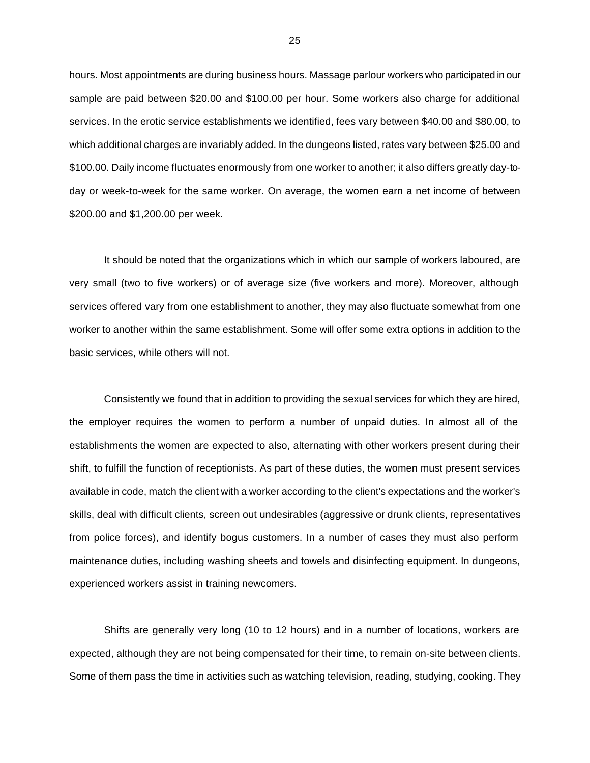hours. Most appointments are during business hours. Massage parlour workers who participated in our sample are paid between $20.00 and $100.00 per hour. Some workers also charge for additional services. In the erotic service establishments we identified, fees vary between $40.00 and $80.00, to which additional charges are invariably added. In the dungeons listed, rates vary between $25.00 and $100.00. Daily income fluctuates enormously from one worker to another; it also differs greatly day-to-day or week-to-week for the same worker. On average, the women earn a net income of between $200.00 and $1,200.00 per week.

It should be noted that the organizations which in which our sample of workers laboured, are very small (two to five workers) or of average size (five workers and more). Moreover, although services offered vary from one establishment to another, they may also fluctuate somewhat from one worker to another within the same establishment. Some will offer some extra options in addition to the basic services, while others will not.

Consistently we found that in addition to providing the sexual services for which they are hired, the employer requires the women to perform a number of unpaid duties. In almost all of the establishments the women are expected to also, alternating with other workers present during their shift, to fulfill the function of receptionists. As part of these duties, the women must present services available in code, match the client with a worker according to the client's expectations and the worker's skills, deal with difficult clients, screen out undesirables (aggressive or drunk clients, representatives from police forces), and identify bogus customers. In a number of cases they must also perform maintenance duties, including washing sheets and towels and disinfecting equipment. In dungeons, experienced workers assist in training newcomers.

Shifts are generally very long (10 to 12 hours) and in a number of locations, workers are expected, although they are not being compensated for their time, to remain on-site between clients. Some of them pass the time in activities such as watching television, reading, studying, cooking. They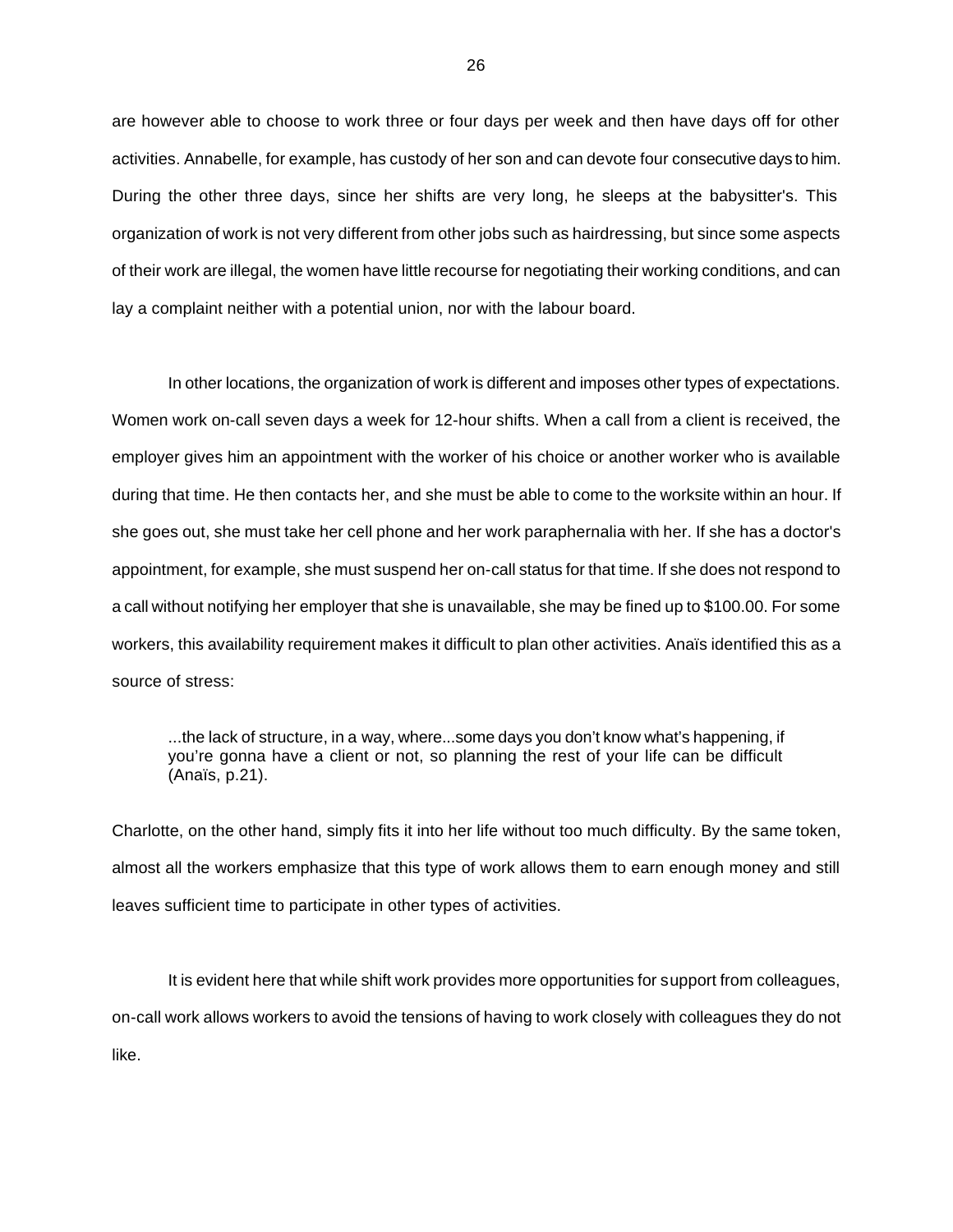are however able to choose to work three or four days per week and then have days off for other activities. Annabelle, for example, has custody of her son and can devote four consecutive days to him. During the other three days, since her shifts are very long, he sleeps at the babysitter's. This organization of work is not very different from other jobs such as hairdressing, but since some aspects of their work are illegal, the women have little recourse for negotiating their working conditions, and can lay a complaint neither with a potential union, nor with the labour board.

In other locations, the organization of work is different and imposes other types of expectations. Women work on-call seven days a week for 12-hour shifts. When a call from a client is received, the employer gives him an appointment with the worker of his choice or another worker who is available during that time. He then contacts her, and she must be able to come to the worksite within an hour. If she goes out, she must take her cell phone and her work paraphernalia with her. If she has a doctor's appointment, for example, she must suspend her on-call status for that time. If she does not respond to a call without notifying her employer that she is unavailable, she may be fined up to $100.00. For some workers, this availability requirement makes it difficult to plan other activities. Anaïs identified this as a source of stress:

> ...the lack of structure, in a way, where...some days you don't know what's happening, if you're gonna have a client or not, so planning the rest of your life can be difficult (Anaïs, p.21).

Charlotte, on the other hand, simply fits it into her life without too much difficulty. By the same token, almost all the workers emphasize that this type of work allows them to earn enough money and still leaves sufficient time to participate in other types of activities.

It is evident here that while shift work provides more opportunities for support from colleagues, on-call work allows workers to avoid the tensions of having to work closely with colleagues they do not like.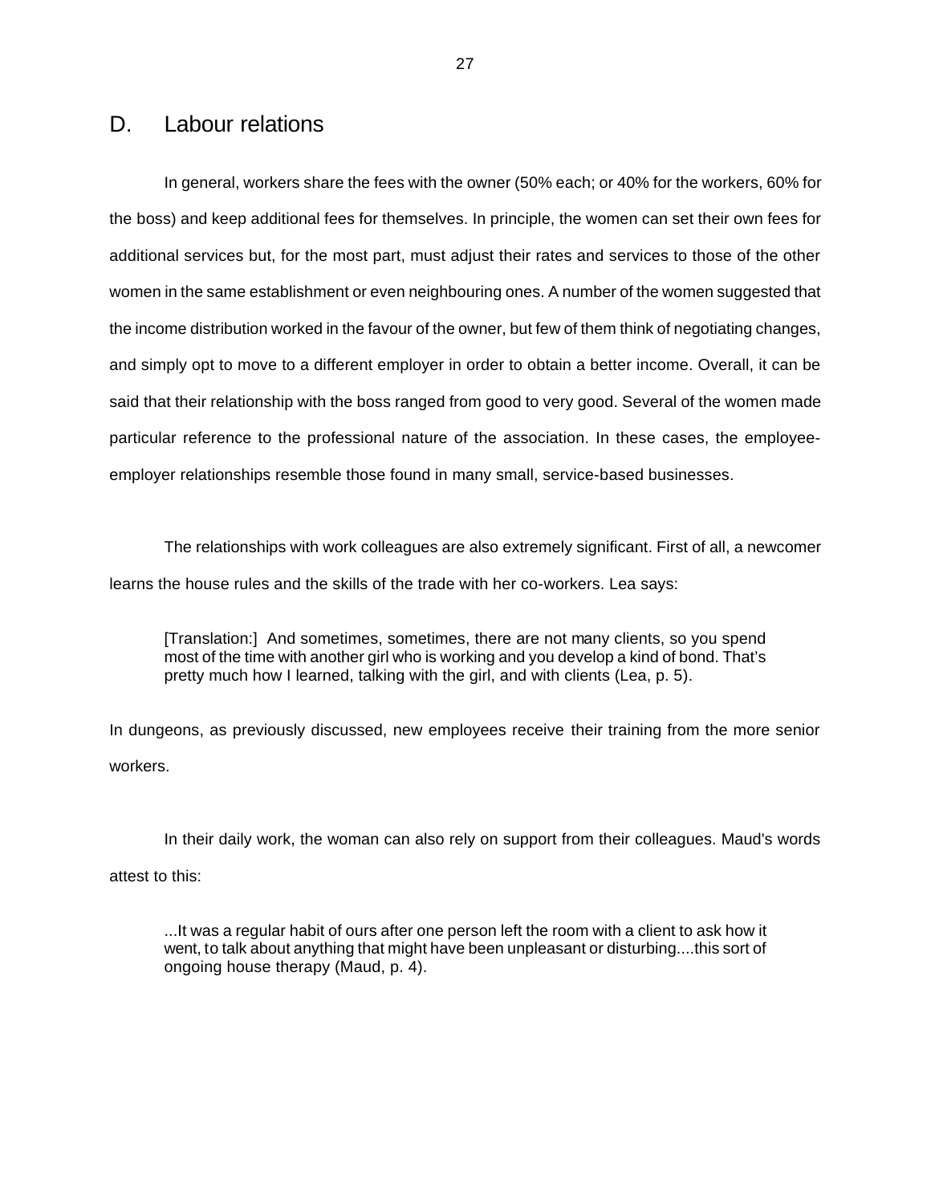## D. Labour relations

In general, workers share the fees with the owner (50% each; or 40% for the workers, 60% for the boss) and keep additional fees for themselves. In principle, the women can set their own fees for additional services but, for the most part, must adjust their rates and services to those of the other women in the same establishment or even neighbouring ones. A number of the women suggested that the income distribution worked in the favour of the owner, but few of them think of negotiating changes, and simply opt to move to a different employer in order to obtain a better income. Overall, it can be said that their relationship with the boss ranged from good to very good. Several of the women made particular reference to the professional nature of the association. In these cases, the employee-employer relationships resemble those found in many small, service-based businesses.

The relationships with work colleagues are also extremely significant. First of all, a newcomer learns the house rules and the skills of the trade with her co-workers. Lea says:

> [Translation:] And sometimes, sometimes, there are not many clients, so you spend most of the time with another girl who is working and you develop a kind of bond. That's pretty much how I learned, talking with the girl, and with clients (Lea, p. 5).

In dungeons, as previously discussed, new employees receive their training from the more senior workers.

In their daily work, the woman can also rely on support from their colleagues. Maud's words attest to this:

> ...It was a regular habit of ours after one person left the room with a client to ask how it went, to talk about anything that might have been unpleasant or disturbing....this sort of ongoing house therapy (Maud, p. 4).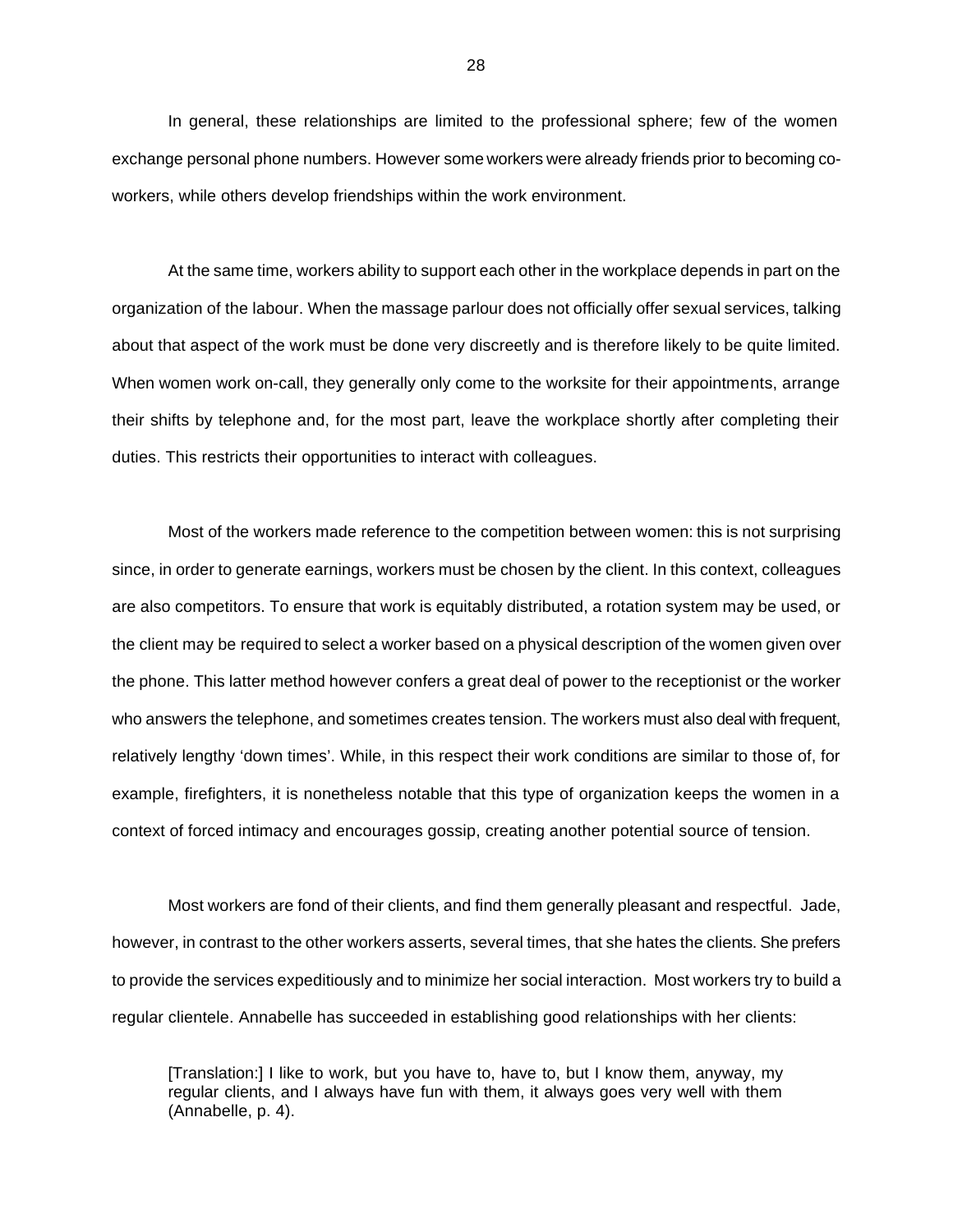In general, these relationships are limited to the professional sphere; few of the women exchange personal phone numbers. However some workers were already friends prior to becoming co-workers, while others develop friendships within the work environment.

At the same time, workers ability to support each other in the workplace depends in part on the organization of the labour. When the massage parlour does not officially offer sexual services, talking about that aspect of the work must be done very discreetly and is therefore likely to be quite limited. When women work on-call, they generally only come to the worksite for their appointments, arrange their shifts by telephone and, for the most part, leave the workplace shortly after completing their duties. This restricts their opportunities to interact with colleagues.

Most of the workers made reference to the competition between women: this is not surprising since, in order to generate earnings, workers must be chosen by the client. In this context, colleagues are also competitors. To ensure that work is equitably distributed, a rotation system may be used, or the client may be required to select a worker based on a physical description of the women given over the phone. This latter method however confers a great deal of power to the receptionist or the worker who answers the telephone, and sometimes creates tension. The workers must also deal with frequent, relatively lengthy 'down times'. While, in this respect their work conditions are similar to those of, for example, firefighters, it is nonetheless notable that this type of organization keeps the women in a context of forced intimacy and encourages gossip, creating another potential source of tension.

Most workers are fond of their clients, and find them generally pleasant and respectful. Jade, however, in contrast to the other workers asserts, several times, that she hates the clients. She prefers to provide the services expeditiously and to minimize her social interaction. Most workers try to build a regular clientele. Annabelle has succeeded in establishing good relationships with her clients:

> [Translation:] I like to work, but you have to, have to, but I know them, anyway, my regular clients, and I always have fun with them, it always goes very well with them (Annabelle, p. 4).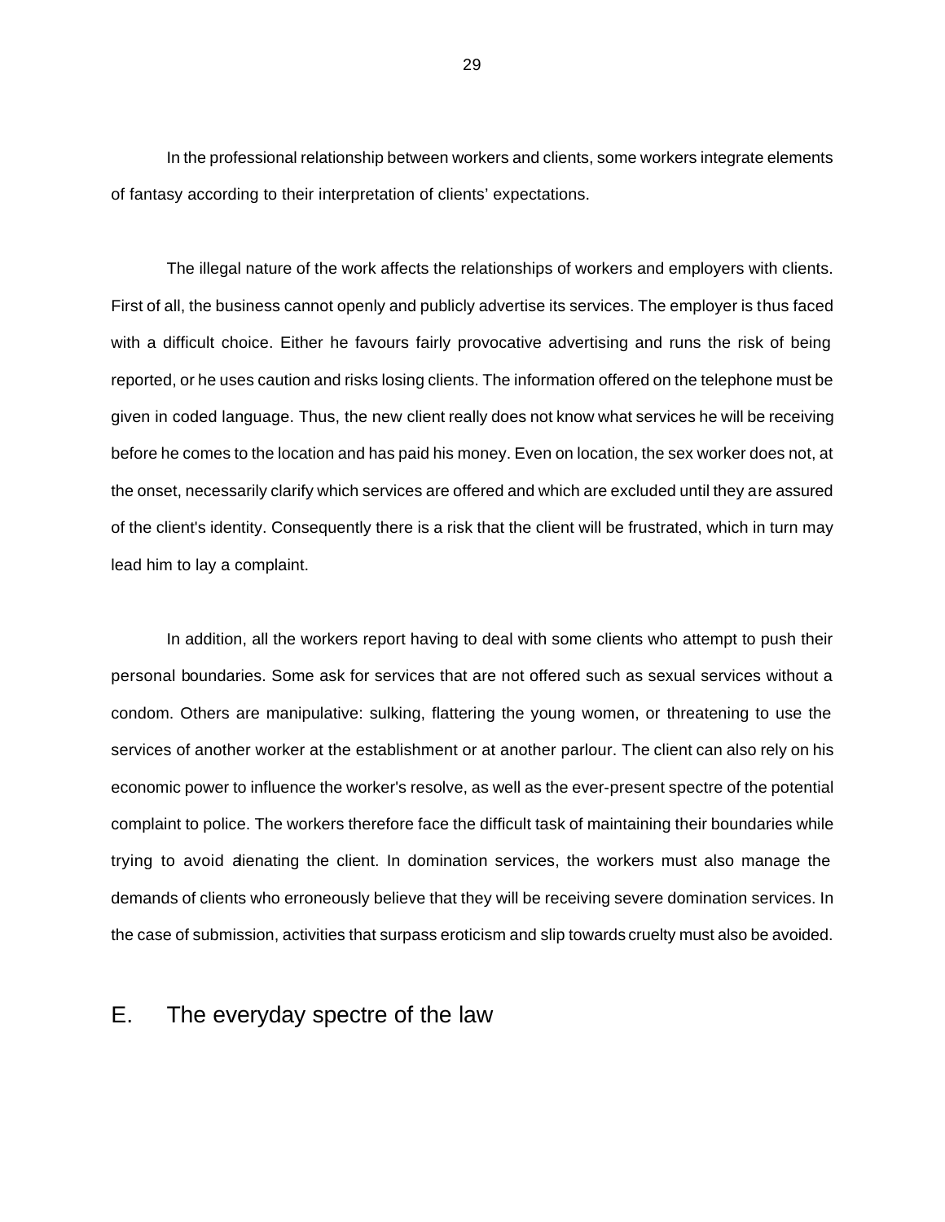In the professional relationship between workers and clients, some workers integrate elements of fantasy according to their interpretation of clients' expectations.

The illegal nature of the work affects the relationships of workers and employers with clients. First of all, the business cannot openly and publicly advertise its services. The employer is thus faced with a difficult choice. Either he favours fairly provocative advertising and runs the risk of being reported, or he uses caution and risks losing clients. The information offered on the telephone must be given in coded language. Thus, the new client really does not know what services he will be receiving before he comes to the location and has paid his money. Even on location, the sex worker does not, at the onset, necessarily clarify which services are offered and which are excluded until they are assured of the client's identity. Consequently there is a risk that the client will be frustrated, which in turn may lead him to lay a complaint.

In addition, all the workers report having to deal with some clients who attempt to push their personal boundaries. Some ask for services that are not offered such as sexual services without a condom. Others are manipulative: sulking, flattering the young women, or threatening to use the services of another worker at the establishment or at another parlour. The client can also rely on his economic power to influence the worker's resolve, as well as the ever-present spectre of the potential complaint to police. The workers therefore face the difficult task of maintaining their boundaries while trying to avoid alienating the client. In domination services, the workers must also manage the demands of clients who erroneously believe that they will be receiving severe domination services. In the case of submission, activities that surpass eroticism and slip towards cruelty must also be avoided.

## E. The everyday spectre of the law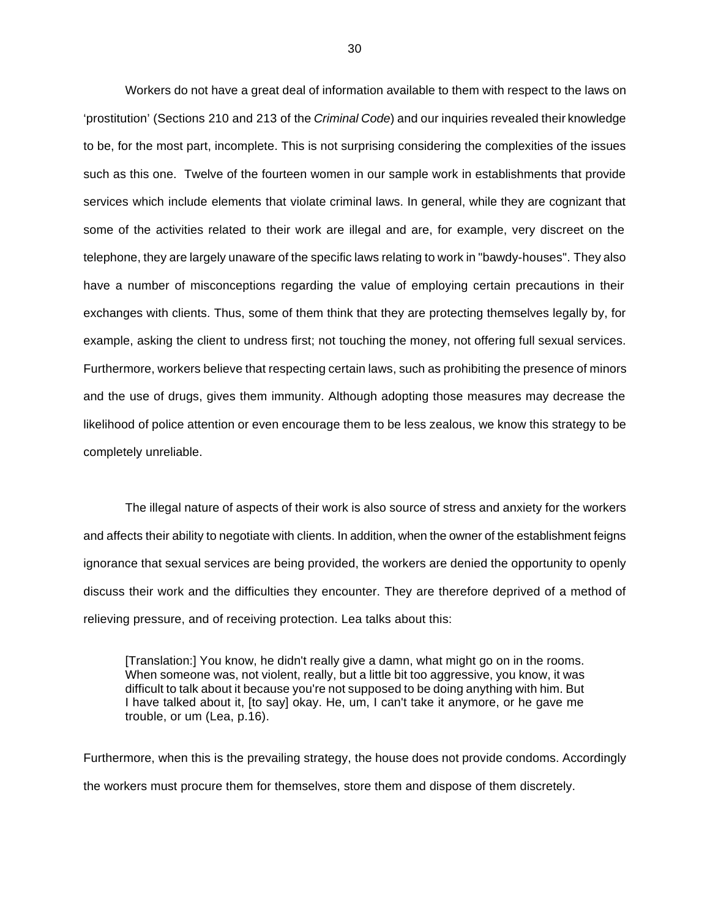Workers do not have a great deal of information available to them with respect to the laws on 'prostitution' (Sections 210 and 213 of the *Criminal Code*) and our inquiries revealed their knowledge to be, for the most part, incomplete. This is not surprising considering the complexities of the issues such as this one. Twelve of the fourteen women in our sample work in establishments that provide services which include elements that violate criminal laws. In general, while they are cognizant that some of the activities related to their work are illegal and are, for example, very discreet on the telephone, they are largely unaware of the specific laws relating to work in "bawdy-houses". They also have a number of misconceptions regarding the value of employing certain precautions in their exchanges with clients. Thus, some of them think that they are protecting themselves legally by, for example, asking the client to undress first; not touching the money, not offering full sexual services. Furthermore, workers believe that respecting certain laws, such as prohibiting the presence of minors and the use of drugs, gives them immunity. Although adopting those measures may decrease the likelihood of police attention or even encourage them to be less zealous, we know this strategy to be completely unreliable.

The illegal nature of aspects of their work is also source of stress and anxiety for the workers and affects their ability to negotiate with clients. In addition, when the owner of the establishment feigns ignorance that sexual services are being provided, the workers are denied the opportunity to openly discuss their work and the difficulties they encounter. They are therefore deprived of a method of relieving pressure, and of receiving protection. Lea talks about this:

> [Translation:] You know, he didn't really give a damn, what might go on in the rooms. When someone was, not violent, really, but a little bit too aggressive, you know, it was difficult to talk about it because you're not supposed to be doing anything with him. But I have talked about it, [to say] okay. He, um, I can't take it anymore, or he gave me trouble, or um (Lea, p.16).

Furthermore, when this is the prevailing strategy, the house does not provide condoms. Accordingly the workers must procure them for themselves, store them and dispose of them discretely.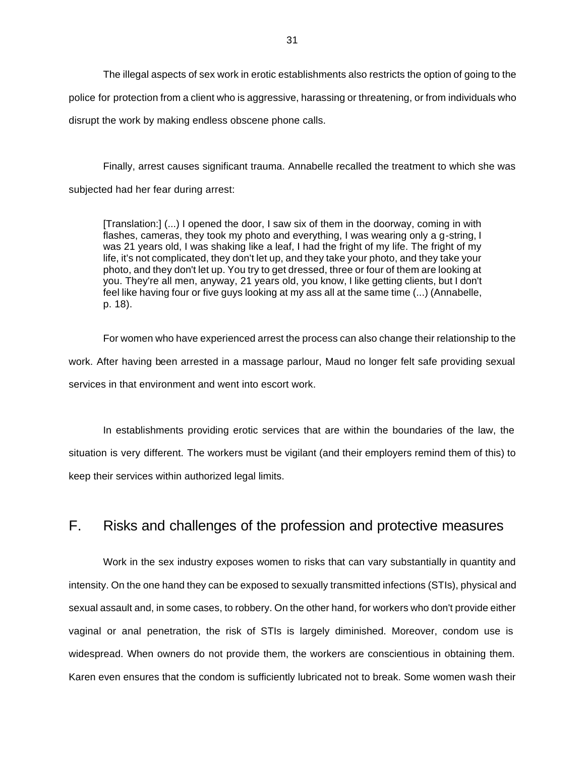The illegal aspects of sex work in erotic establishments also restricts the option of going to the police for protection from a client who is aggressive, harassing or threatening, or from individuals who disrupt the work by making endless obscene phone calls.

Finally, arrest causes significant trauma. Annabelle recalled the treatment to which she was subjected had her fear during arrest:

> [Translation:] (...) I opened the door, I saw six of them in the doorway, coming in with flashes, cameras, they took my photo and everything, I was wearing only a g-string, I was 21 years old, I was shaking like a leaf, I had the fright of my life. The fright of my life, it's not complicated, they don't let up, and they take your photo, and they take your photo, and they don't let up. You try to get dressed, three or four of them are looking at you. They're all men, anyway, 21 years old, you know, I like getting clients, but I don't feel like having four or five guys looking at my ass all at the same time (...) (Annabelle, p. 18).

For women who have experienced arrest the process can also change their relationship to the work. After having been arrested in a massage parlour, Maud no longer felt safe providing sexual services in that environment and went into escort work.

In establishments providing erotic services that are within the boundaries of the law, the situation is very different. The workers must be vigilant (and their employers remind them of this) to keep their services within authorized legal limits.

## F. Risks and challenges of the profession and protective measures

Work in the sex industry exposes women to risks that can vary substantially in quantity and intensity. On the one hand they can be exposed to sexually transmitted infections (STIs), physical and sexual assault and, in some cases, to robbery. On the other hand, for workers who don't provide either vaginal or anal penetration, the risk of STIs is largely diminished. Moreover, condom use is widespread. When owners do not provide them, the workers are conscientious in obtaining them. Karen even ensures that the condom is sufficiently lubricated not to break. Some women wash their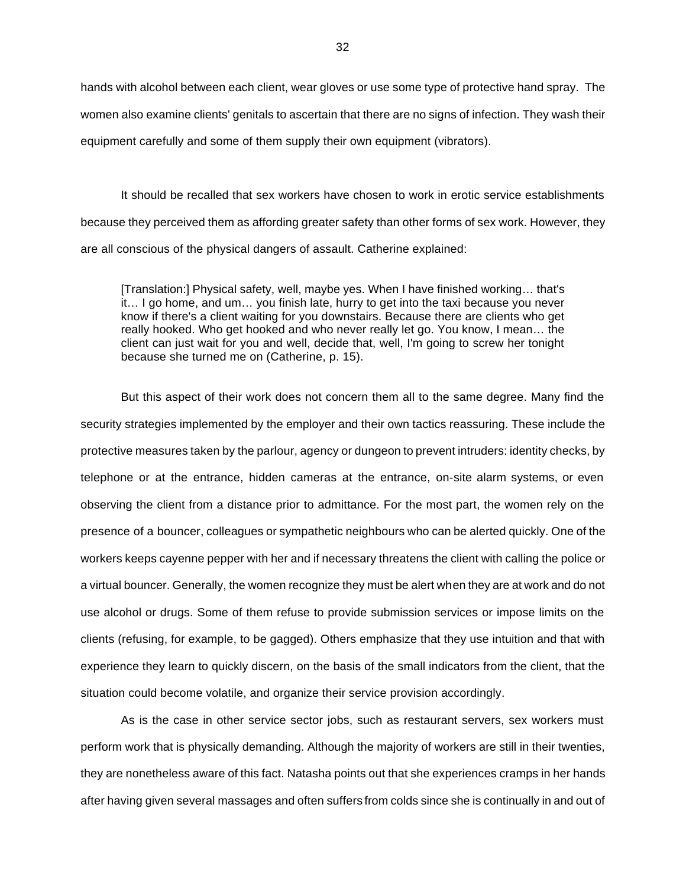hands with alcohol between each client, wear gloves or use some type of protective hand spray. The women also examine clients' genitals to ascertain that there are no signs of infection. They wash their equipment carefully and some of them supply their own equipment (vibrators).

It should be recalled that sex workers have chosen to work in erotic service establishments because they perceived them as affording greater safety than other forms of sex work. However, they are all conscious of the physical dangers of assault. Catherine explained:

> [Translation:] Physical safety, well, maybe yes. When I have finished working… that's it… I go home, and um… you finish late, hurry to get into the taxi because you never know if there's a client waiting for you downstairs. Because there are clients who get really hooked. Who get hooked and who never really let go. You know, I mean… the client can just wait for you and well, decide that, well, I'm going to screw her tonight because she turned me on (Catherine, p. 15).

But this aspect of their work does not concern them all to the same degree. Many find the security strategies implemented by the employer and their own tactics reassuring. These include the protective measures taken by the parlour, agency or dungeon to prevent intruders: identity checks, by telephone or at the entrance, hidden cameras at the entrance, on-site alarm systems, or even observing the client from a distance prior to admittance. For the most part, the women rely on the presence of a bouncer, colleagues or sympathetic neighbours who can be alerted quickly. One of the workers keeps cayenne pepper with her and if necessary threatens the client with calling the police or a virtual bouncer. Generally, the women recognize they must be alert when they are at work and do not use alcohol or drugs. Some of them refuse to provide submission services or impose limits on the clients (refusing, for example, to be gagged). Others emphasize that they use intuition and that with experience they learn to quickly discern, on the basis of the small indicators from the client, that the situation could become volatile, and organize their service provision accordingly.

As is the case in other service sector jobs, such as restaurant servers, sex workers must perform work that is physically demanding. Although the majority of workers are still in their twenties, they are nonetheless aware of this fact. Natasha points out that she experiences cramps in her hands after having given several massages and often suffers from colds since she is continually in and out of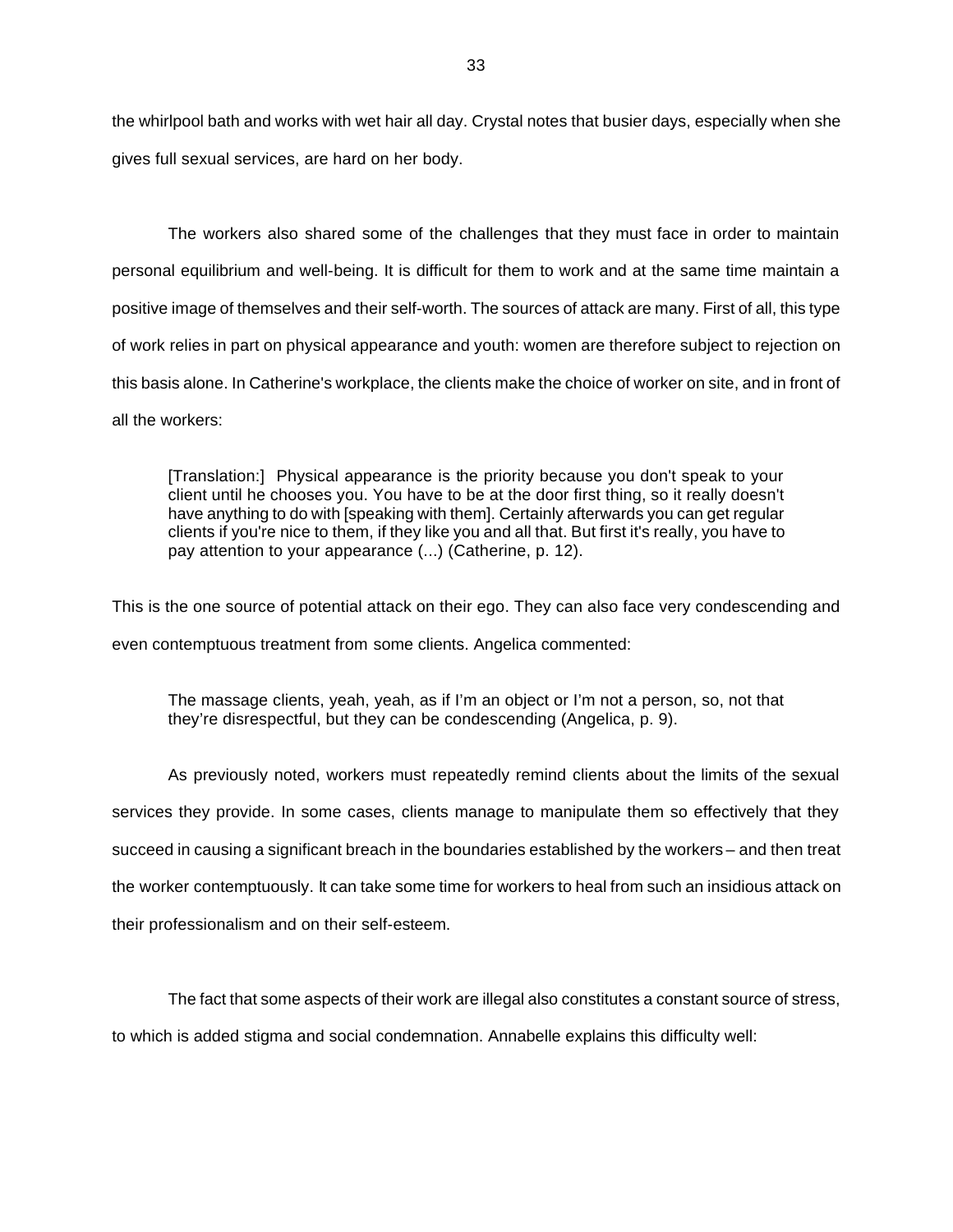the whirlpool bath and works with wet hair all day. Crystal notes that busier days, especially when she gives full sexual services, are hard on her body.

The workers also shared some of the challenges that they must face in order to maintain personal equilibrium and well-being. It is difficult for them to work and at the same time maintain a positive image of themselves and their self-worth. The sources of attack are many. First of all, this type of work relies in part on physical appearance and youth: women are therefore subject to rejection on this basis alone. In Catherine's workplace, the clients make the choice of worker on site, and in front of all the workers:

> [Translation:] Physical appearance is the priority because you don't speak to your client until he chooses you. You have to be at the door first thing, so it really doesn't have anything to do with [speaking with them]. Certainly afterwards you can get regular clients if you're nice to them, if they like you and all that. But first it's really, you have to pay attention to your appearance (...) (Catherine, p. 12).

This is the one source of potential attack on their ego. They can also face very condescending and even contemptuous treatment from some clients. Angelica commented:

> The massage clients, yeah, yeah, as if I'm an object or I'm not a person, so, not that they're disrespectful, but they can be condescending (Angelica, p. 9).

As previously noted, workers must repeatedly remind clients about the limits of the sexual services they provide. In some cases, clients manage to manipulate them so effectively that they succeed in causing a significant breach in the boundaries established by the workers – and then treat the worker contemptuously. It can take some time for workers to heal from such an insidious attack on their professionalism and on their self-esteem.

The fact that some aspects of their work are illegal also constitutes a constant source of stress, to which is added stigma and social condemnation. Annabelle explains this difficulty well: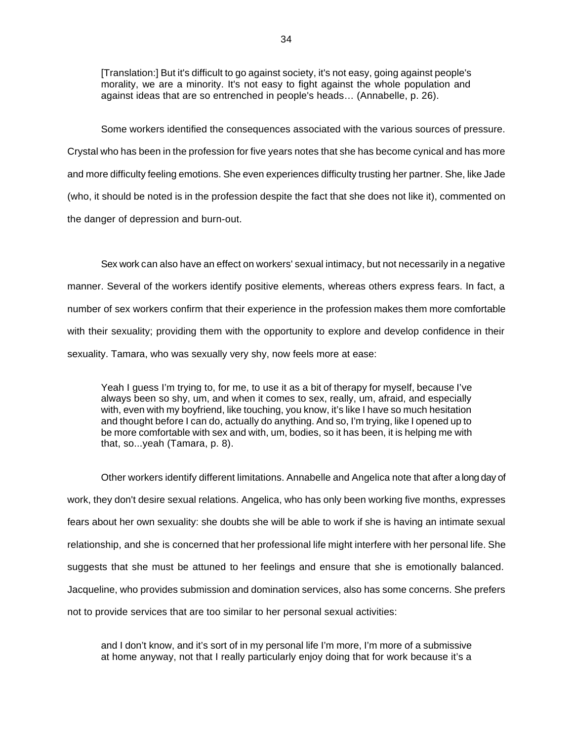> [Translation:] But it's difficult to go against society, it's not easy, going against people's morality, we are a minority. It's not easy to fight against the whole population and against ideas that are so entrenched in people's heads… (Annabelle, p. 26).

Some workers identified the consequences associated with the various sources of pressure. Crystal who has been in the profession for five years notes that she has become cynical and has more and more difficulty feeling emotions. She even experiences difficulty trusting her partner. She, like Jade (who, it should be noted is in the profession despite the fact that she does not like it), commented on the danger of depression and burn-out.

Sex work can also have an effect on workers' sexual intimacy, but not necessarily in a negative manner. Several of the workers identify positive elements, whereas others express fears. In fact, a number of sex workers confirm that their experience in the profession makes them more comfortable with their sexuality; providing them with the opportunity to explore and develop confidence in their sexuality. Tamara, who was sexually very shy, now feels more at ease:

> Yeah I guess I'm trying to, for me, to use it as a bit of therapy for myself, because I've always been so shy, um, and when it comes to sex, really, um, afraid, and especially with, even with my boyfriend, like touching, you know, it's like I have so much hesitation and thought before I can do, actually do anything. And so, I'm trying, like I opened up to be more comfortable with sex and with, um, bodies, so it has been, it is helping me with that, so...yeah (Tamara, p. 8).

Other workers identify different limitations. Annabelle and Angelica note that after a long day of work, they don't desire sexual relations. Angelica, who has only been working five months, expresses fears about her own sexuality: she doubts she will be able to work if she is having an intimate sexual relationship, and she is concerned that her professional life might interfere with her personal life. She suggests that she must be attuned to her feelings and ensure that she is emotionally balanced. Jacqueline, who provides submission and domination services, also has some concerns. She prefers not to provide services that are too similar to her personal sexual activities:

> and I don't know, and it's sort of in my personal life I'm more, I'm more of a submissive at home anyway, not that I really particularly enjoy doing that for work because it's a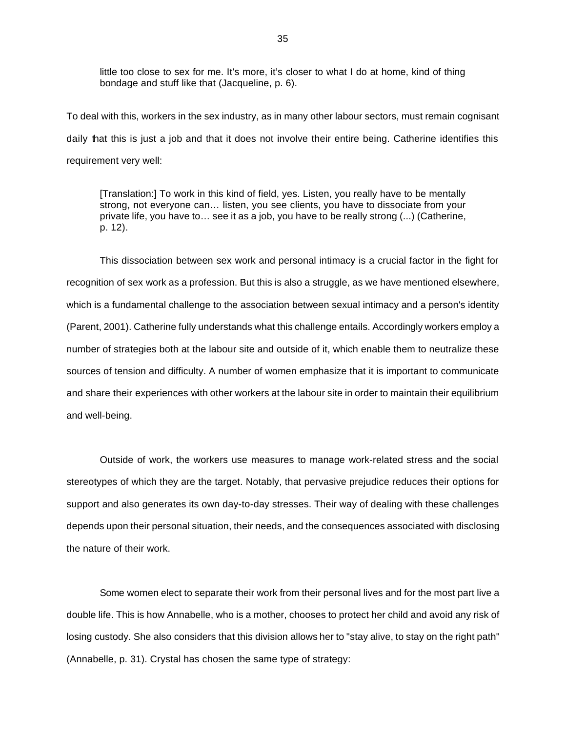> little too close to sex for me. It's more, it's closer to what I do at home, kind of thing bondage and stuff like that (Jacqueline, p. 6).

To deal with this, workers in the sex industry, as in many other labour sectors, must remain cognisant daily that this is just a job and that it does not involve their entire being. Catherine identifies this requirement very well:

> [Translation:] To work in this kind of field, yes. Listen, you really have to be mentally strong, not everyone can… listen, you see clients, you have to dissociate from your private life, you have to… see it as a job, you have to be really strong (...) (Catherine, p. 12).

This dissociation between sex work and personal intimacy is a crucial factor in the fight for recognition of sex work as a profession. But this is also a struggle, as we have mentioned elsewhere, which is a fundamental challenge to the association between sexual intimacy and a person's identity (Parent, 2001). Catherine fully understands what this challenge entails. Accordingly workers employ a number of strategies both at the labour site and outside of it, which enable them to neutralize these sources of tension and difficulty. A number of women emphasize that it is important to communicate and share their experiences with other workers at the labour site in order to maintain their equilibrium and well-being.

Outside of work, the workers use measures to manage work-related stress and the social stereotypes of which they are the target. Notably, that pervasive prejudice reduces their options for support and also generates its own day-to-day stresses. Their way of dealing with these challenges depends upon their personal situation, their needs, and the consequences associated with disclosing the nature of their work.

Some women elect to separate their work from their personal lives and for the most part live a double life. This is how Annabelle, who is a mother, chooses to protect her child and avoid any risk of losing custody. She also considers that this division allows her to "stay alive, to stay on the right path" (Annabelle, p. 31). Crystal has chosen the same type of strategy: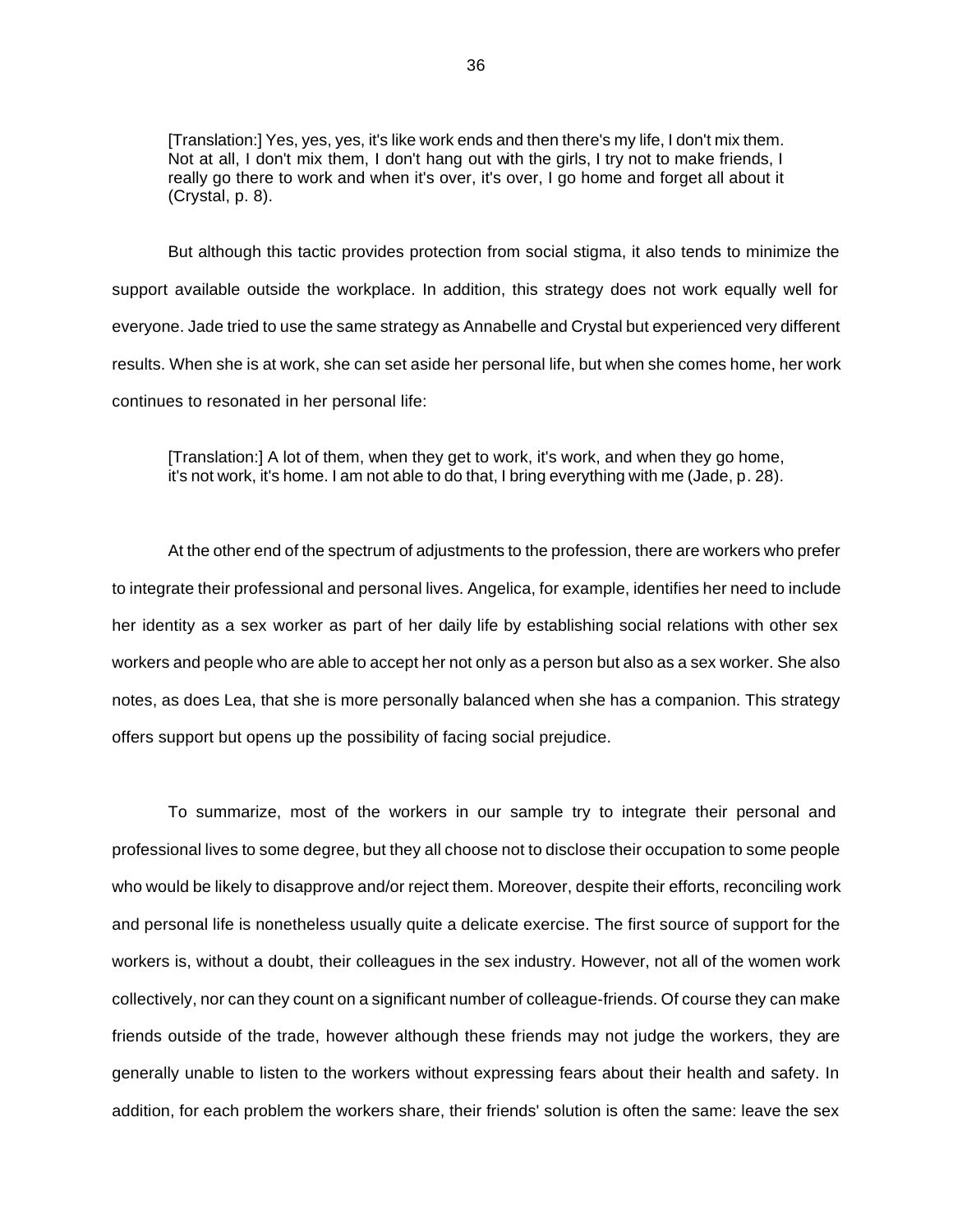> [Translation:] Yes, yes, yes, it's like work ends and then there's my life, I don't mix them. Not at all, I don't mix them, I don't hang out with the girls, I try not to make friends, I really go there to work and when it's over, it's over, I go home and forget all about it (Crystal, p. 8).

But although this tactic provides protection from social stigma, it also tends to minimize the support available outside the workplace. In addition, this strategy does not work equally well for everyone. Jade tried to use the same strategy as Annabelle and Crystal but experienced very different results. When she is at work, she can set aside her personal life, but when she comes home, her work continues to resonated in her personal life:

> [Translation:] A lot of them, when they get to work, it's work, and when they go home, it's not work, it's home. I am not able to do that, I bring everything with me (Jade, p. 28).

At the other end of the spectrum of adjustments to the profession, there are workers who prefer to integrate their professional and personal lives. Angelica, for example, identifies her need to include her identity as a sex worker as part of her daily life by establishing social relations with other sex workers and people who are able to accept her not only as a person but also as a sex worker. She also notes, as does Lea, that she is more personally balanced when she has a companion. This strategy offers support but opens up the possibility of facing social prejudice.

To summarize, most of the workers in our sample try to integrate their personal and professional lives to some degree, but they all choose not to disclose their occupation to some people who would be likely to disapprove and/or reject them. Moreover, despite their efforts, reconciling work and personal life is nonetheless usually quite a delicate exercise. The first source of support for the workers is, without a doubt, their colleagues in the sex industry. However, not all of the women work collectively, nor can they count on a significant number of colleague-friends. Of course they can make friends outside of the trade, however although these friends may not judge the workers, they are generally unable to listen to the workers without expressing fears about their health and safety. In addition, for each problem the workers share, their friends' solution is often the same: leave the sex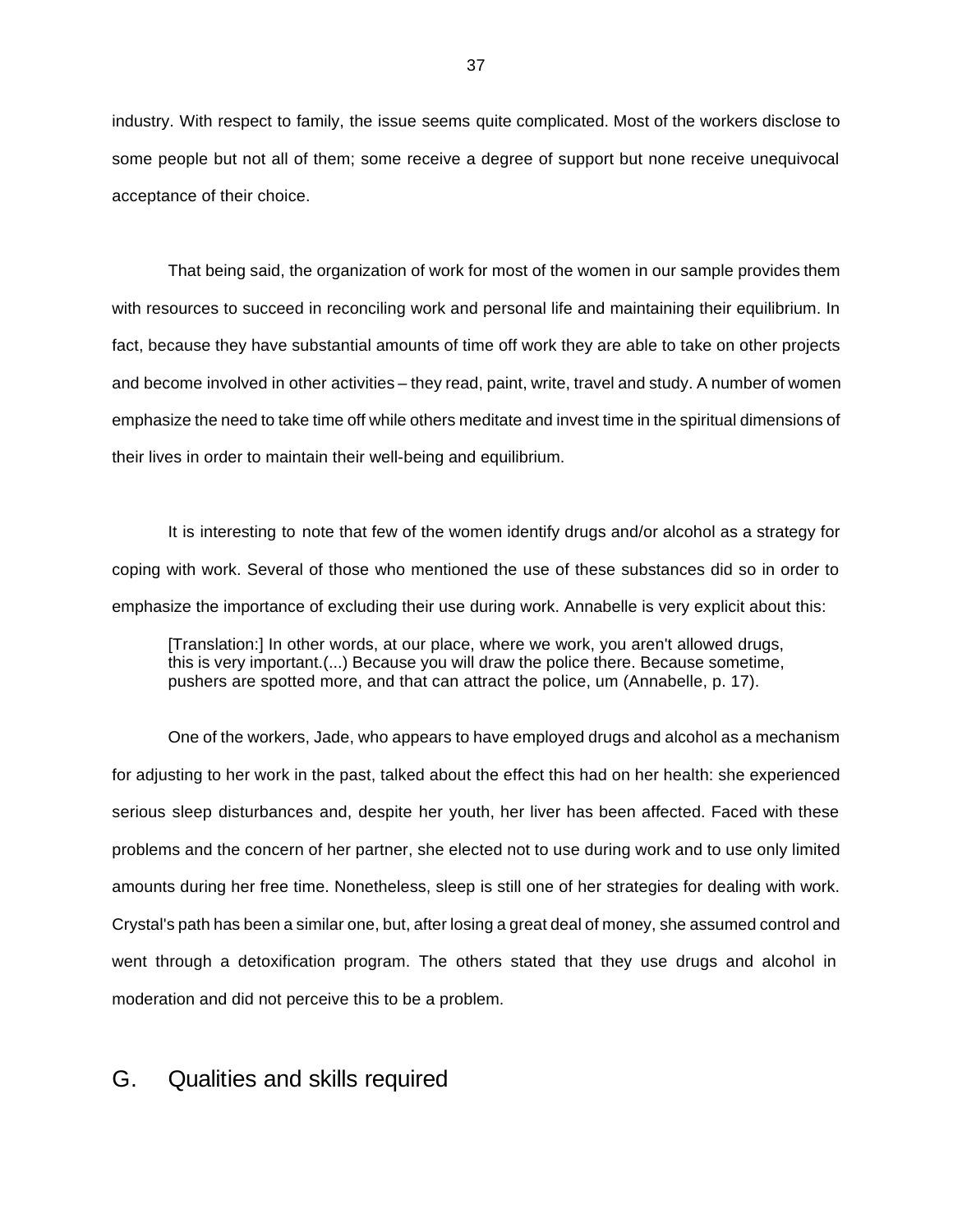industry. With respect to family, the issue seems quite complicated. Most of the workers disclose to some people but not all of them; some receive a degree of support but none receive unequivocal acceptance of their choice.

That being said, the organization of work for most of the women in our sample provides them with resources to succeed in reconciling work and personal life and maintaining their equilibrium. In fact, because they have substantial amounts of time off work they are able to take on other projects and become involved in other activities – they read, paint, write, travel and study. A number of women emphasize the need to take time off while others meditate and invest time in the spiritual dimensions of their lives in order to maintain their well-being and equilibrium.

It is interesting to note that few of the women identify drugs and/or alcohol as a strategy for coping with work. Several of those who mentioned the use of these substances did so in order to emphasize the importance of excluding their use during work. Annabelle is very explicit about this:

> [Translation:] In other words, at our place, where we work, you aren't allowed drugs, this is very important.(...) Because you will draw the police there. Because sometime, pushers are spotted more, and that can attract the police, um (Annabelle, p. 17).

One of the workers, Jade, who appears to have employed drugs and alcohol as a mechanism for adjusting to her work in the past, talked about the effect this had on her health: she experienced serious sleep disturbances and, despite her youth, her liver has been affected. Faced with these problems and the concern of her partner, she elected not to use during work and to use only limited amounts during her free time. Nonetheless, sleep is still one of her strategies for dealing with work. Crystal's path has been a similar one, but, after losing a great deal of money, she assumed control and went through a detoxification program. The others stated that they use drugs and alcohol in moderation and did not perceive this to be a problem.

## G. Qualities and skills required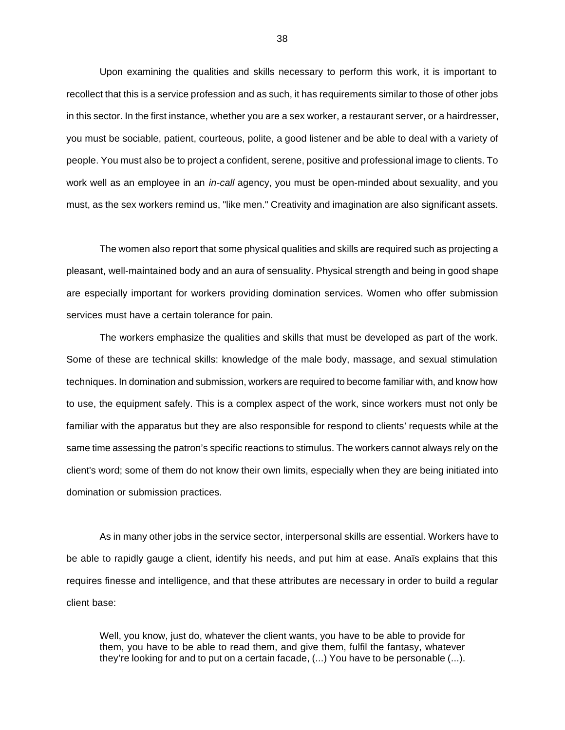Upon examining the qualities and skills necessary to perform this work, it is important to recollect that this is a service profession and as such, it has requirements similar to those of other jobs in this sector. In the first instance, whether you are a sex worker, a restaurant server, or a hairdresser, you must be sociable, patient, courteous, polite, a good listener and be able to deal with a variety of people. You must also be to project a confident, serene, positive and professional image to clients. To work well as an employee in an *in-call* agency, you must be open-minded about sexuality, and you must, as the sex workers remind us, "like men." Creativity and imagination are also significant assets.

The women also report that some physical qualities and skills are required such as projecting a pleasant, well-maintained body and an aura of sensuality. Physical strength and being in good shape are especially important for workers providing domination services. Women who offer submission services must have a certain tolerance for pain.

The workers emphasize the qualities and skills that must be developed as part of the work. Some of these are technical skills: knowledge of the male body, massage, and sexual stimulation techniques. In domination and submission, workers are required to become familiar with, and know how to use, the equipment safely. This is a complex aspect of the work, since workers must not only be familiar with the apparatus but they are also responsible for respond to clients' requests while at the same time assessing the patron's specific reactions to stimulus. The workers cannot always rely on the client's word; some of them do not know their own limits, especially when they are being initiated into domination or submission practices.

As in many other jobs in the service sector, interpersonal skills are essential. Workers have to be able to rapidly gauge a client, identify his needs, and put him at ease. Anaïs explains that this requires finesse and intelligence, and that these attributes are necessary in order to build a regular client base:

> Well, you know, just do, whatever the client wants, you have to be able to provide for them, you have to be able to read them, and give them, fulfil the fantasy, whatever they're looking for and to put on a certain facade, (...) You have to be personable (...).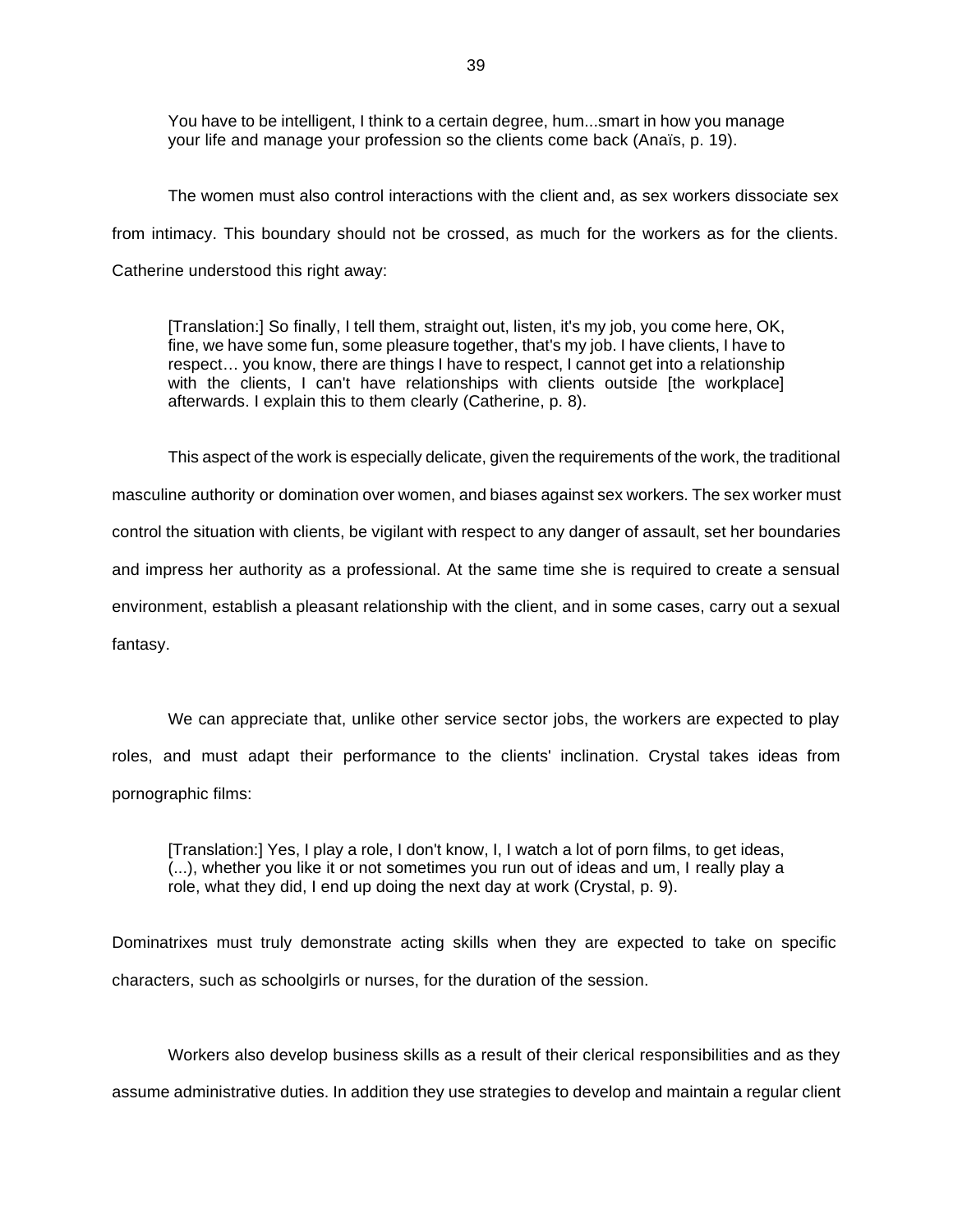> You have to be intelligent, I think to a certain degree, hum...smart in how you manage your life and manage your profession so the clients come back (Anaïs, p. 19).

The women must also control interactions with the client and, as sex workers dissociate sex from intimacy. This boundary should not be crossed, as much for the workers as for the clients. Catherine understood this right away:

> [Translation:] So finally, I tell them, straight out, listen, it's my job, you come here, OK, fine, we have some fun, some pleasure together, that's my job. I have clients, I have to respect… you know, there are things I have to respect, I cannot get into a relationship with the clients, I can't have relationships with clients outside [the workplace] afterwards. I explain this to them clearly (Catherine, p. 8).

This aspect of the work is especially delicate, given the requirements of the work, the traditional masculine authority or domination over women, and biases against sex workers. The sex worker must control the situation with clients, be vigilant with respect to any danger of assault, set her boundaries and impress her authority as a professional. At the same time she is required to create a sensual environment, establish a pleasant relationship with the client, and in some cases, carry out a sexual fantasy.

We can appreciate that, unlike other service sector jobs, the workers are expected to play roles, and must adapt their performance to the clients' inclination. Crystal takes ideas from pornographic films:

> [Translation:] Yes, I play a role, I don't know, I, I watch a lot of porn films, to get ideas, (...), whether you like it or not sometimes you run out of ideas and um, I really play a role, what they did, I end up doing the next day at work (Crystal, p. 9).

Dominatrixes must truly demonstrate acting skills when they are expected to take on specific characters, such as schoolgirls or nurses, for the duration of the session.

Workers also develop business skills as a result of their clerical responsibilities and as they assume administrative duties. In addition they use strategies to develop and maintain a regular client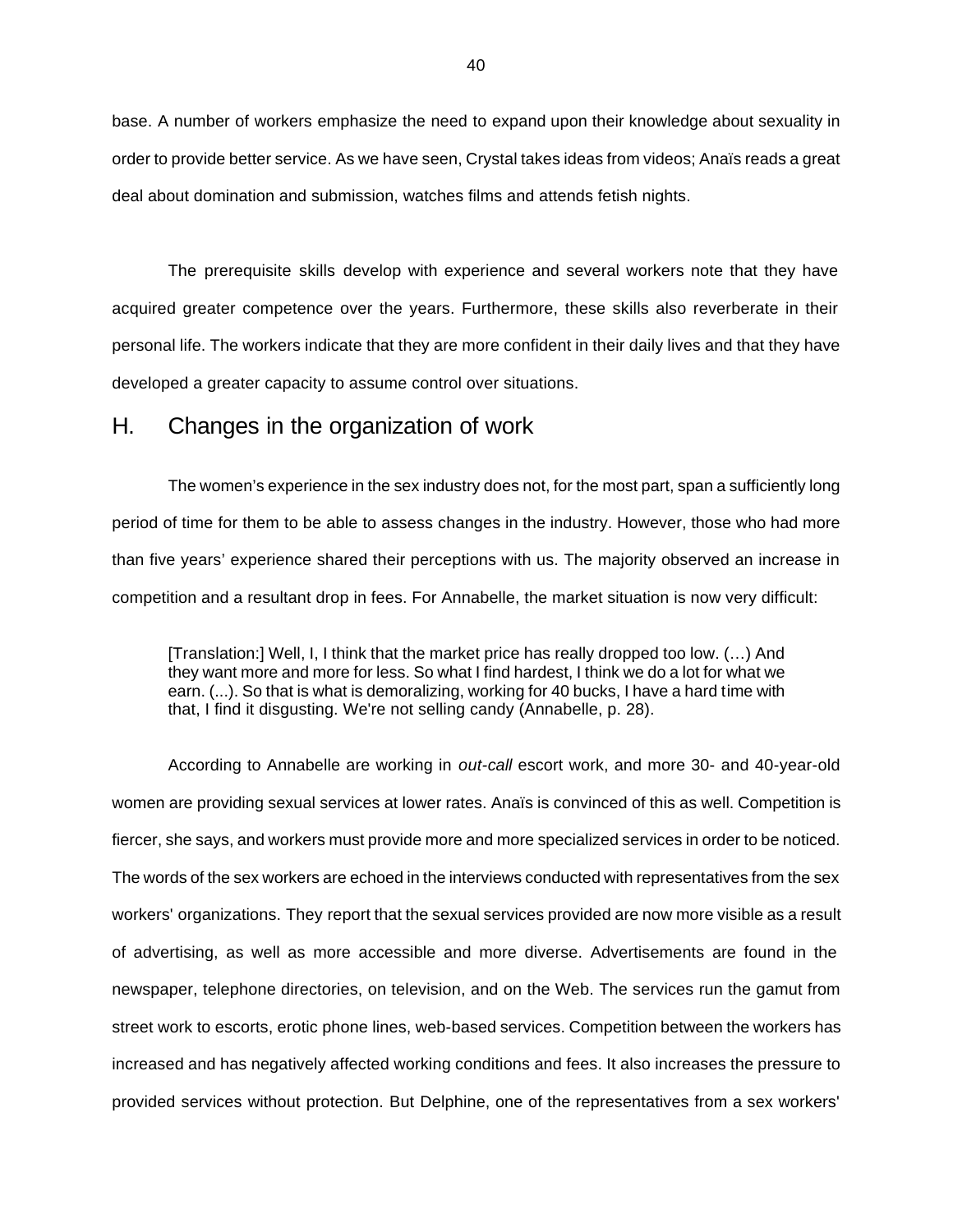base. A number of workers emphasize the need to expand upon their knowledge about sexuality in order to provide better service. As we have seen, Crystal takes ideas from videos; Anaïs reads a great deal about domination and submission, watches films and attends fetish nights.

The prerequisite skills develop with experience and several workers note that they have acquired greater competence over the years. Furthermore, these skills also reverberate in their personal life. The workers indicate that they are more confident in their daily lives and that they have developed a greater capacity to assume control over situations.

## H. Changes in the organization of work

The women's experience in the sex industry does not, for the most part, span a sufficiently long period of time for them to be able to assess changes in the industry. However, those who had more than five years' experience shared their perceptions with us. The majority observed an increase in competition and a resultant drop in fees. For Annabelle, the market situation is now very difficult:

> [Translation:] Well, I, I think that the market price has really dropped too low. (…) And they want more and more for less. So what I find hardest, I think we do a lot for what we earn. (...). So that is what is demoralizing, working for 40 bucks, I have a hard time with that, I find it disgusting. We're not selling candy (Annabelle, p. 28).

According to Annabelle are working in *out-call* escort work, and more 30- and 40-year-old women are providing sexual services at lower rates. Anaïs is convinced of this as well. Competition is fiercer, she says, and workers must provide more and more specialized services in order to be noticed. The words of the sex workers are echoed in the interviews conducted with representatives from the sex workers' organizations. They report that the sexual services provided are now more visible as a result of advertising, as well as more accessible and more diverse. Advertisements are found in the newspaper, telephone directories, on television, and on the Web. The services run the gamut from street work to escorts, erotic phone lines, web-based services. Competition between the workers has increased and has negatively affected working conditions and fees. It also increases the pressure to provided services without protection. But Delphine, one of the representatives from a sex workers'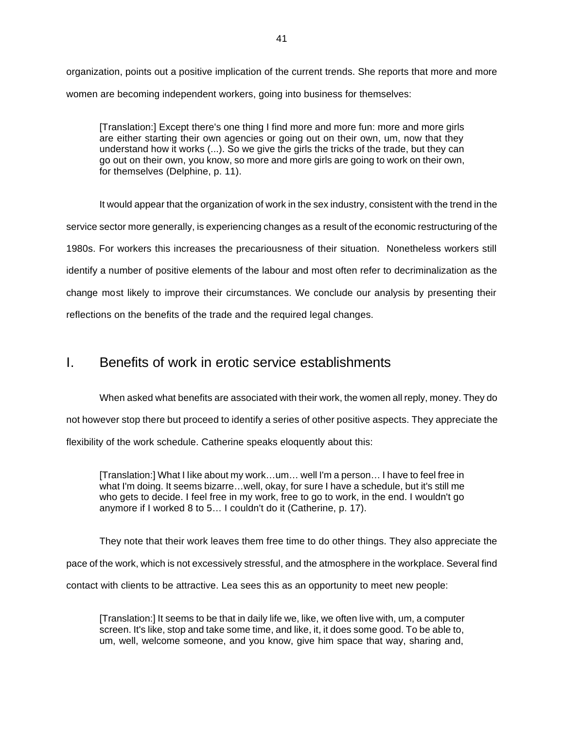organization, points out a positive implication of the current trends. She reports that more and more women are becoming independent workers, going into business for themselves:

> [Translation:] Except there's one thing I find more and more fun: more and more girls are either starting their own agencies or going out on their own, um, now that they understand how it works (...). So we give the girls the tricks of the trade, but they can go out on their own, you know, so more and more girls are going to work on their own, for themselves (Delphine, p. 11).

It would appear that the organization of work in the sex industry, consistent with the trend in the service sector more generally, is experiencing changes as a result of the economic restructuring of the 1980s. For workers this increases the precariousness of their situation. Nonetheless workers still identify a number of positive elements of the labour and most often refer to decriminalization as the change most likely to improve their circumstances. We conclude our analysis by presenting their reflections on the benefits of the trade and the required legal changes.

## I. Benefits of work in erotic service establishments

When asked what benefits are associated with their work, the women all reply, money. They do not however stop there but proceed to identify a series of other positive aspects. They appreciate the flexibility of the work schedule. Catherine speaks eloquently about this:

> [Translation:] What I like about my work…um… well I'm a person… I have to feel free in what I'm doing. It seems bizarre…well, okay, for sure I have a schedule, but it's still me who gets to decide. I feel free in my work, free to go to work, in the end. I wouldn't go anymore if I worked 8 to 5… I couldn't do it (Catherine, p. 17).

They note that their work leaves them free time to do other things. They also appreciate the pace of the work, which is not excessively stressful, and the atmosphere in the workplace. Several find contact with clients to be attractive. Lea sees this as an opportunity to meet new people:

> [Translation:] It seems to be that in daily life we, like, we often live with, um, a computer screen. It's like, stop and take some time, and like, it, it does some good. To be able to, um, well, welcome someone, and you know, give him space that way, sharing and,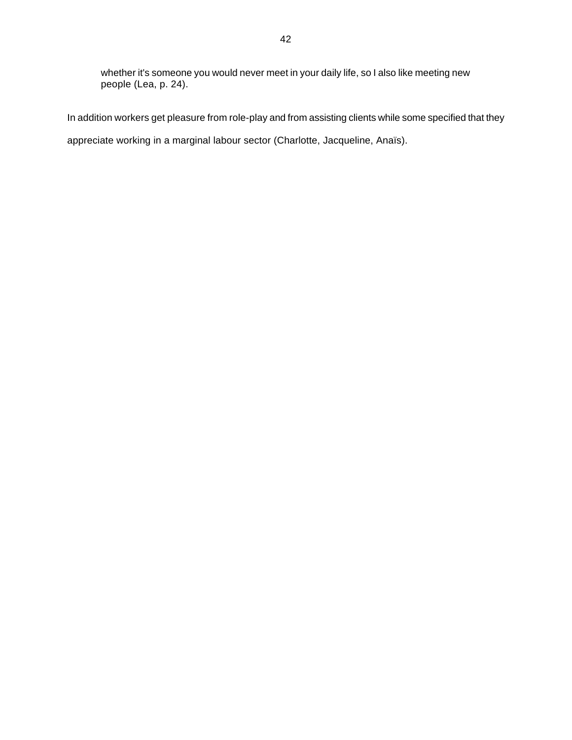> whether it's someone you would never meet in your daily life, so I also like meeting new people (Lea, p. 24).

In addition workers get pleasure from role-play and from assisting clients while some specified that they appreciate working in a marginal labour sector (Charlotte, Jacqueline, Anaïs).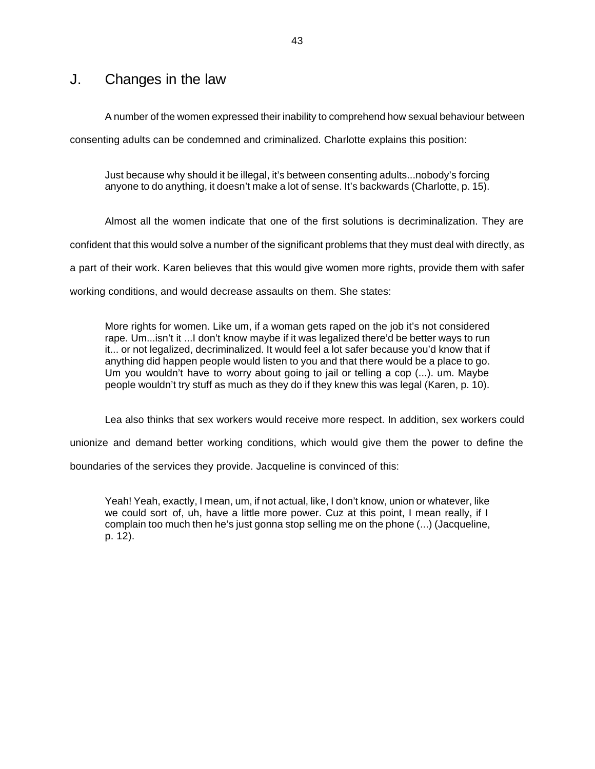## J. Changes in the law

A number of the women expressed their inability to comprehend how sexual behaviour between consenting adults can be condemned and criminalized. Charlotte explains this position:

> Just because why should it be illegal, it's between consenting adults...nobody's forcing anyone to do anything, it doesn't make a lot of sense. It's backwards (Charlotte, p. 15).

Almost all the women indicate that one of the first solutions is decriminalization. They are confident that this would solve a number of the significant problems that they must deal with directly, as a part of their work. Karen believes that this would give women more rights, provide them with safer working conditions, and would decrease assaults on them. She states:

> More rights for women. Like um, if a woman gets raped on the job it's not considered rape. Um...isn't it ...I don't know maybe if it was legalized there'd be better ways to run it... or not legalized, decriminalized. It would feel a lot safer because you'd know that if anything did happen people would listen to you and that there would be a place to go. Um you wouldn't have to worry about going to jail or telling a cop (...). um. Maybe people wouldn't try stuff as much as they do if they knew this was legal (Karen, p. 10).

Lea also thinks that sex workers would receive more respect. In addition, sex workers could unionize and demand better working conditions, which would give them the power to define the boundaries of the services they provide. Jacqueline is convinced of this:

> Yeah! Yeah, exactly, I mean, um, if not actual, like, I don't know, union or whatever, like we could sort of, uh, have a little more power. Cuz at this point, I mean really, if I complain too much then he's just gonna stop selling me on the phone (...) (Jacqueline, p. 12).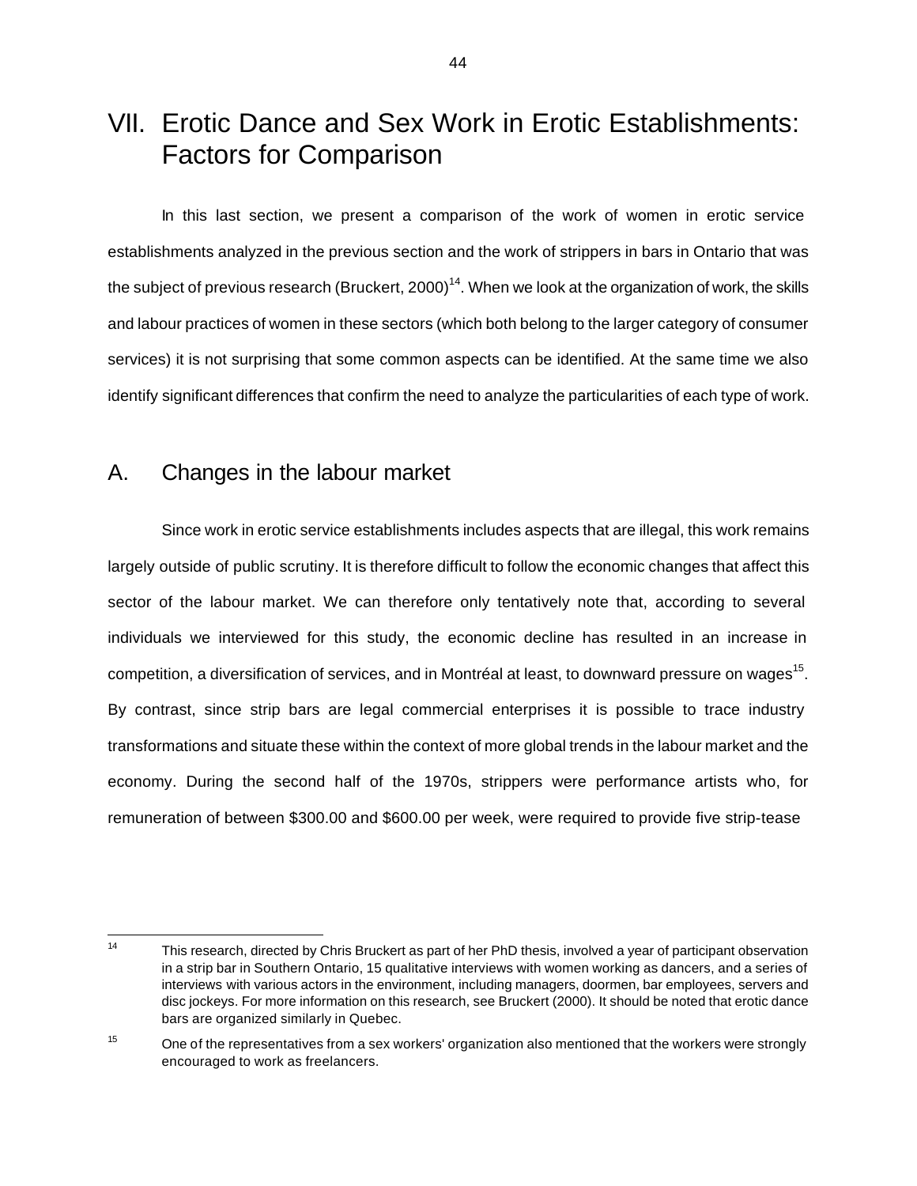# VII. Erotic Dance and Sex Work in Erotic Establishments: Factors for Comparison

In this last section, we present a comparison of the work of women in erotic service establishments analyzed in the previous section and the work of strippers in bars in Ontario that was the subject of previous research (Bruckert, 2000)[14]. When we look at the organization of work, the skills and labour practices of women in these sectors (which both belong to the larger category of consumer services) it is not surprising that some common aspects can be identified. At the same time we also identify significant differences that confirm the need to analyze the particularities of each type of work.

## A. Changes in the labour market

Since work in erotic service establishments includes aspects that are illegal, this work remains largely outside of public scrutiny. It is therefore difficult to follow the economic changes that affect this sector of the labour market. We can therefore only tentatively note that, according to several individuals we interviewed for this study, the economic decline has resulted in an increase in competition, a diversification of services, and in Montréal at least, to downward pressure on wages[15]. By contrast, since strip bars are legal commercial enterprises it is possible to trace industry transformations and situate these within the context of more global trends in the labour market and the economy. During the second half of the 1970s, strippers were performance artists who, for remuneration of between $300.00 and $600.00 per week, were required to provide five strip-tease

---

[14] This research, directed by Chris Bruckert as part of her PhD thesis, involved a year of participant observation in a strip bar in Southern Ontario, 15 qualitative interviews with women working as dancers, and a series of interviews with various actors in the environment, including managers, doormen, bar employees, servers and disc jockeys. For more information on this research, see Bruckert (2000). It should be noted that erotic dance bars are organized similarly in Quebec.

[15] One of the representatives from a sex workers' organization also mentioned that the workers were strongly encouraged to work as freelancers.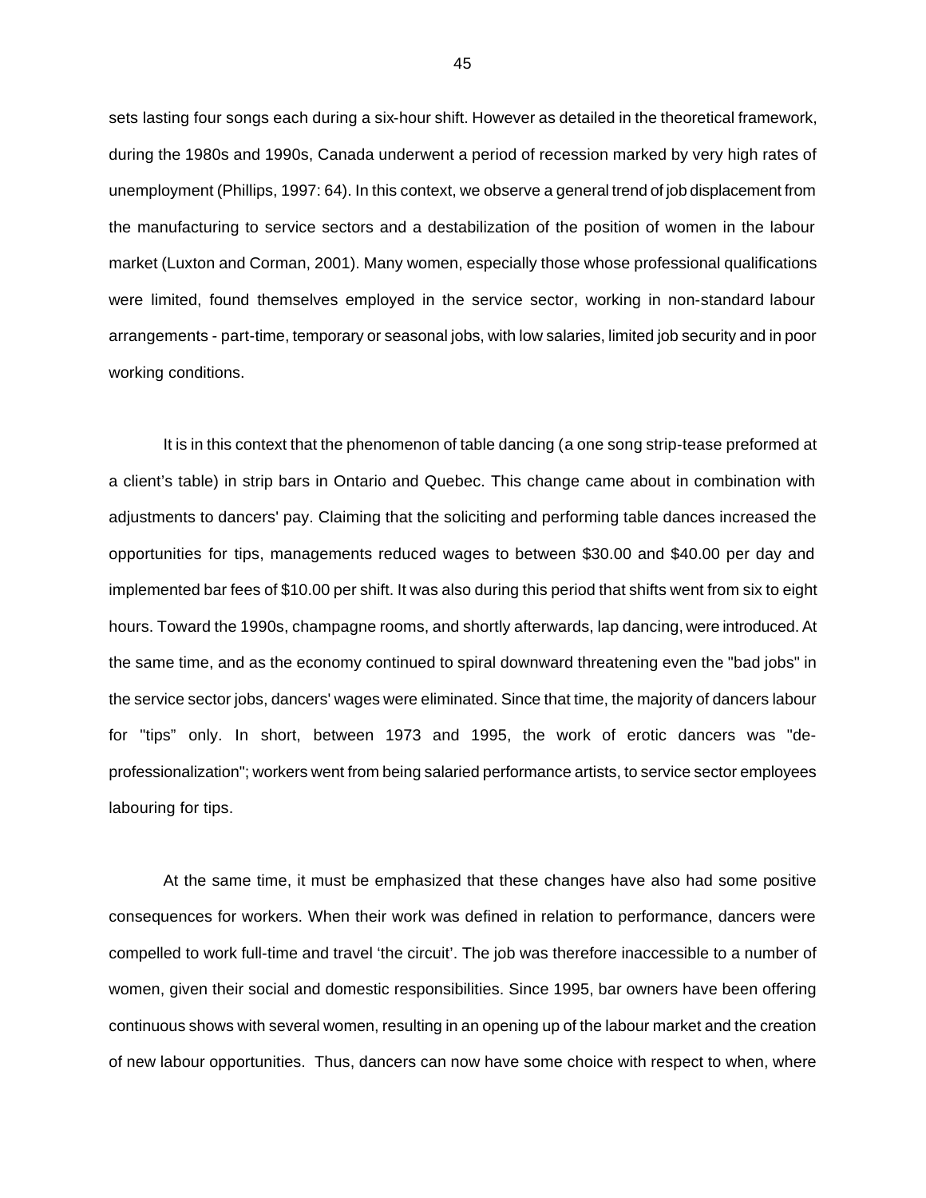sets lasting four songs each during a six-hour shift. However as detailed in the theoretical framework, during the 1980s and 1990s, Canada underwent a period of recession marked by very high rates of unemployment (Phillips, 1997: 64). In this context, we observe a general trend of job displacement from the manufacturing to service sectors and a destabilization of the position of women in the labour market (Luxton and Corman, 2001). Many women, especially those whose professional qualifications were limited, found themselves employed in the service sector, working in non-standard labour arrangements - part-time, temporary or seasonal jobs, with low salaries, limited job security and in poor working conditions.

It is in this context that the phenomenon of table dancing (a one song strip-tease preformed at a client's table) in strip bars in Ontario and Quebec. This change came about in combination with adjustments to dancers' pay. Claiming that the soliciting and performing table dances increased the opportunities for tips, managements reduced wages to between $30.00 and $40.00 per day and implemented bar fees of $10.00 per shift. It was also during this period that shifts went from six to eight hours. Toward the 1990s, champagne rooms, and shortly afterwards, lap dancing, were introduced. At the same time, and as the economy continued to spiral downward threatening even the "bad jobs" in the service sector jobs, dancers' wages were eliminated. Since that time, the majority of dancers labour for "tips" only. In short, between 1973 and 1995, the work of erotic dancers was "de-professionalization"; workers went from being salaried performance artists, to service sector employees labouring for tips.

At the same time, it must be emphasized that these changes have also had some positive consequences for workers. When their work was defined in relation to performance, dancers were compelled to work full-time and travel 'the circuit'. The job was therefore inaccessible to a number of women, given their social and domestic responsibilities. Since 1995, bar owners have been offering continuous shows with several women, resulting in an opening up of the labour market and the creation of new labour opportunities. Thus, dancers can now have some choice with respect to when, where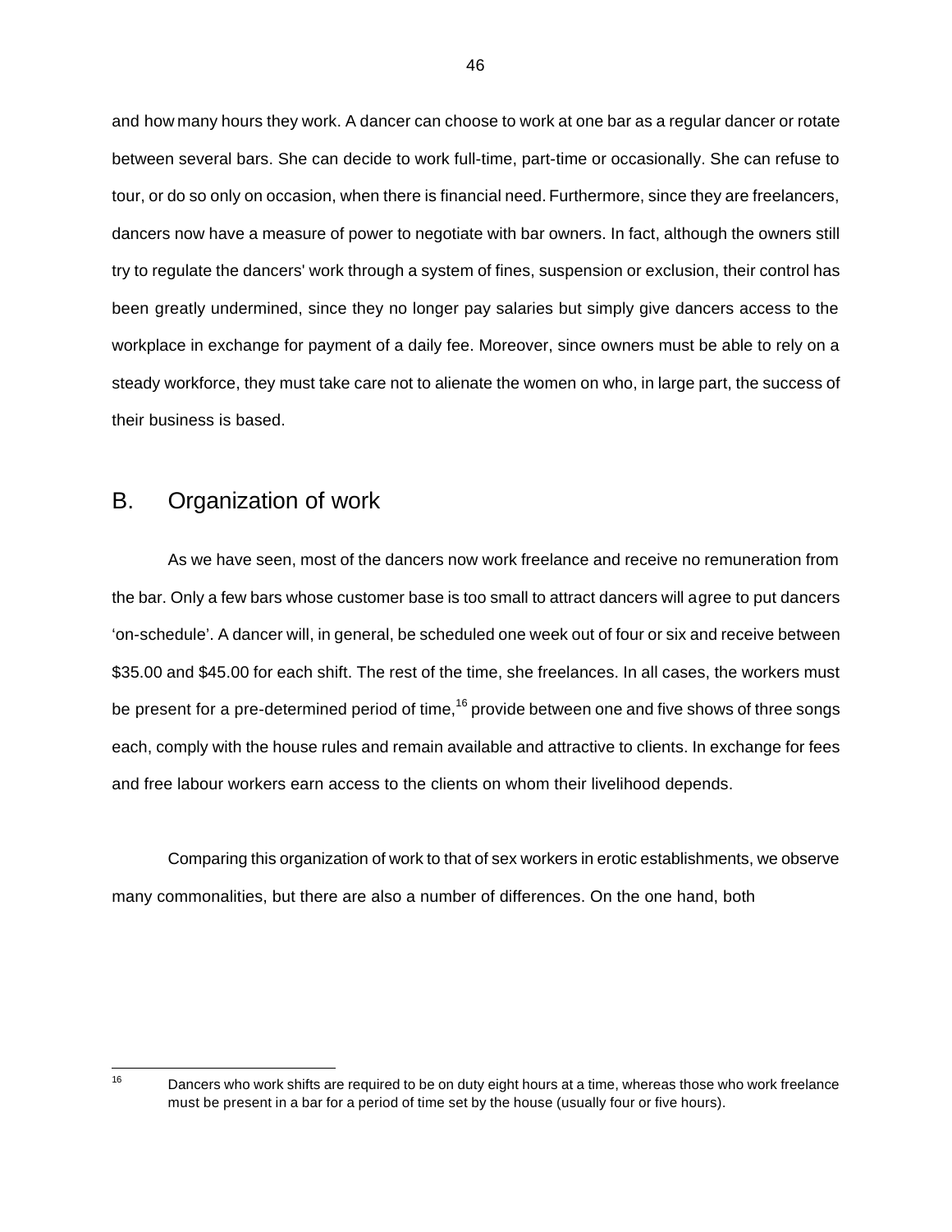and how many hours they work. A dancer can choose to work at one bar as a regular dancer or rotate between several bars. She can decide to work full-time, part-time or occasionally. She can refuse to tour, or do so only on occasion, when there is financial need. Furthermore, since they are freelancers, dancers now have a measure of power to negotiate with bar owners. In fact, although the owners still try to regulate the dancers' work through a system of fines, suspension or exclusion, their control has been greatly undermined, since they no longer pay salaries but simply give dancers access to the workplace in exchange for payment of a daily fee. Moreover, since owners must be able to rely on a steady workforce, they must take care not to alienate the women on who, in large part, the success of their business is based.

## B. Organization of work

As we have seen, most of the dancers now work freelance and receive no remuneration from the bar. Only a few bars whose customer base is too small to attract dancers will agree to put dancers 'on-schedule'. A dancer will, in general, be scheduled one week out of four or six and receive between $35.00 and $45.00 for each shift. The rest of the time, she freelances. In all cases, the workers must be present for a pre-determined period of time,[16] provide between one and five shows of three songs each, comply with the house rules and remain available and attractive to clients. In exchange for fees and free labour workers earn access to the clients on whom their livelihood depends.

Comparing this organization of work to that of sex workers in erotic establishments, we observe many commonalities, but there are also a number of differences. On the one hand, both

[16] Dancers who work shifts are required to be on duty eight hours at a time, whereas those who work freelance must be present in a bar for a period of time set by the house (usually four or five hours).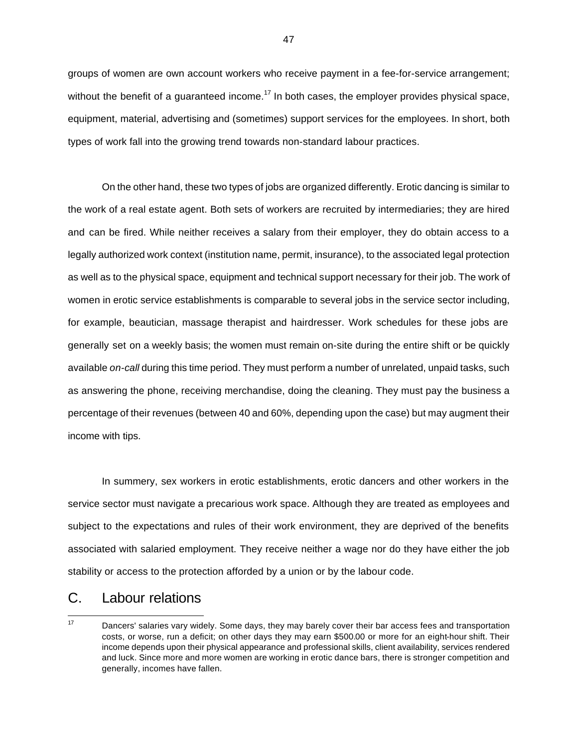groups of women are own account workers who receive payment in a fee-for-service arrangement; without the benefit of a guaranteed income.[17] In both cases, the employer provides physical space, equipment, material, advertising and (sometimes) support services for the employees. In short, both types of work fall into the growing trend towards non-standard labour practices.

On the other hand, these two types of jobs are organized differently. Erotic dancing is similar to the work of a real estate agent. Both sets of workers are recruited by intermediaries; they are hired and can be fired. While neither receives a salary from their employer, they do obtain access to a legally authorized work context (institution name, permit, insurance), to the associated legal protection as well as to the physical space, equipment and technical support necessary for their job. The work of women in erotic service establishments is comparable to several jobs in the service sector including, for example, beautician, massage therapist and hairdresser. Work schedules for these jobs are generally set on a weekly basis; the women must remain on-site during the entire shift or be quickly available *on-call* during this time period. They must perform a number of unrelated, unpaid tasks, such as answering the phone, receiving merchandise, doing the cleaning. They must pay the business a percentage of their revenues (between 40 and 60%, depending upon the case) but may augment their income with tips.

In summery, sex workers in erotic establishments, erotic dancers and other workers in the service sector must navigate a precarious work space. Although they are treated as employees and subject to the expectations and rules of their work environment, they are deprived of the benefits associated with salaried employment. They receive neither a wage nor do they have either the job stability or access to the protection afforded by a union or by the labour code.

## C. Labour relations

---

[17] Dancers' salaries vary widely. Some days, they may barely cover their bar access fees and transportation costs, or worse, run a deficit; on other days they may earn $500.00 or more for an eight-hour shift. Their income depends upon their physical appearance and professional skills, client availability, services rendered and luck. Since more and more women are working in erotic dance bars, there is stronger competition and generally, incomes have fallen.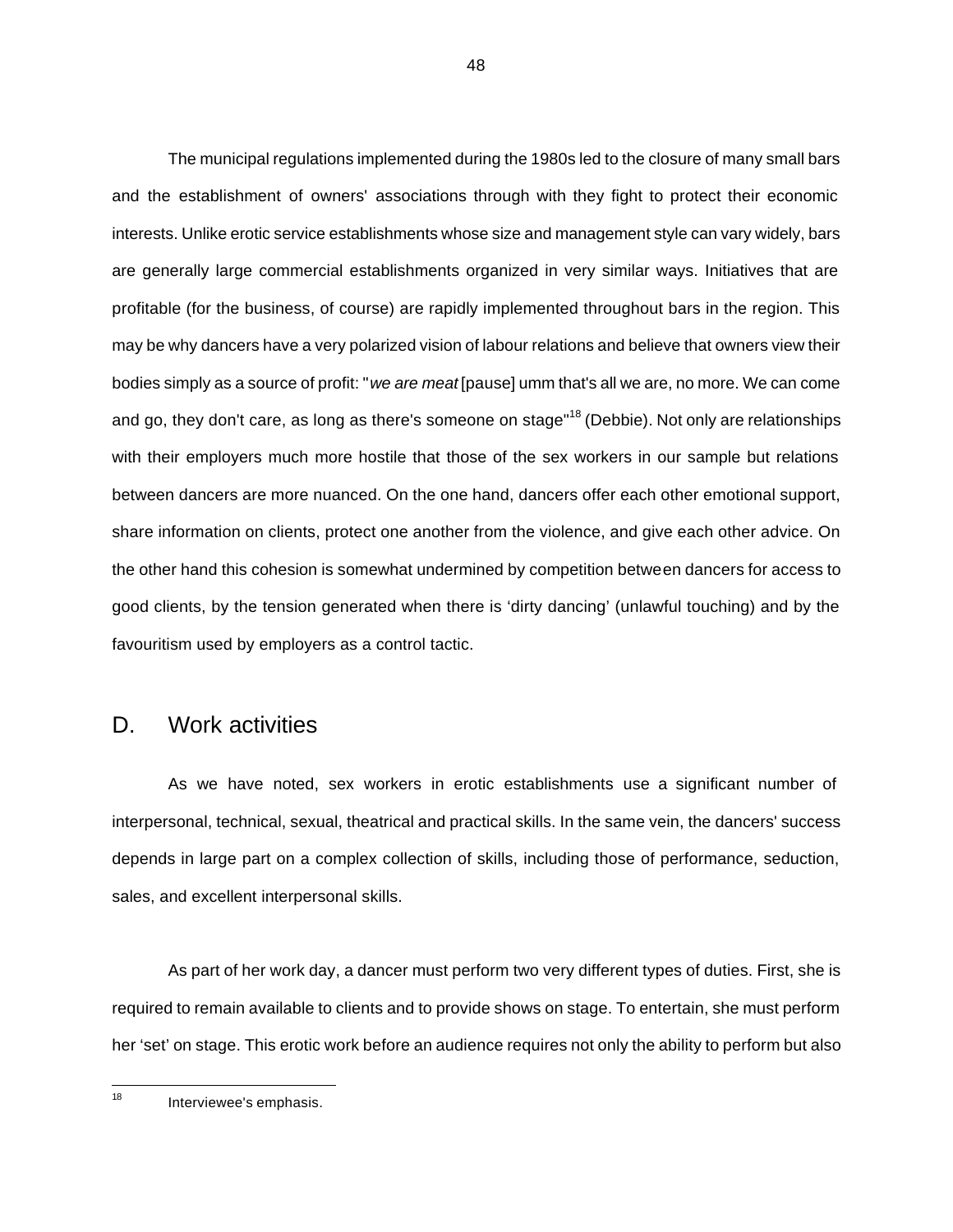The municipal regulations implemented during the 1980s led to the closure of many small bars and the establishment of owners' associations through with they fight to protect their economic interests. Unlike erotic service establishments whose size and management style can vary widely, bars are generally large commercial establishments organized in very similar ways. Initiatives that are profitable (for the business, of course) are rapidly implemented throughout bars in the region. This may be why dancers have a very polarized vision of labour relations and believe that owners view their bodies simply as a source of profit: "*we are meat* [pause] umm that's all we are, no more. We can come and go, they don't care, as long as there's someone on stage"[18] (Debbie). Not only are relationships with their employers much more hostile that those of the sex workers in our sample but relations between dancers are more nuanced. On the one hand, dancers offer each other emotional support, share information on clients, protect one another from the violence, and give each other advice. On the other hand this cohesion is somewhat undermined by competition between dancers for access to good clients, by the tension generated when there is 'dirty dancing' (unlawful touching) and by the favouritism used by employers as a control tactic.

## D. Work activities

As we have noted, sex workers in erotic establishments use a significant number of interpersonal, technical, sexual, theatrical and practical skills. In the same vein, the dancers' success depends in large part on a complex collection of skills, including those of performance, seduction, sales, and excellent interpersonal skills.

As part of her work day, a dancer must perform two very different types of duties. First, she is required to remain available to clients and to provide shows on stage. To entertain, she must perform her 'set' on stage. This erotic work before an audience requires not only the ability to perform but also

[18] Interviewee's emphasis.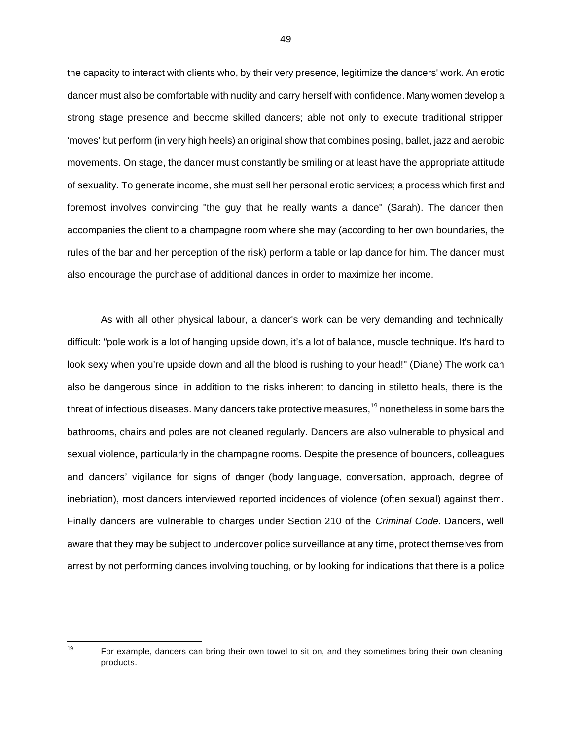the capacity to interact with clients who, by their very presence, legitimize the dancers' work. An erotic dancer must also be comfortable with nudity and carry herself with confidence. Many women develop a strong stage presence and become skilled dancers; able not only to execute traditional stripper 'moves' but perform (in very high heels) an original show that combines posing, ballet, jazz and aerobic movements. On stage, the dancer must constantly be smiling or at least have the appropriate attitude of sexuality. To generate income, she must sell her personal erotic services; a process which first and foremost involves convincing "the guy that he really wants a dance" (Sarah). The dancer then accompanies the client to a champagne room where she may (according to her own boundaries, the rules of the bar and her perception of the risk) perform a table or lap dance for him. The dancer must also encourage the purchase of additional dances in order to maximize her income.

As with all other physical labour, a dancer's work can be very demanding and technically difficult: "pole work is a lot of hanging upside down, it's a lot of balance, muscle technique. It's hard to look sexy when you're upside down and all the blood is rushing to your head!" (Diane) The work can also be dangerous since, in addition to the risks inherent to dancing in stiletto heals, there is the threat of infectious diseases. Many dancers take protective measures,[19] nonetheless in some bars the bathrooms, chairs and poles are not cleaned regularly. Dancers are also vulnerable to physical and sexual violence, particularly in the champagne rooms. Despite the presence of bouncers, colleagues and dancers' vigilance for signs of danger (body language, conversation, approach, degree of inebriation), most dancers interviewed reported incidences of violence (often sexual) against them. Finally dancers are vulnerable to charges under Section 210 of the *Criminal Code*. Dancers, well aware that they may be subject to undercover police surveillance at any time, protect themselves from arrest by not performing dances involving touching, or by looking for indications that there is a police

---

[19] For example, dancers can bring their own towel to sit on, and they sometimes bring their own cleaning products.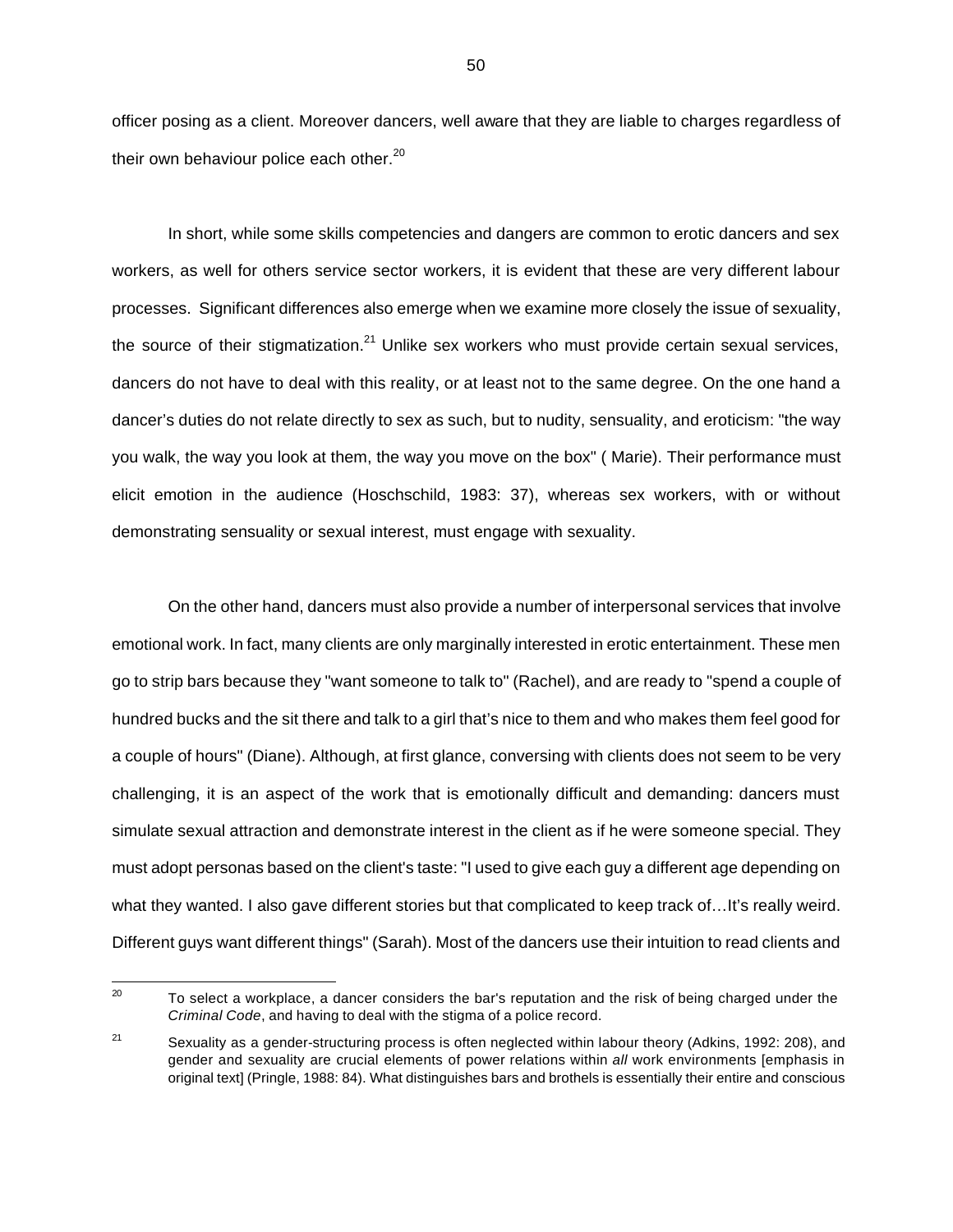officer posing as a client. Moreover dancers, well aware that they are liable to charges regardless of their own behaviour police each other.[20]

In short, while some skills competencies and dangers are common to erotic dancers and sex workers, as well for others service sector workers, it is evident that these are very different labour processes. Significant differences also emerge when we examine more closely the issue of sexuality, the source of their stigmatization.[21] Unlike sex workers who must provide certain sexual services, dancers do not have to deal with this reality, or at least not to the same degree. On the one hand a dancer's duties do not relate directly to sex as such, but to nudity, sensuality, and eroticism: "the way you walk, the way you look at them, the way you move on the box" ( Marie). Their performance must elicit emotion in the audience (Hoschschild, 1983: 37), whereas sex workers, with or without demonstrating sensuality or sexual interest, must engage with sexuality.

On the other hand, dancers must also provide a number of interpersonal services that involve emotional work. In fact, many clients are only marginally interested in erotic entertainment. These men go to strip bars because they "want someone to talk to" (Rachel), and are ready to "spend a couple of hundred bucks and the sit there and talk to a girl that's nice to them and who makes them feel good for a couple of hours" (Diane). Although, at first glance, conversing with clients does not seem to be very challenging, it is an aspect of the work that is emotionally difficult and demanding: dancers must simulate sexual attraction and demonstrate interest in the client as if he were someone special. They must adopt personas based on the client's taste: "I used to give each guy a different age depending on what they wanted. I also gave different stories but that complicated to keep track of…It's really weird. Different guys want different things" (Sarah). Most of the dancers use their intuition to read clients and

---

[20] To select a workplace, a dancer considers the bar's reputation and the risk of being charged under the *Criminal Code*, and having to deal with the stigma of a police record.

[21] Sexuality as a gender-structuring process is often neglected within labour theory (Adkins, 1992: 208), and gender and sexuality are crucial elements of power relations within *all* work environments [emphasis in original text] (Pringle, 1988: 84). What distinguishes bars and brothels is essentially their entire and conscious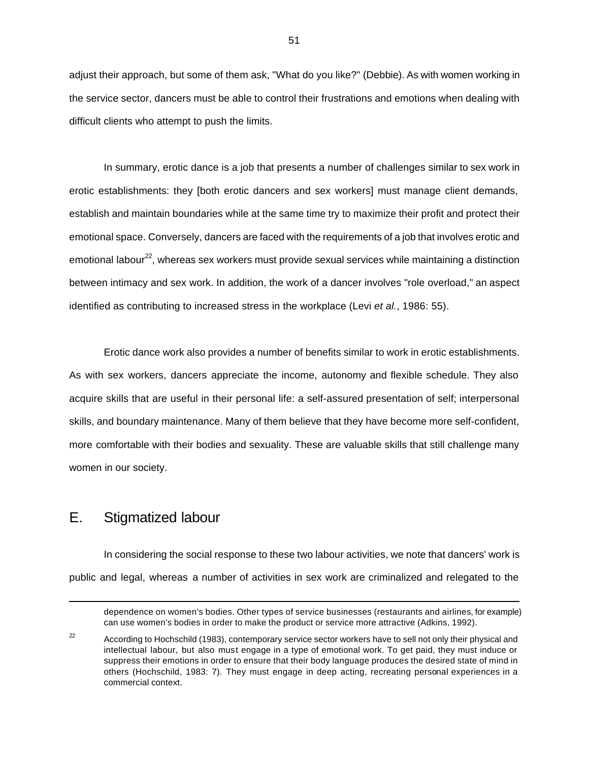adjust their approach, but some of them ask, "What do you like?" (Debbie). As with women working in the service sector, dancers must be able to control their frustrations and emotions when dealing with difficult clients who attempt to push the limits.

In summary, erotic dance is a job that presents a number of challenges similar to sex work in erotic establishments: they [both erotic dancers and sex workers] must manage client demands, establish and maintain boundaries while at the same time try to maximize their profit and protect their emotional space. Conversely, dancers are faced with the requirements of a job that involves erotic and emotional labour[22], whereas sex workers must provide sexual services while maintaining a distinction between intimacy and sex work. In addition, the work of a dancer involves "role overload," an aspect identified as contributing to increased stress in the workplace (Levi *et al.*, 1986: 55).

Erotic dance work also provides a number of benefits similar to work in erotic establishments. As with sex workers, dancers appreciate the income, autonomy and flexible schedule. They also acquire skills that are useful in their personal life: a self-assured presentation of self; interpersonal skills, and boundary maintenance. Many of them believe that they have become more self-confident, more comfortable with their bodies and sexuality. These are valuable skills that still challenge many women in our society.

## E. Stigmatized labour

In considering the social response to these two labour activities, we note that dancers' work is public and legal, whereas a number of activities in sex work are criminalized and relegated to the

---

dependence on women's bodies. Other types of service businesses (restaurants and airlines, for example) can use women's bodies in order to make the product or service more attractive (Adkins, 1992).

[22] According to Hochschild (1983), contemporary service sector workers have to sell not only their physical and intellectual labour, but also must engage in a type of emotional work. To get paid, they must induce or suppress their emotions in order to ensure that their body language produces the desired state of mind in others (Hochschild, 1983: 7). They must engage in deep acting, recreating personal experiences in a commercial context.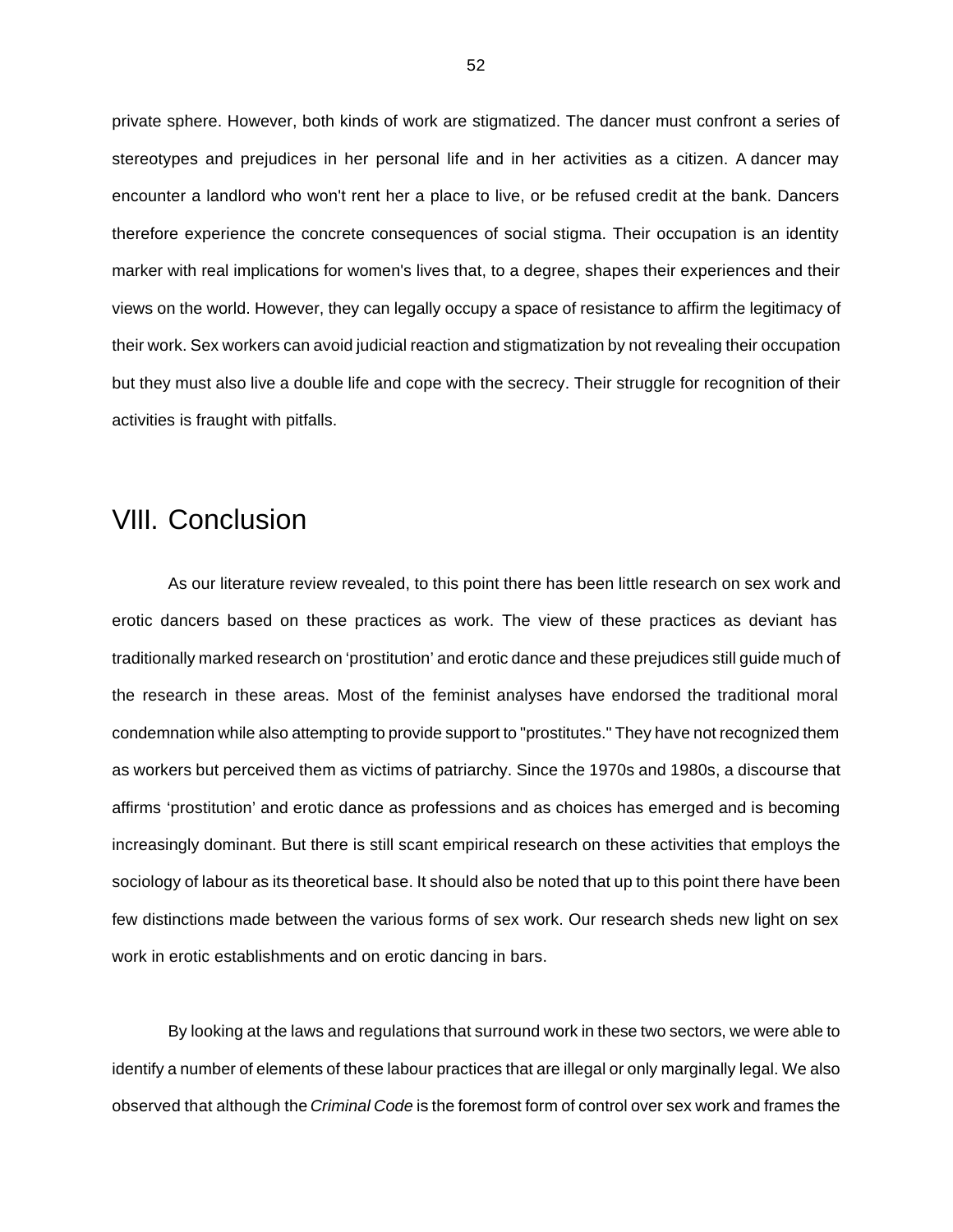private sphere. However, both kinds of work are stigmatized. The dancer must confront a series of stereotypes and prejudices in her personal life and in her activities as a citizen. A dancer may encounter a landlord who won't rent her a place to live, or be refused credit at the bank. Dancers therefore experience the concrete consequences of social stigma. Their occupation is an identity marker with real implications for women's lives that, to a degree, shapes their experiences and their views on the world. However, they can legally occupy a space of resistance to affirm the legitimacy of their work. Sex workers can avoid judicial reaction and stigmatization by not revealing their occupation but they must also live a double life and cope with the secrecy. Their struggle for recognition of their activities is fraught with pitfalls.

# VIII. Conclusion

As our literature review revealed, to this point there has been little research on sex work and erotic dancers based on these practices as work. The view of these practices as deviant has traditionally marked research on 'prostitution' and erotic dance and these prejudices still guide much of the research in these areas. Most of the feminist analyses have endorsed the traditional moral condemnation while also attempting to provide support to "prostitutes." They have not recognized them as workers but perceived them as victims of patriarchy. Since the 1970s and 1980s, a discourse that affirms 'prostitution' and erotic dance as professions and as choices has emerged and is becoming increasingly dominant. But there is still scant empirical research on these activities that employs the sociology of labour as its theoretical base. It should also be noted that up to this point there have been few distinctions made between the various forms of sex work. Our research sheds new light on sex work in erotic establishments and on erotic dancing in bars.

By looking at the laws and regulations that surround work in these two sectors, we were able to identify a number of elements of these labour practices that are illegal or only marginally legal. We also observed that although the *Criminal Code* is the foremost form of control over sex work and frames the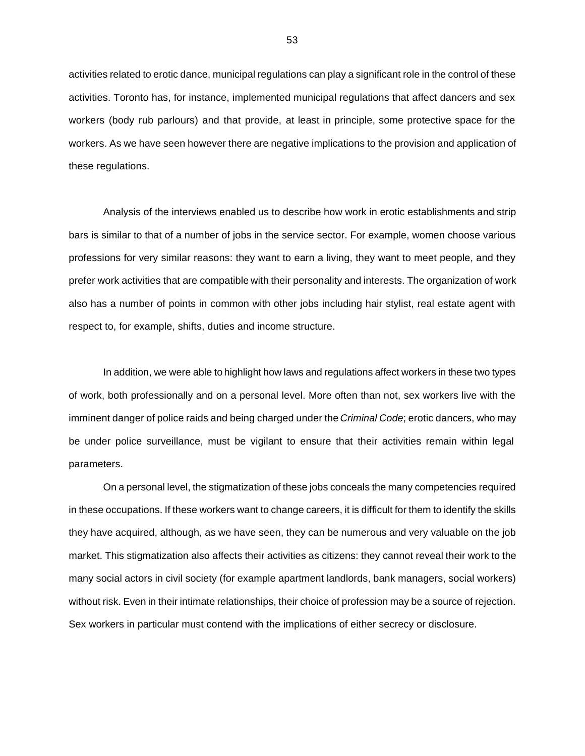activities related to erotic dance, municipal regulations can play a significant role in the control of these activities. Toronto has, for instance, implemented municipal regulations that affect dancers and sex workers (body rub parlours) and that provide, at least in principle, some protective space for the workers. As we have seen however there are negative implications to the provision and application of these regulations.

Analysis of the interviews enabled us to describe how work in erotic establishments and strip bars is similar to that of a number of jobs in the service sector. For example, women choose various professions for very similar reasons: they want to earn a living, they want to meet people, and they prefer work activities that are compatible with their personality and interests. The organization of work also has a number of points in common with other jobs including hair stylist, real estate agent with respect to, for example, shifts, duties and income structure.

In addition, we were able to highlight how laws and regulations affect workers in these two types of work, both professionally and on a personal level. More often than not, sex workers live with the imminent danger of police raids and being charged under the *Criminal Code*; erotic dancers, who may be under police surveillance, must be vigilant to ensure that their activities remain within legal parameters.

On a personal level, the stigmatization of these jobs conceals the many competencies required in these occupations. If these workers want to change careers, it is difficult for them to identify the skills they have acquired, although, as we have seen, they can be numerous and very valuable on the job market. This stigmatization also affects their activities as citizens: they cannot reveal their work to the many social actors in civil society (for example apartment landlords, bank managers, social workers) without risk. Even in their intimate relationships, their choice of profession may be a source of rejection. Sex workers in particular must contend with the implications of either secrecy or disclosure.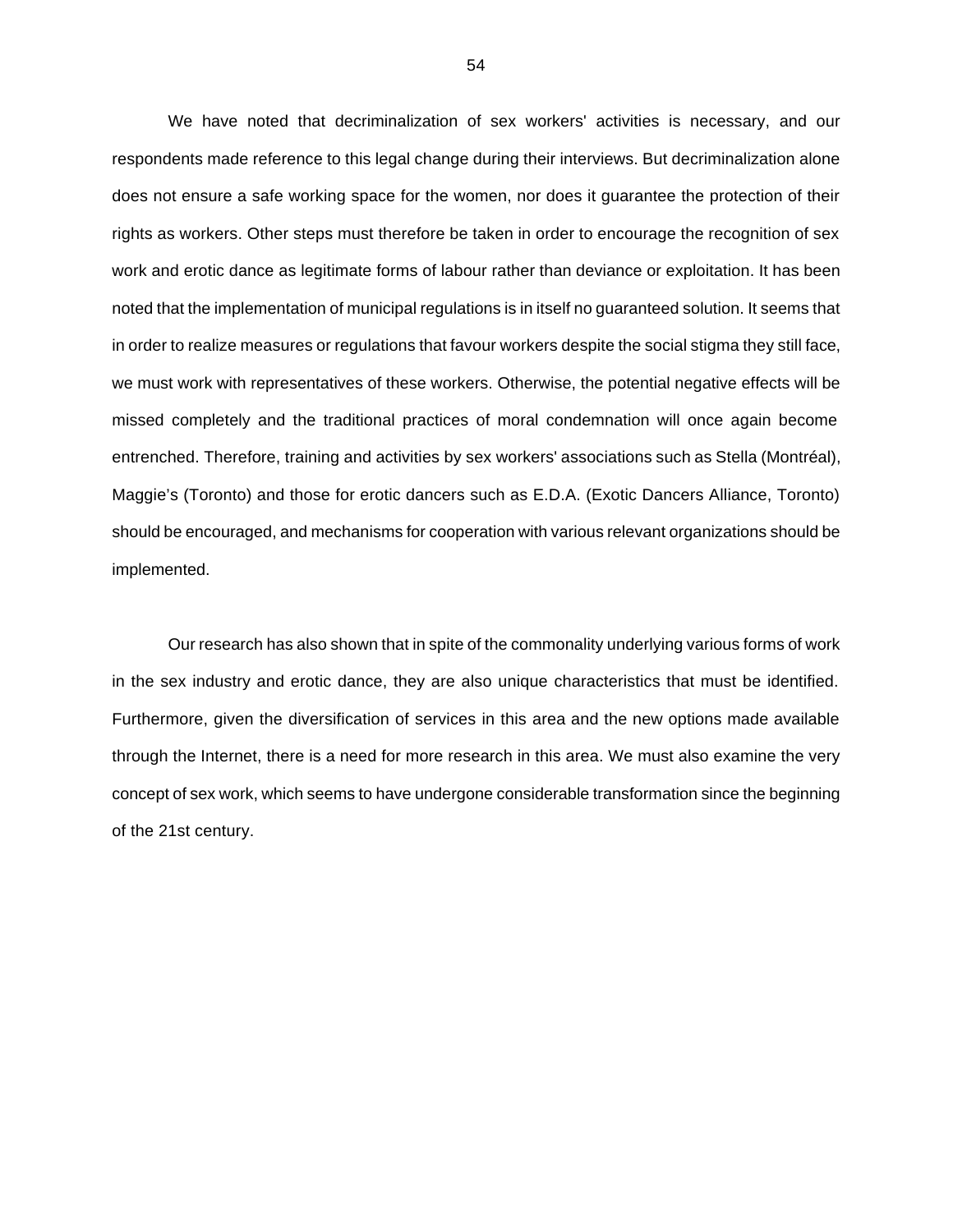We have noted that decriminalization of sex workers' activities is necessary, and our respondents made reference to this legal change during their interviews. But decriminalization alone does not ensure a safe working space for the women, nor does it guarantee the protection of their rights as workers. Other steps must therefore be taken in order to encourage the recognition of sex work and erotic dance as legitimate forms of labour rather than deviance or exploitation. It has been noted that the implementation of municipal regulations is in itself no guaranteed solution. It seems that in order to realize measures or regulations that favour workers despite the social stigma they still face, we must work with representatives of these workers. Otherwise, the potential negative effects will be missed completely and the traditional practices of moral condemnation will once again become entrenched. Therefore, training and activities by sex workers' associations such as Stella (Montréal), Maggie's (Toronto) and those for erotic dancers such as E.D.A. (Exotic Dancers Alliance, Toronto) should be encouraged, and mechanisms for cooperation with various relevant organizations should be implemented.

Our research has also shown that in spite of the commonality underlying various forms of work in the sex industry and erotic dance, they are also unique characteristics that must be identified. Furthermore, given the diversification of services in this area and the new options made available through the Internet, there is a need for more research in this area. We must also examine the very concept of sex work, which seems to have undergone considerable transformation since the beginning of the 21st century.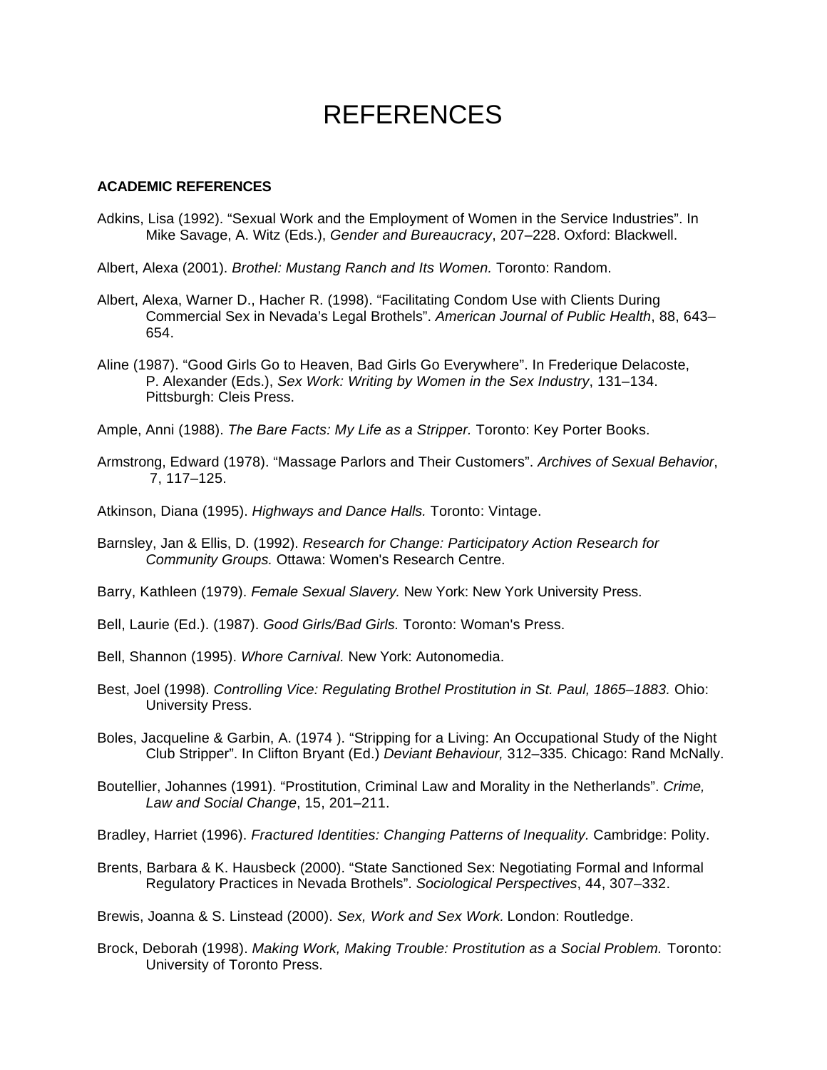# REFERENCES

**ACADEMIC REFERENCES**

Adkins, Lisa (1992). “Sexual Work and the Employment of Women in the Service Industries”. In Mike Savage, A. Witz (Eds.), *Gender and Bureaucracy*, 207–228. Oxford: Blackwell.

Albert, Alexa (2001). *Brothel: Mustang Ranch and Its Women.* Toronto: Random.

Albert, Alexa, Warner D., Hacher R. (1998). “Facilitating Condom Use with Clients During Commercial Sex in Nevada’s Legal Brothels”. *American Journal of Public Health*, 88, 643–654.

Aline (1987). “Good Girls Go to Heaven, Bad Girls Go Everywhere”. In Frederique Delacoste, P. Alexander (Eds.), *Sex Work: Writing by Women in the Sex Industry*, 131–134. Pittsburgh: Cleis Press.

Ample, Anni (1988). *The Bare Facts: My Life as a Stripper.* Toronto: Key Porter Books.

Armstrong, Edward (1978). “Massage Parlors and Their Customers”. *Archives of Sexual Behavior*, 7, 117–125.

Atkinson, Diana (1995). *Highways and Dance Halls.* Toronto: Vintage.

Barnsley, Jan & Ellis, D. (1992). *Research for Change: Participatory Action Research for Community Groups.* Ottawa: Women's Research Centre.

Barry, Kathleen (1979). *Female Sexual Slavery.* New York: New York University Press.

Bell, Laurie (Ed.). (1987). *Good Girls/Bad Girls.* Toronto: Woman's Press.

Bell, Shannon (1995). *Whore Carnival.* New York: Autonomedia.

Best, Joel (1998). *Controlling Vice: Regulating Brothel Prostitution in St. Paul, 1865–1883.* Ohio: University Press.

Boles, Jacqueline & Garbin, A. (1974 ). “Stripping for a Living: An Occupational Study of the Night Club Stripper”. In Clifton Bryant (Ed.) *Deviant Behaviour,* 312–335. Chicago: Rand McNally.

Boutellier, Johannes (1991). “Prostitution, Criminal Law and Morality in the Netherlands”. *Crime, Law and Social Change*, 15, 201–211.

Bradley, Harriet (1996). *Fractured Identities: Changing Patterns of Inequality.* Cambridge: Polity.

Brents, Barbara & K. Hausbeck (2000). “State Sanctioned Sex: Negotiating Formal and Informal Regulatory Practices in Nevada Brothels”. *Sociological Perspectives*, 44, 307–332.

Brewis, Joanna & S. Linstead (2000). *Sex, Work and Sex Work.* London: Routledge.

Brock, Deborah (1998). *Making Work, Making Trouble: Prostitution as a Social Problem.* Toronto: University of Toronto Press.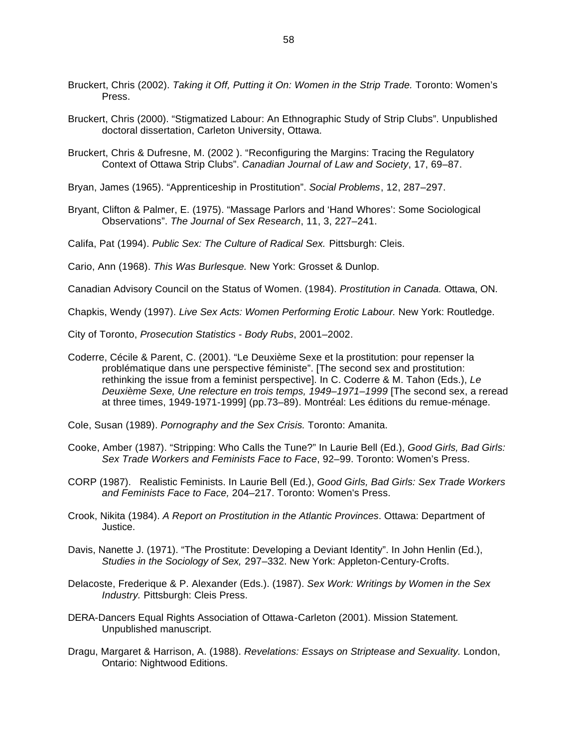Bruckert, Chris (2002). *Taking it Off, Putting it On: Women in the Strip Trade.* Toronto: Women's Press.

Bruckert, Chris (2000). "Stigmatized Labour: An Ethnographic Study of Strip Clubs". Unpublished doctoral dissertation, Carleton University, Ottawa.

Bruckert, Chris & Dufresne, M. (2002 ). "Reconfiguring the Margins: Tracing the Regulatory Context of Ottawa Strip Clubs". *Canadian Journal of Law and Society*, 17, 69–87.

Bryan, James (1965). "Apprenticeship in Prostitution". *Social Problems*, 12, 287–297.

Bryant, Clifton & Palmer, E. (1975). "Massage Parlors and 'Hand Whores': Some Sociological Observations". *The Journal of Sex Research*, 11, 3, 227–241.

Califa, Pat (1994). *Public Sex: The Culture of Radical Sex.* Pittsburgh: Cleis.

Cario, Ann (1968). *This Was Burlesque.* New York: Grosset & Dunlop.

Canadian Advisory Council on the Status of Women. (1984). *Prostitution in Canada.* Ottawa, ON.

Chapkis, Wendy (1997). *Live Sex Acts: Women Performing Erotic Labour.* New York: Routledge.

City of Toronto, *Prosecution Statistics - Body Rubs*, 2001–2002.

Coderre, Cécile & Parent, C. (2001). "Le Deuxième Sexe et la prostitution: pour repenser la problématique dans une perspective féministe". [The second sex and prostitution: rethinking the issue from a feminist perspective]. In C. Coderre & M. Tahon (Eds.), *Le Deuxième Sexe, Une relecture en trois temps, 1949–1971–1999* [The second sex, a reread at three times, 1949-1971-1999] (pp.73–89). Montréal: Les éditions du remue-ménage.

Cole, Susan (1989). *Pornography and the Sex Crisis.* Toronto: Amanita.

Cooke, Amber (1987). "Stripping: Who Calls the Tune?" In Laurie Bell (Ed.), *Good Girls, Bad Girls: Sex Trade Workers and Feminists Face to Face*, 92–99. Toronto: Women's Press.

CORP (1987). Realistic Feminists. In Laurie Bell (Ed.), *Good Girls, Bad Girls: Sex Trade Workers and Feminists Face to Face,* 204–217. Toronto: Women's Press.

Crook, Nikita (1984). *A Report on Prostitution in the Atlantic Provinces*. Ottawa: Department of Justice.

Davis, Nanette J. (1971). "The Prostitute: Developing a Deviant Identity". In John Henlin (Ed.), *Studies in the Sociology of Sex,* 297–332. New York: Appleton-Century-Crofts.

Delacoste, Frederique & P. Alexander (Eds.). (1987). *Sex Work: Writings by Women in the Sex Industry.* Pittsburgh: Cleis Press.

DERA-Dancers Equal Rights Association of Ottawa-Carleton (2001). Mission Statement*.* Unpublished manuscript.

Dragu, Margaret & Harrison, A. (1988). *Revelations: Essays on Striptease and Sexuality.* London, Ontario: Nightwood Editions.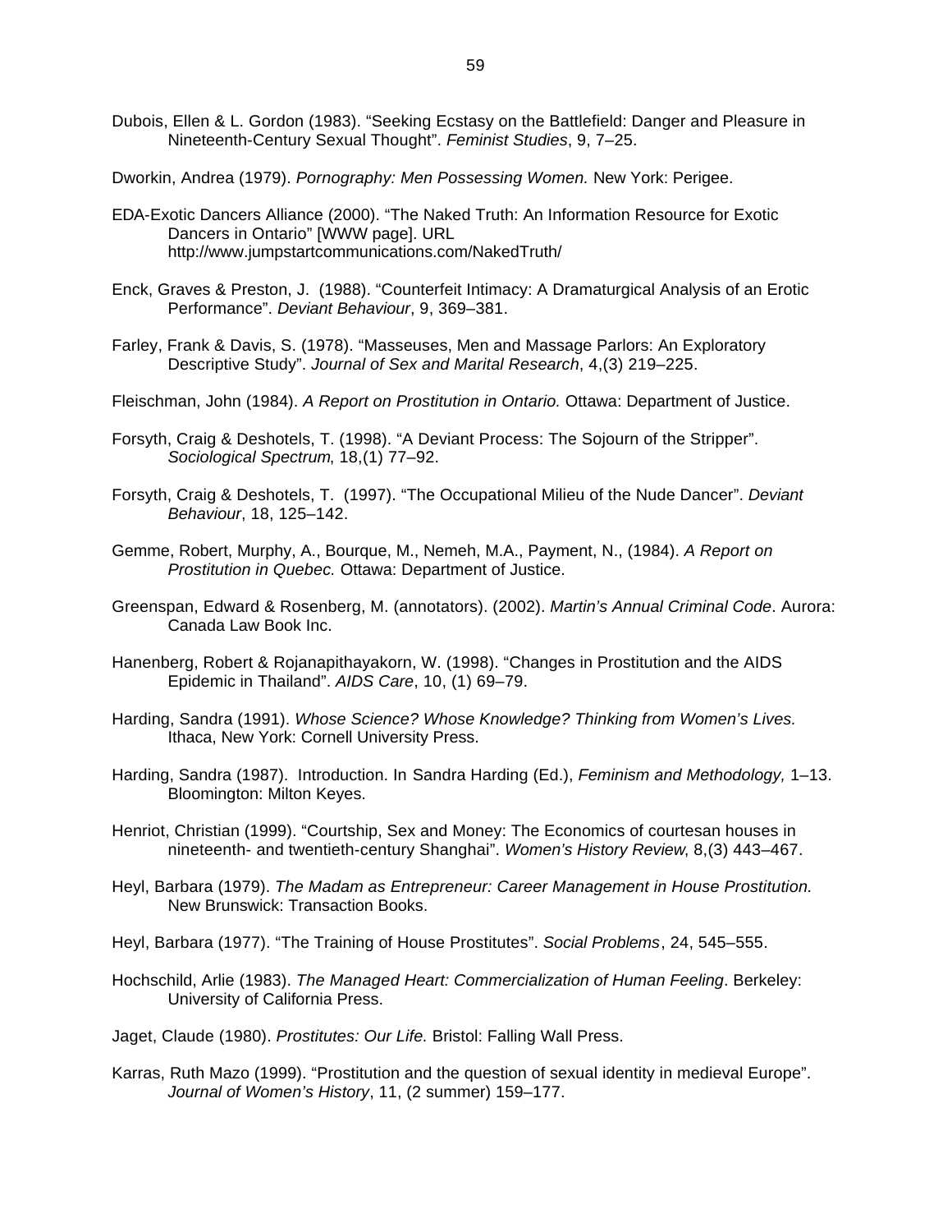Dubois, Ellen & L. Gordon (1983). “Seeking Ecstasy on the Battlefield: Danger and Pleasure in Nineteenth-Century Sexual Thought”. *Feminist Studies*, 9, 7–25.

Dworkin, Andrea (1979). *Pornography: Men Possessing Women.* New York: Perigee.

EDA-Exotic Dancers Alliance (2000). “The Naked Truth: An Information Resource for Exotic Dancers in Ontario” [WWW page]. URL http://www.jumpstartcommunications.com/NakedTruth/

Enck, Graves & Preston, J. (1988). “Counterfeit Intimacy: A Dramaturgical Analysis of an Erotic Performance”. *Deviant Behaviour*, 9, 369–381.

Farley, Frank & Davis, S. (1978). “Masseuses, Men and Massage Parlors: An Exploratory Descriptive Study”. *Journal of Sex and Marital Research*, 4,(3) 219–225.

Fleischman, John (1984). *A Report on Prostitution in Ontario.* Ottawa: Department of Justice.

Forsyth, Craig & Deshotels, T. (1998). “A Deviant Process: The Sojourn of the Stripper”. *Sociological Spectrum*, 18,(1) 77–92.

Forsyth, Craig & Deshotels, T. (1997). “The Occupational Milieu of the Nude Dancer”. *Deviant Behaviour*, 18, 125–142.

Gemme, Robert, Murphy, A., Bourque, M., Nemeh, M.A., Payment, N., (1984). *A Report on Prostitution in Quebec.* Ottawa: Department of Justice.

Greenspan, Edward & Rosenberg, M. (annotators). (2002). *Martin’s Annual Criminal Code*. Aurora: Canada Law Book Inc.

Hanenberg, Robert & Rojanapithayakorn, W. (1998). “Changes in Prostitution and the AIDS Epidemic in Thailand”. *AIDS Care*, 10, (1) 69–79.

Harding, Sandra (1991). *Whose Science? Whose Knowledge? Thinking from Women’s Lives.* Ithaca, New York: Cornell University Press.

Harding, Sandra (1987). Introduction. In Sandra Harding (Ed.), *Feminism and Methodology,* 1–13. Bloomington: Milton Keyes.

Henriot, Christian (1999). “Courtship, Sex and Money: The Economics of courtesan houses in nineteenth- and twentieth-century Shanghai”. *Women’s History Review*, 8,(3) 443–467.

Heyl, Barbara (1979). *The Madam as Entrepreneur: Career Management in House Prostitution.* New Brunswick: Transaction Books.

Heyl, Barbara (1977). “The Training of House Prostitutes”. *Social Problems*, 24, 545–555.

Hochschild, Arlie (1983). *The Managed Heart: Commercialization of Human Feeling*. Berkeley: University of California Press.

Jaget, Claude (1980). *Prostitutes: Our Life.* Bristol: Falling Wall Press.

Karras, Ruth Mazo (1999). “Prostitution and the question of sexual identity in medieval Europe”. *Journal of Women’s History*, 11, (2 summer) 159–177.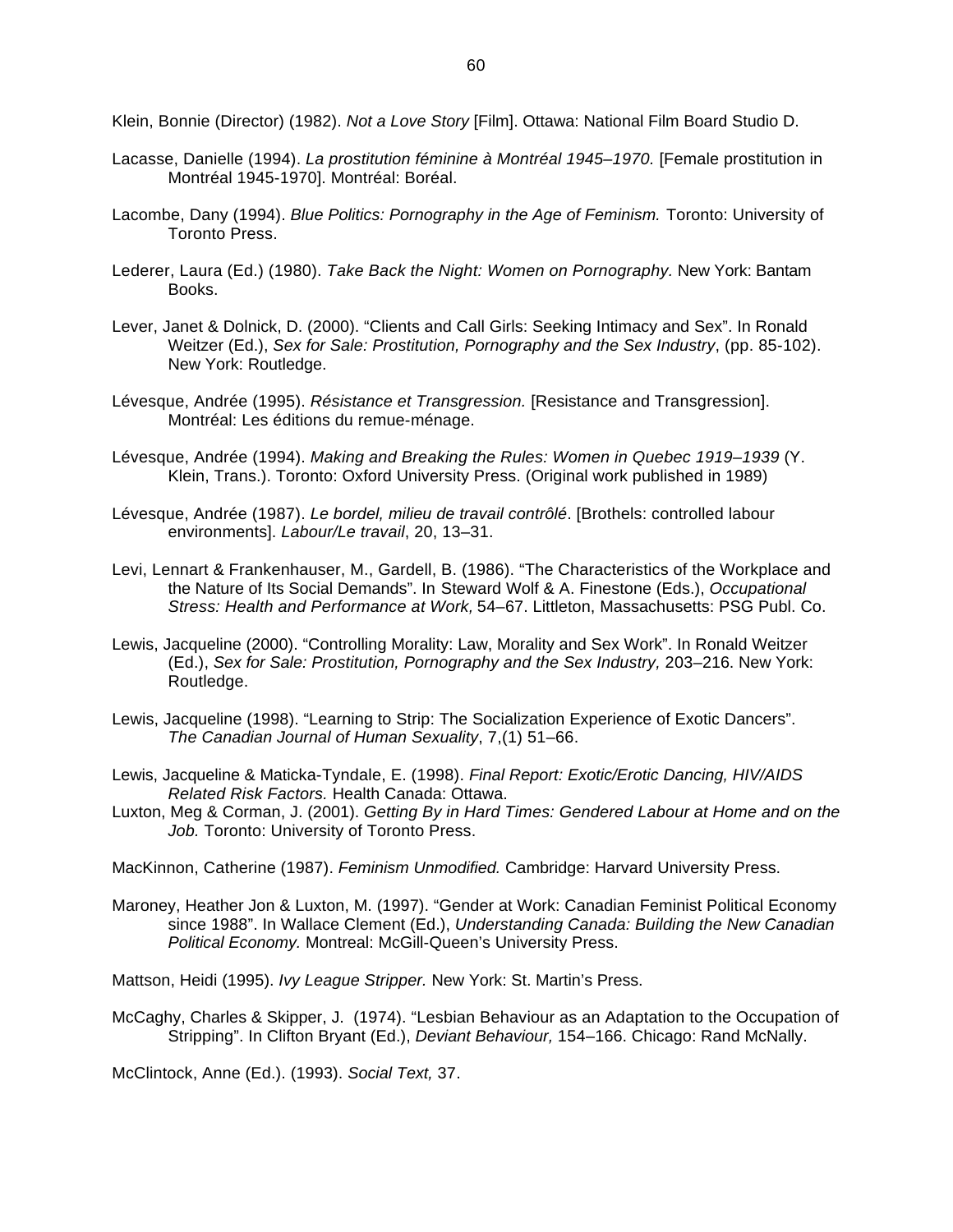Klein, Bonnie (Director) (1982). *Not a Love Story* [Film]. Ottawa: National Film Board Studio D.

Lacasse, Danielle (1994). *La prostitution féminine à Montréal 1945–1970.* [Female prostitution in Montréal 1945-1970]. Montréal: Boréal.

Lacombe, Dany (1994). *Blue Politics: Pornography in the Age of Feminism.* Toronto: University of Toronto Press.

Lederer, Laura (Ed.) (1980). *Take Back the Night: Women on Pornography.* New York: Bantam Books.

Lever, Janet & Dolnick, D. (2000). “Clients and Call Girls: Seeking Intimacy and Sex”. In Ronald Weitzer (Ed.), *Sex for Sale: Prostitution, Pornography and the Sex Industry*, (pp. 85-102). New York: Routledge.

Lévesque, Andrée (1995). *Résistance et Transgression.* [Resistance and Transgression]. Montréal: Les éditions du remue-ménage.

Lévesque, Andrée (1994). *Making and Breaking the Rules: Women in Quebec 1919–1939* (Y. Klein, Trans.). Toronto: Oxford University Press. (Original work published in 1989)

Lévesque, Andrée (1987). *Le bordel, milieu de travail contrôlé*. [Brothels: controlled labour environments]. *Labour/Le travail*, 20, 13–31.

Levi, Lennart & Frankenhauser, M., Gardell, B. (1986). “The Characteristics of the Workplace and the Nature of Its Social Demands”. In Steward Wolf & A. Finestone (Eds.), *Occupational Stress: Health and Performance at Work,* 54–67. Littleton, Massachusetts: PSG Publ. Co.

Lewis, Jacqueline (2000). “Controlling Morality: Law, Morality and Sex Work”. In Ronald Weitzer (Ed.), *Sex for Sale: Prostitution, Pornography and the Sex Industry,* 203–216. New York: Routledge.

Lewis, Jacqueline (1998). “Learning to Strip: The Socialization Experience of Exotic Dancers”. *The Canadian Journal of Human Sexuality*, 7,(1) 51–66.

Lewis, Jacqueline & Maticka-Tyndale, E. (1998). *Final Report: Exotic/Erotic Dancing, HIV/AIDS Related Risk Factors.* Health Canada: Ottawa.

Luxton, Meg & Corman, J. (2001). *Getting By in Hard Times: Gendered Labour at Home and on the Job.* Toronto: University of Toronto Press.

MacKinnon, Catherine (1987). *Feminism Unmodified.* Cambridge: Harvard University Press.

Maroney, Heather Jon & Luxton, M. (1997). “Gender at Work: Canadian Feminist Political Economy since 1988”. In Wallace Clement (Ed.), *Understanding Canada: Building the New Canadian Political Economy.* Montreal: McGill-Queen’s University Press.

Mattson, Heidi (1995). *Ivy League Stripper.* New York: St. Martin’s Press.

McCaghy, Charles & Skipper, J. (1974). “Lesbian Behaviour as an Adaptation to the Occupation of Stripping”. In Clifton Bryant (Ed.), *Deviant Behaviour,* 154–166. Chicago: Rand McNally.

McClintock, Anne (Ed.). (1993). *Social Text,* 37.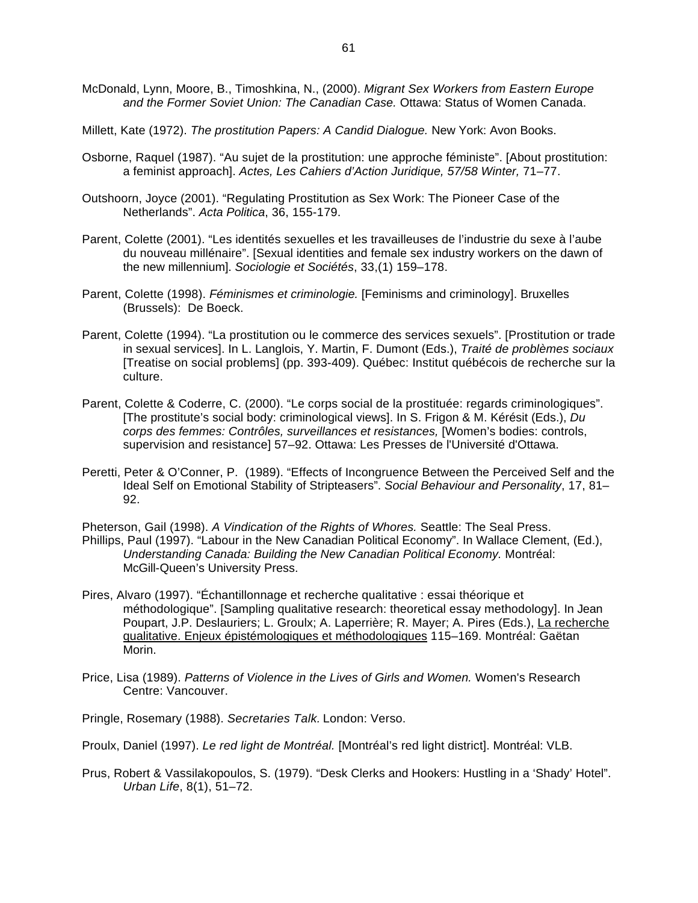McDonald, Lynn, Moore, B., Timoshkina, N., (2000). *Migrant Sex Workers from Eastern Europe and the Former Soviet Union: The Canadian Case.* Ottawa: Status of Women Canada.

Millett, Kate (1972). *The prostitution Papers: A Candid Dialogue.* New York: Avon Books.

Osborne, Raquel (1987). "Au sujet de la prostitution: une approche féministe". [About prostitution: a feminist approach]. *Actes, Les Cahiers d'Action Juridique, 57/58 Winter,* 71–77.

Outshoorn, Joyce (2001). "Regulating Prostitution as Sex Work: The Pioneer Case of the Netherlands". *Acta Politica*, 36, 155-179.

Parent, Colette (2001). "Les identités sexuelles et les travailleuses de l'industrie du sexe à l'aube du nouveau millénaire". [Sexual identities and female sex industry workers on the dawn of the new millennium]. *Sociologie et Sociétés*, 33,(1) 159–178.

Parent, Colette (1998). *Féminismes et criminologie.* [Feminisms and criminology]. Bruxelles (Brussels): De Boeck.

Parent, Colette (1994). "La prostitution ou le commerce des services sexuels". [Prostitution or trade in sexual services]. In L. Langlois, Y. Martin, F. Dumont (Eds.), *Traité de problèmes sociaux* [Treatise on social problems] (pp. 393-409). Québec: Institut québécois de recherche sur la culture.

Parent, Colette & Coderre, C. (2000). "Le corps social de la prostituée: regards criminologiques". [The prostitute's social body: criminological views]. In S. Frigon & M. Kérésit (Eds.), *Du corps des femmes: Contrôles, surveillances et resistances,* [Women's bodies: controls, supervision and resistance] 57–92. Ottawa: Les Presses de l'Université d'Ottawa.

Peretti, Peter & O'Conner, P. (1989). "Effects of Incongruence Between the Perceived Self and the Ideal Self on Emotional Stability of Stripteasers". *Social Behaviour and Personality*, 17, 81–92.

Pheterson, Gail (1998). *A Vindication of the Rights of Whores.* Seattle: The Seal Press.

Phillips, Paul (1997). "Labour in the New Canadian Political Economy". In Wallace Clement, (Ed.), *Understanding Canada: Building the New Canadian Political Economy.* Montréal: McGill-Queen's University Press.

Pires, Alvaro (1997). "Échantillonnage et recherche qualitative : essai théorique et méthodologique". [Sampling qualitative research: theoretical essay methodology]. In Jean Poupart, J.P. Deslauriers; L. Groulx; A. Laperrière; R. Mayer; A. Pires (Eds.), La recherche qualitative. Enjeux épistémologiques et méthodologiques 115–169. Montréal: Gaëtan Morin.

Price, Lisa (1989). *Patterns of Violence in the Lives of Girls and Women.* Women's Research Centre: Vancouver.

Pringle, Rosemary (1988). *Secretaries Talk.* London: Verso.

Proulx, Daniel (1997). *Le red light de Montréal.* [Montréal's red light district]. Montréal: VLB.

Prus, Robert & Vassilakopoulos, S. (1979). "Desk Clerks and Hookers: Hustling in a 'Shady' Hotel". *Urban Life*, 8(1), 51–72.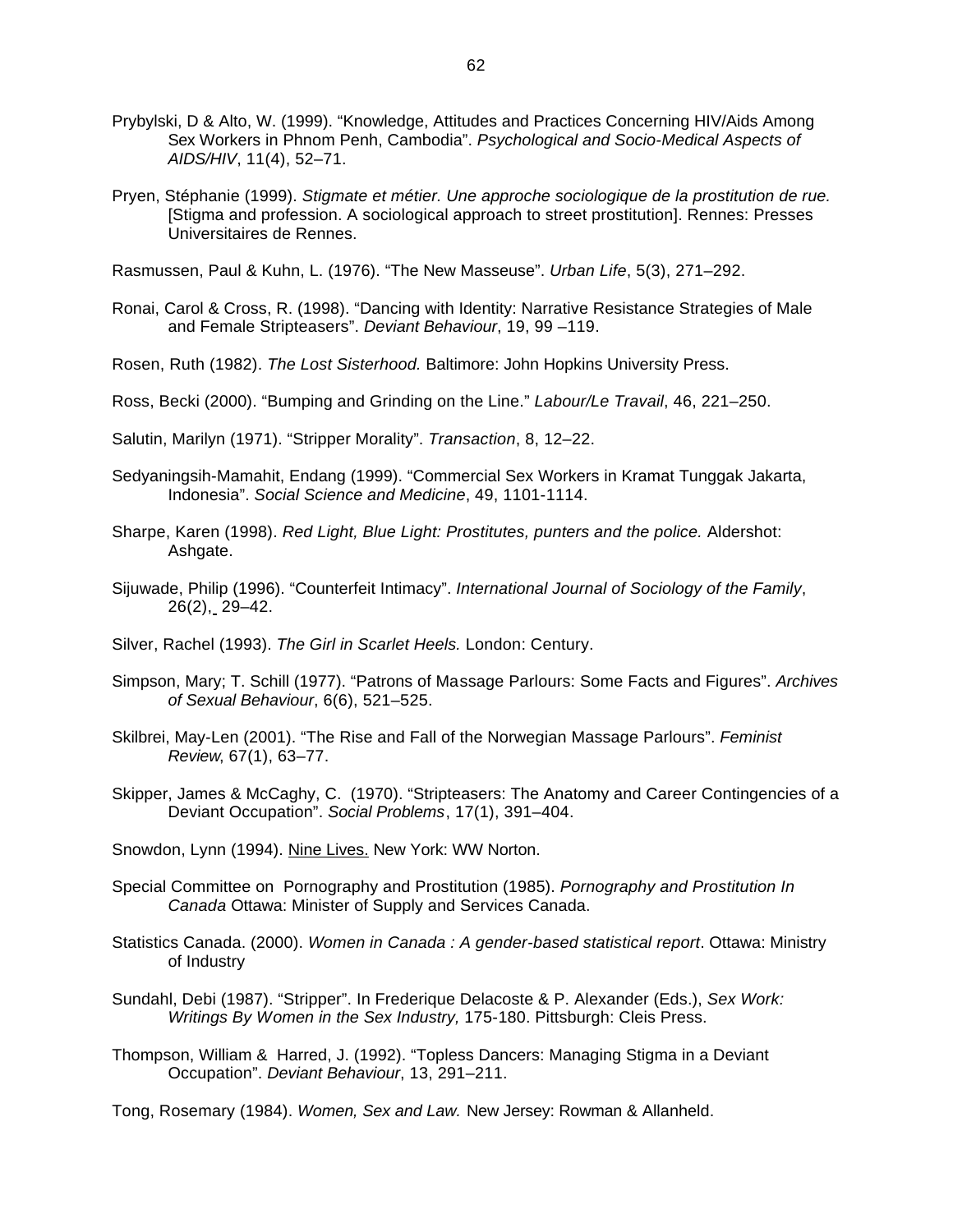Prybylski, D & Alto, W. (1999). “Knowledge, Attitudes and Practices Concerning HIV/Aids Among Sex Workers in Phnom Penh, Cambodia”. *Psychological and Socio-Medical Aspects of AIDS/HIV*, 11(4), 52–71.

Pryen, Stéphanie (1999). *Stigmate et métier. Une approche sociologique de la prostitution de rue.* [Stigma and profession. A sociological approach to street prostitution]. Rennes: Presses Universitaires de Rennes.

Rasmussen, Paul & Kuhn, L. (1976). “The New Masseuse”. *Urban Life*, 5(3), 271–292.

Ronai, Carol & Cross, R. (1998). “Dancing with Identity: Narrative Resistance Strategies of Male and Female Stripteasers”. *Deviant Behaviour*, 19, 99 –119.

Rosen, Ruth (1982). *The Lost Sisterhood.* Baltimore: John Hopkins University Press.

Ross, Becki (2000). “Bumping and Grinding on the Line.” *Labour/Le Travail*, 46, 221–250.

Salutin, Marilyn (1971). “Stripper Morality”. *Transaction*, 8, 12–22.

Sedyaningsih-Mamahit, Endang (1999). “Commercial Sex Workers in Kramat Tunggak Jakarta, Indonesia”. *Social Science and Medicine*, 49, 1101-1114.

Sharpe, Karen (1998). *Red Light, Blue Light: Prostitutes, punters and the police.* Aldershot: Ashgate.

Sijuwade, Philip (1996). “Counterfeit Intimacy”. *International Journal of Sociology of the Family*, 26(2), 29–42.

Silver, Rachel (1993). *The Girl in Scarlet Heels.* London: Century.

Simpson, Mary; T. Schill (1977). “Patrons of Massage Parlours: Some Facts and Figures”. *Archives of Sexual Behaviour*, 6(6), 521–525.

Skilbrei, May-Len (2001). “The Rise and Fall of the Norwegian Massage Parlours”. *Feminist Review*, 67(1), 63–77.

Skipper, James & McCaghy, C. (1970). “Stripteasers: The Anatomy and Career Contingencies of a Deviant Occupation”. *Social Problems*, 17(1), 391–404.

Snowdon, Lynn (1994). Nine Lives. New York: WW Norton.

Special Committee on Pornography and Prostitution (1985). *Pornography and Prostitution In Canada* Ottawa: Minister of Supply and Services Canada.

Statistics Canada. (2000). *Women in Canada : A gender-based statistical report*. Ottawa: Ministry of Industry

Sundahl, Debi (1987). “Stripper”. In Frederique Delacoste & P. Alexander (Eds.), *Sex Work: Writings By Women in the Sex Industry,* 175-180. Pittsburgh: Cleis Press.

Thompson, William & Harred, J. (1992). “Topless Dancers: Managing Stigma in a Deviant Occupation”. *Deviant Behaviour*, 13, 291–211.

Tong, Rosemary (1984). *Women, Sex and Law.* New Jersey: Rowman & Allanheld.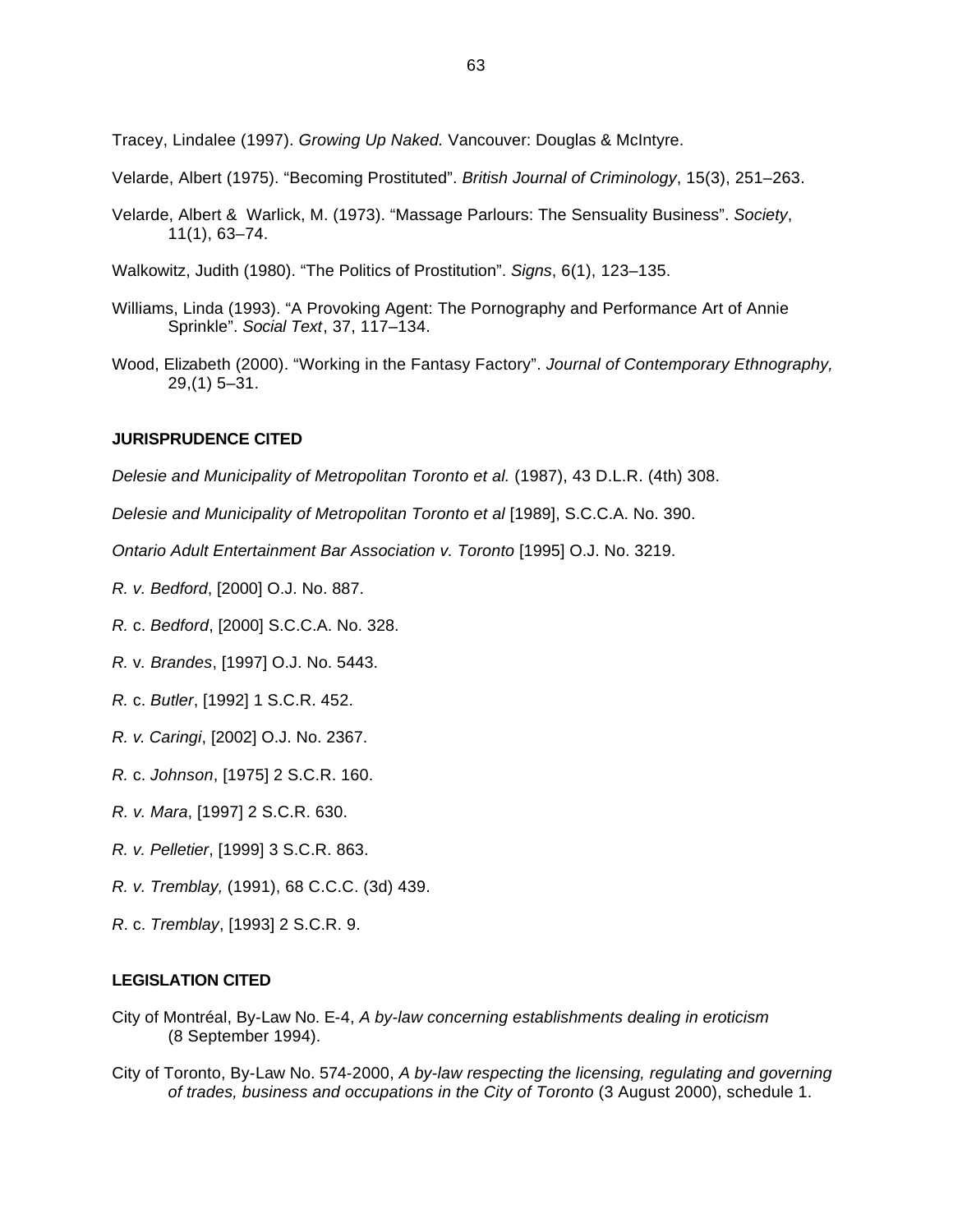Tracey, Lindalee (1997). *Growing Up Naked.* Vancouver: Douglas & McIntyre.

Velarde, Albert (1975). "Becoming Prostituted". *British Journal of Criminology*, 15(3), 251–263.

Velarde, Albert & Warlick, M. (1973). "Massage Parlours: The Sensuality Business". *Society*, 11(1), 63–74.

Walkowitz, Judith (1980). "The Politics of Prostitution". *Signs*, 6(1), 123–135.

Williams, Linda (1993). "A Provoking Agent: The Pornography and Performance Art of Annie Sprinkle". *Social Text*, 37, 117–134.

Wood, Elizabeth (2000). "Working in the Fantasy Factory". *Journal of Contemporary Ethnography,* 29,(1) 5–31.

**JURISPRUDENCE CITED**

*Delesie and Municipality of Metropolitan Toronto et al.* (1987), 43 D.L.R. (4th) 308.

*Delesie and Municipality of Metropolitan Toronto et al* [1989], S.C.C.A. No. 390.

*Ontario Adult Entertainment Bar Association v. Toronto* [1995] O.J. No. 3219.

*R. v. Bedford*, [2000] O.J. No. 887.

*R.* c. *Bedford*, [2000] S.C.C.A. No. 328.

*R.* v*. Brandes*, [1997] O.J. No. 5443.

*R.* c. *Butler*, [1992] 1 S.C.R. 452.

*R. v. Caringi*, [2002] O.J. No. 2367.

*R.* c. *Johnson*, [1975] 2 S.C.R. 160.

*R. v. Mara*, [1997] 2 S.C.R. 630.

*R. v. Pelletier*, [1999] 3 S.C.R. 863.

*R. v. Tremblay,* (1991), 68 C.C.C. (3d) 439.

*R*. c. *Tremblay*, [1993] 2 S.C.R. 9.

**LEGISLATION CITED**

City of Montréal, By-Law No. E-4, *A by-law concerning establishments dealing in eroticism* (8 September 1994).

City of Toronto, By-Law No. 574-2000, *A by-law respecting the licensing, regulating and governing of trades, business and occupations in the City of Toronto* (3 August 2000), schedule 1.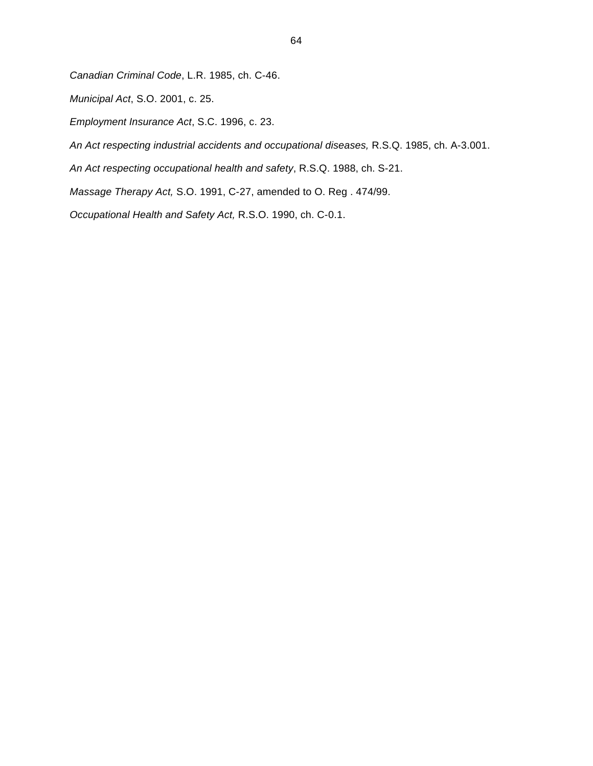*Canadian Criminal Code*, L.R. 1985, ch. C-46.

*Municipal Act*, S.O. 2001, c. 25.

*Employment Insurance Act*, S.C. 1996, c. 23.

*An Act respecting industrial accidents and occupational diseases,* R.S.Q. 1985, ch. A-3.001.

*An Act respecting occupational health and safety*, R.S.Q. 1988, ch. S-21.

*Massage Therapy Act,* S.O. 1991, C-27, amended to O. Reg . 474/99.

*Occupational Health and Safety Act,* R.S.O. 1990, ch. C-0.1.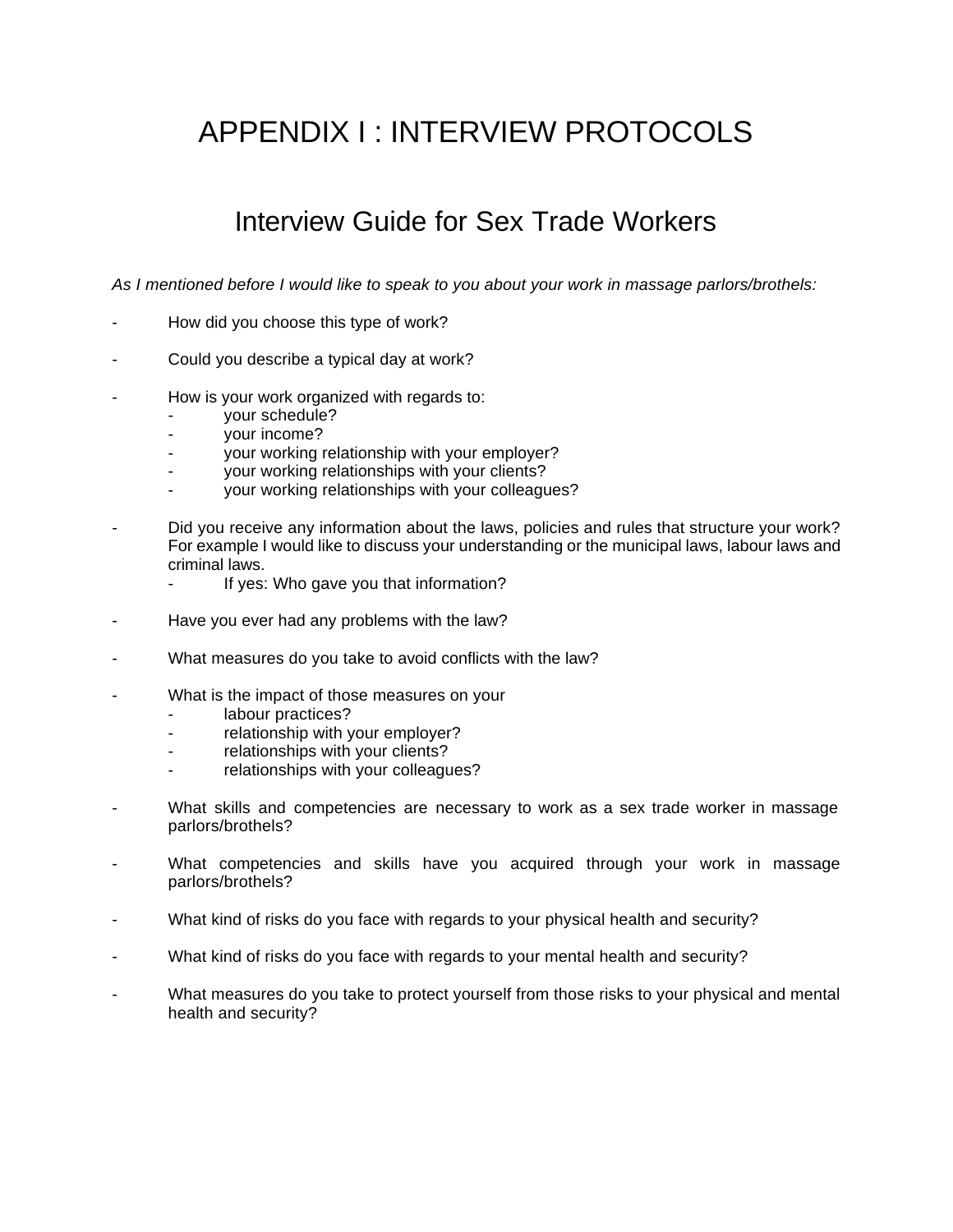# APPENDIX I : INTERVIEW PROTOCOLS

## Interview Guide for Sex Trade Workers

*As I mentioned before I would like to speak to you about your work in massage parlors/brothels:*

- How did you choose this type of work?
- Could you describe a typical day at work?
- How is your work organized with regards to:
  - your schedule?
  - your income?
  - your working relationship with your employer?
  - your working relationships with your clients?
  - your working relationships with your colleagues?
- Did you receive any information about the laws, policies and rules that structure your work? For example I would like to discuss your understanding or the municipal laws, labour laws and criminal laws.
  - If yes: Who gave you that information?
- Have you ever had any problems with the law?
- What measures do you take to avoid conflicts with the law?
- What is the impact of those measures on your
  - labour practices?
  - relationship with your employer?
  - relationships with your clients?
  - relationships with your colleagues?
- What skills and competencies are necessary to work as a sex trade worker in massage parlors/brothels?
- What competencies and skills have you acquired through your work in massage parlors/brothels?
- What kind of risks do you face with regards to your physical health and security?
- What kind of risks do you face with regards to your mental health and security?
- What measures do you take to protect yourself from those risks to your physical and mental health and security?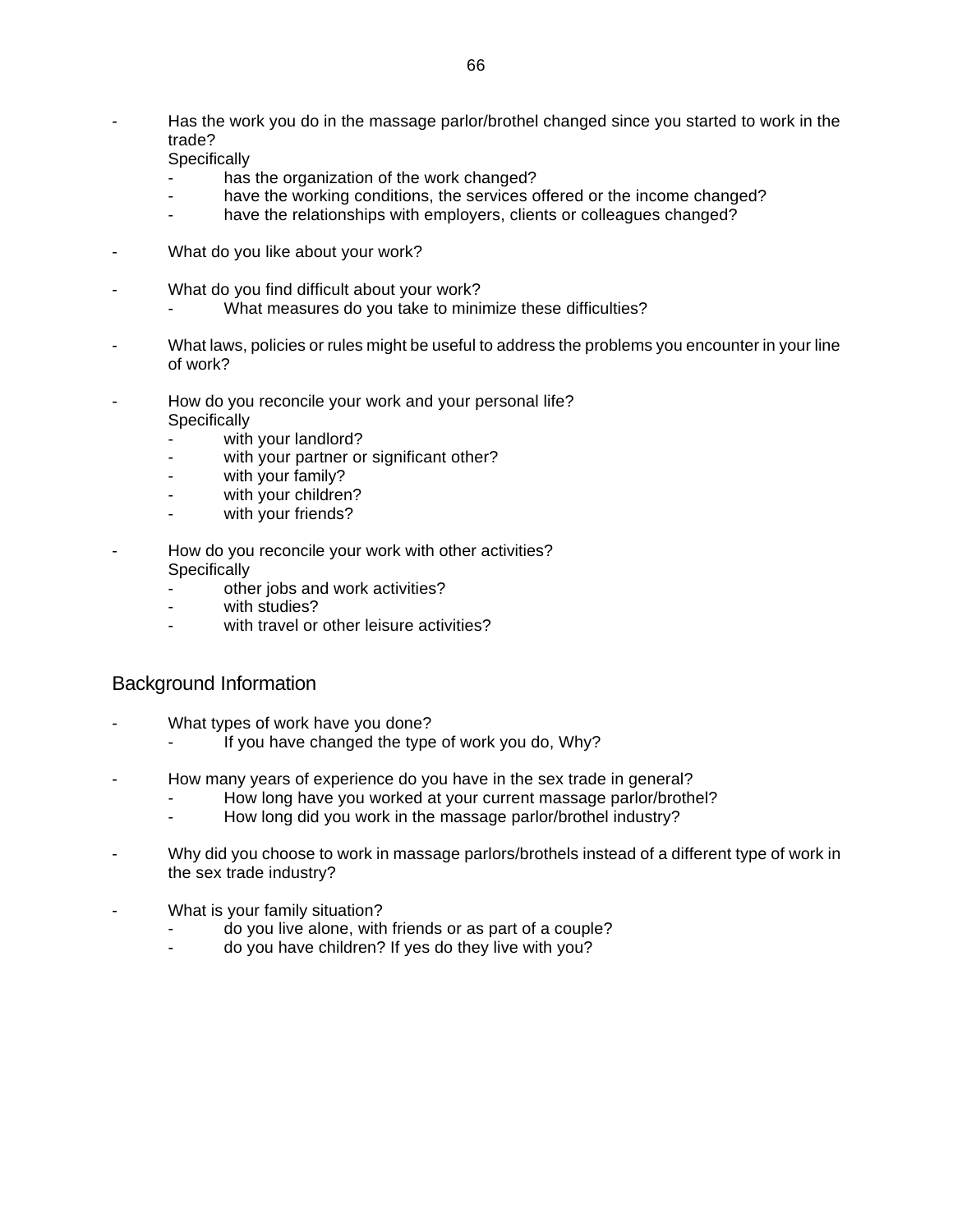- Has the work you do in the massage parlor/brothel changed since you started to work in the trade?
  Specifically
  - has the organization of the work changed?
  - have the working conditions, the services offered or the income changed?
  - have the relationships with employers, clients or colleagues changed?

- What do you like about your work?

- What do you find difficult about your work?
  - What measures do you take to minimize these difficulties?

- What laws, policies or rules might be useful to address the problems you encounter in your line of work?

- How do you reconcile your work and your personal life?
  Specifically
  - with your landlord?
  - with your partner or significant other?
  - with your family?
  - with your children?
  - with your friends?

- How do you reconcile your work with other activities?
  Specifically
  - other jobs and work activities?
  - with studies?
  - with travel or other leisure activities?

## Background Information

- What types of work have you done?
  - If you have changed the type of work you do, Why?

- How many years of experience do you have in the sex trade in general?
  - How long have you worked at your current massage parlor/brothel?
  - How long did you work in the massage parlor/brothel industry?

- Why did you choose to work in massage parlors/brothels instead of a different type of work in the sex trade industry?

- What is your family situation?
  - do you live alone, with friends or as part of a couple?
  - do you have children? If yes do they live with you?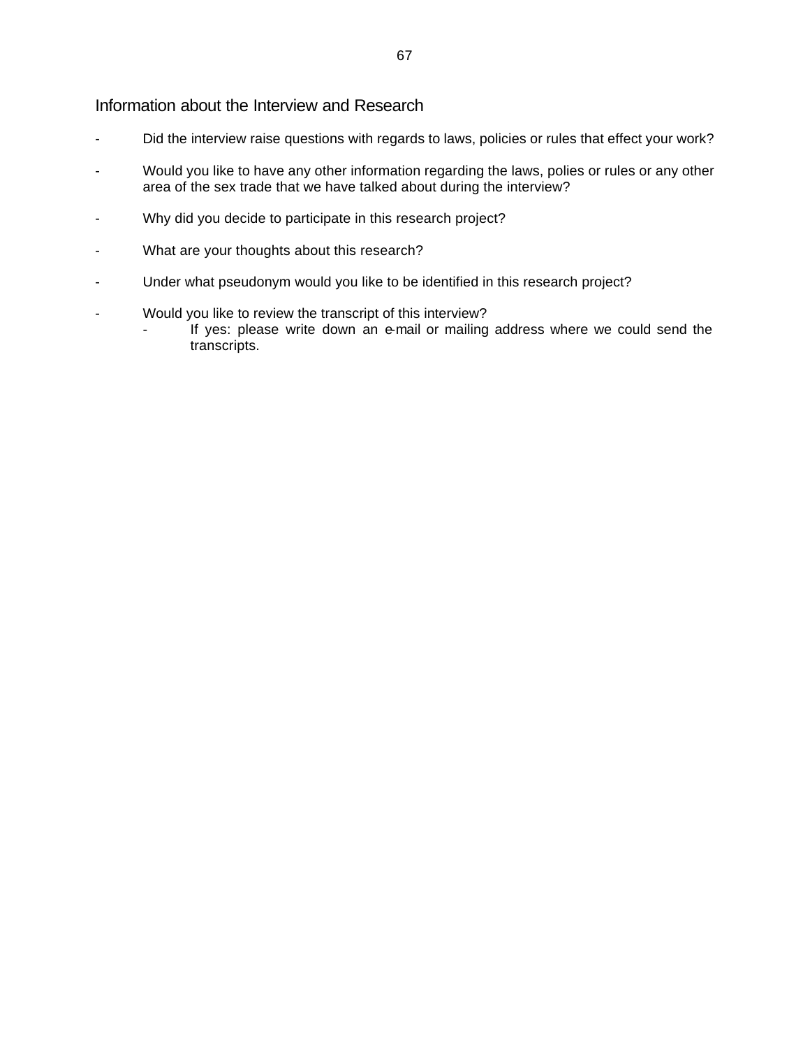## Information about the Interview and Research

- Did the interview raise questions with regards to laws, policies or rules that effect your work?
- Would you like to have any other information regarding the laws, polies or rules or any other area of the sex trade that we have talked about during the interview?
- Why did you decide to participate in this research project?
- What are your thoughts about this research?
- Under what pseudonym would you like to be identified in this research project?
- Would you like to review the transcript of this interview?
    - If yes: please write down an e-mail or mailing address where we could send the transcripts.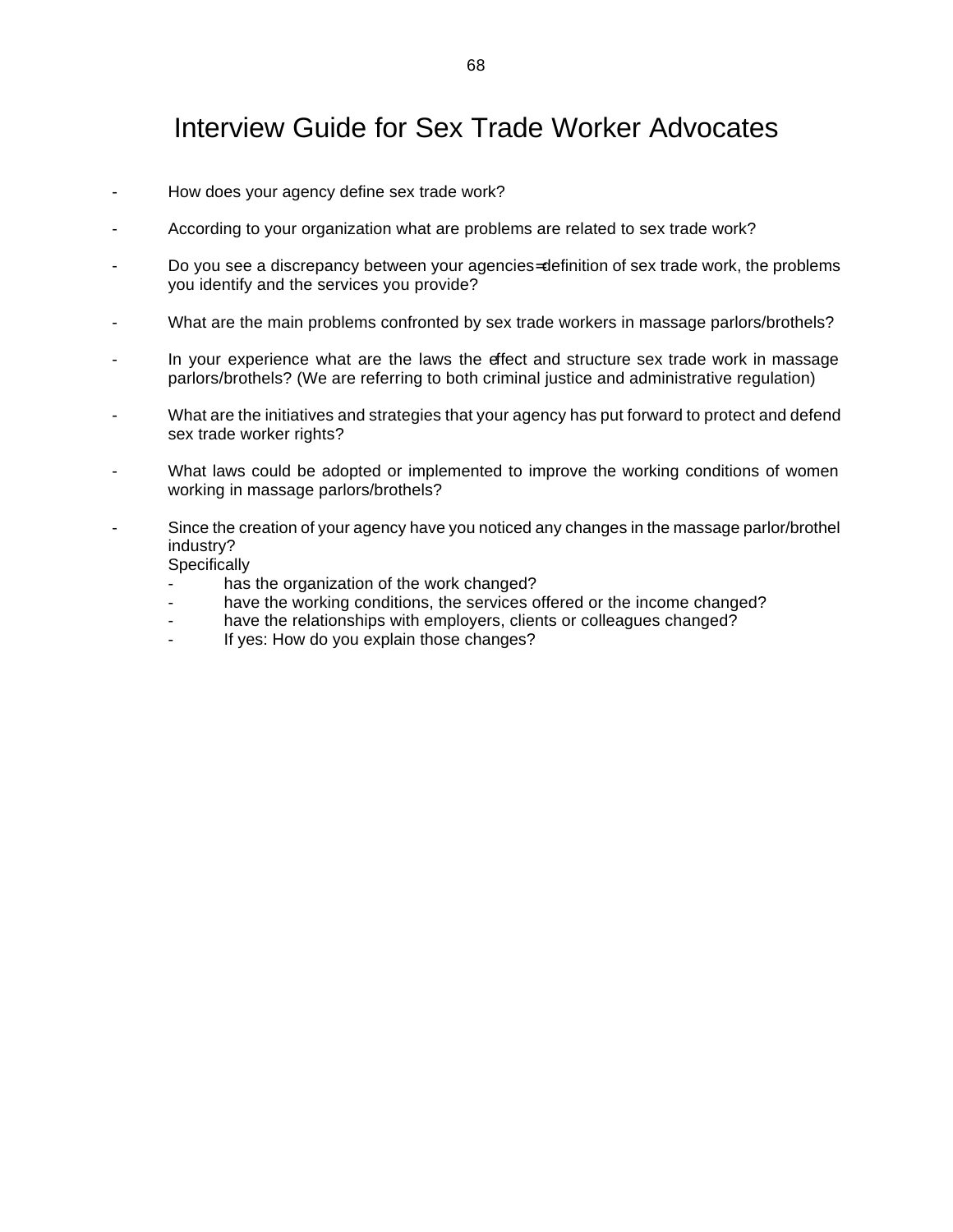# Interview Guide for Sex Trade Worker Advocates

- How does your agency define sex trade work?
- According to your organization what are problems are related to sex trade work?
- Do you see a discrepancy between your agencies=definition of sex trade work, the problems you identify and the services you provide?
- What are the main problems confronted by sex trade workers in massage parlors/brothels?
- In your experience what are the laws the effect and structure sex trade work in massage parlors/brothels? (We are referring to both criminal justice and administrative regulation)
- What are the initiatives and strategies that your agency has put forward to protect and defend sex trade worker rights?
- What laws could be adopted or implemented to improve the working conditions of women working in massage parlors/brothels?
- Since the creation of your agency have you noticed any changes in the massage parlor/brothel industry?
  Specifically
  - has the organization of the work changed?
  - have the working conditions, the services offered or the income changed?
  - have the relationships with employers, clients or colleagues changed?
  - If yes: How do you explain those changes?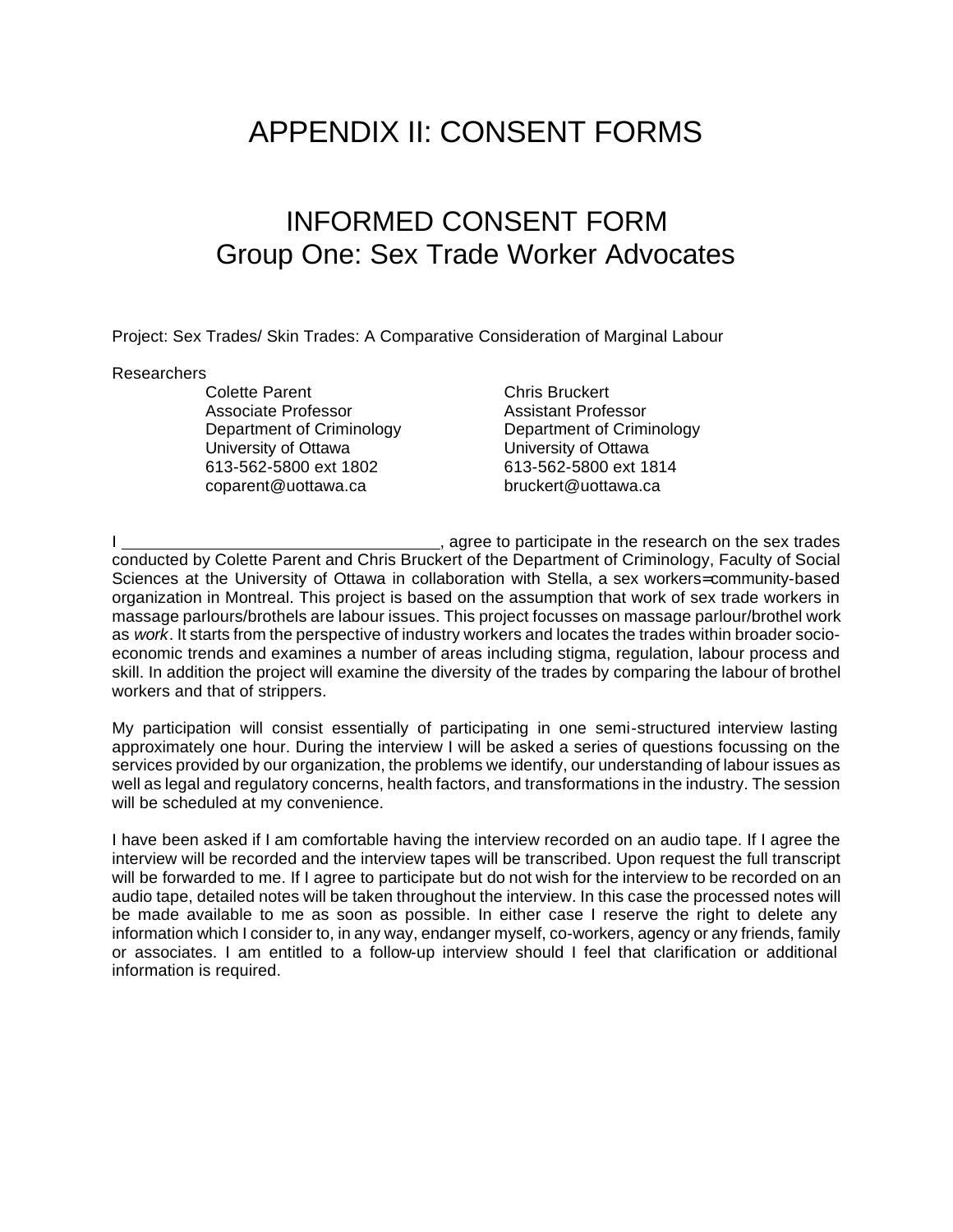# APPENDIX II: CONSENT FORMS

## INFORMED CONSENT FORM
## Group One: Sex Trade Worker Advocates

Project: Sex Trades/ Skin Trades: A Comparative Consideration of Marginal Labour

Researchers

Colette Parent
Associate Professor
Department of Criminology
University of Ottawa
613-562-5800 ext 1802
coparent@uottawa.ca

Chris Bruckert
Assistant Professor
Department of Criminology
University of Ottawa
613-562-5800 ext 1814
bruckert@uottawa.ca

I \_\_\_\_\_\_\_\_\_\_\_\_\_\_\_\_\_\_\_\_\_\_\_\_\_\_\_\_\_\_\_\_\_\_, agree to participate in the research on the sex trades conducted by Colette Parent and Chris Bruckert of the Department of Criminology, Faculty of Social Sciences at the University of Ottawa in collaboration with Stella, a sex workers=community-based organization in Montreal. This project is based on the assumption that work of sex trade workers in massage parlours/brothels are labour issues. This project focusses on massage parlour/brothel work as *work*. It starts from the perspective of industry workers and locates the trades within broader socio-economic trends and examines a number of areas including stigma, regulation, labour process and skill. In addition the project will examine the diversity of the trades by comparing the labour of brothel workers and that of strippers.

My participation will consist essentially of participating in one semi-structured interview lasting approximately one hour. During the interview I will be asked a series of questions focussing on the services provided by our organization, the problems we identify, our understanding of labour issues as well as legal and regulatory concerns, health factors, and transformations in the industry. The session will be scheduled at my convenience.

I have been asked if I am comfortable having the interview recorded on an audio tape. If I agree the interview will be recorded and the interview tapes will be transcribed. Upon request the full transcript will be forwarded to me. If I agree to participate but do not wish for the interview to be recorded on an audio tape, detailed notes will be taken throughout the interview. In this case the processed notes will be made available to me as soon as possible. In either case I reserve the right to delete any information which I consider to, in any way, endanger myself, co-workers, agency or any friends, family or associates. I am entitled to a follow-up interview should I feel that clarification or additional information is required.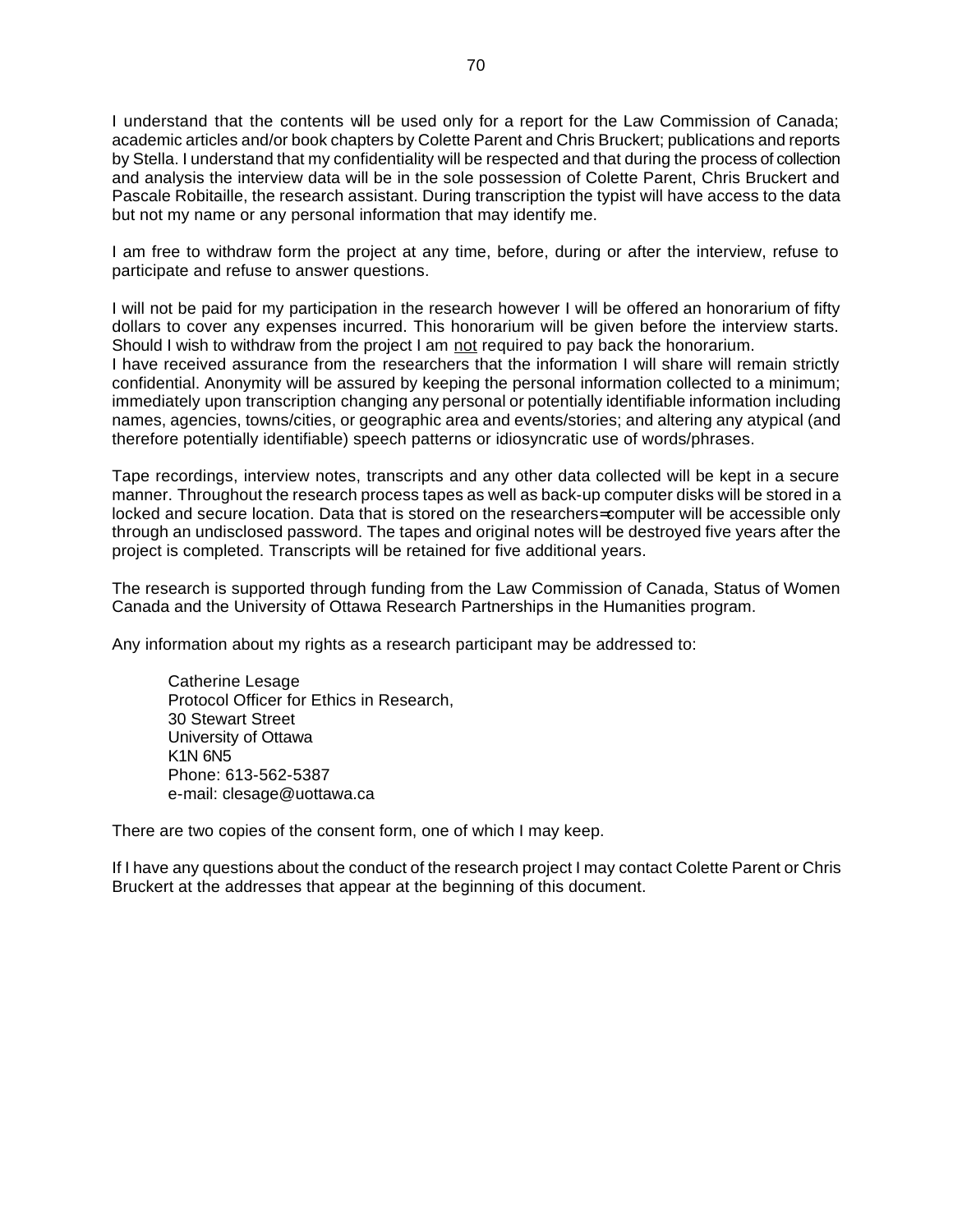I understand that the contents will be used only for a report for the Law Commission of Canada; academic articles and/or book chapters by Colette Parent and Chris Bruckert; publications and reports by Stella. I understand that my confidentiality will be respected and that during the process of collection and analysis the interview data will be in the sole possession of Colette Parent, Chris Bruckert and Pascale Robitaille, the research assistant. During transcription the typist will have access to the data but not my name or any personal information that may identify me.

I am free to withdraw form the project at any time, before, during or after the interview, refuse to participate and refuse to answer questions.

I will not be paid for my participation in the research however I will be offered an honorarium of fifty dollars to cover any expenses incurred. This honorarium will be given before the interview starts. Should I wish to withdraw from the project I am <u>not</u> required to pay back the honorarium.
I have received assurance from the researchers that the information I will share will remain strictly confidential. Anonymity will be assured by keeping the personal information collected to a minimum; immediately upon transcription changing any personal or potentially identifiable information including names, agencies, towns/cities, or geographic area and events/stories; and altering any atypical (and therefore potentially identifiable) speech patterns or idiosyncratic use of words/phrases.

Tape recordings, interview notes, transcripts and any other data collected will be kept in a secure manner. Throughout the research process tapes as well as back-up computer disks will be stored in a locked and secure location. Data that is stored on the researchers=computer will be accessible only through an undisclosed password. The tapes and original notes will be destroyed five years after the project is completed. Transcripts will be retained for five additional years.

The research is supported through funding from the Law Commission of Canada, Status of Women Canada and the University of Ottawa Research Partnerships in the Humanities program.

Any information about my rights as a research participant may be addressed to:

> Catherine Lesage
> Protocol Officer for Ethics in Research,
> 30 Stewart Street
> University of Ottawa
> K1N 6N5
> Phone: 613-562-5387
> e-mail: clesage@uottawa.ca

There are two copies of the consent form, one of which I may keep.

If I have any questions about the conduct of the research project I may contact Colette Parent or Chris Bruckert at the addresses that appear at the beginning of this document.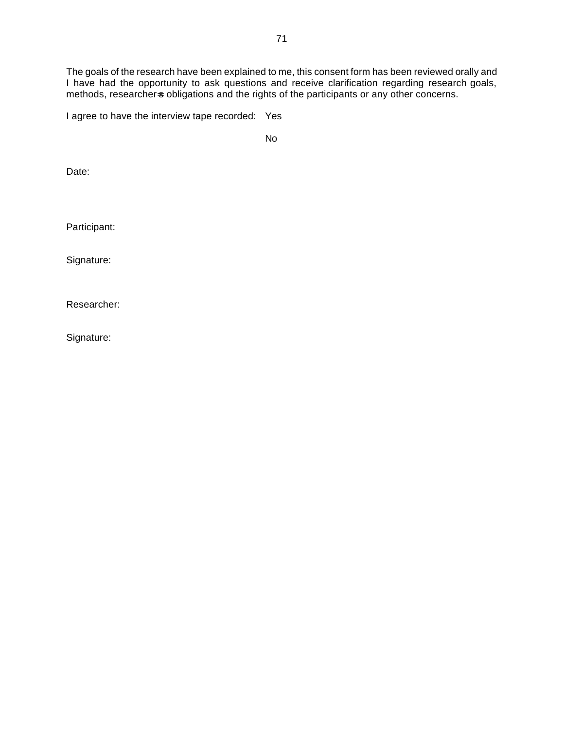The goals of the research have been explained to me, this consent form has been reviewed orally and I have had the opportunity to ask questions and receive clarification regarding research goals, methods, researcher=s obligations and the rights of the participants or any other concerns.

I agree to have the interview tape recorded: Yes

No

Date:

Participant:

Signature:

Researcher:

Signature: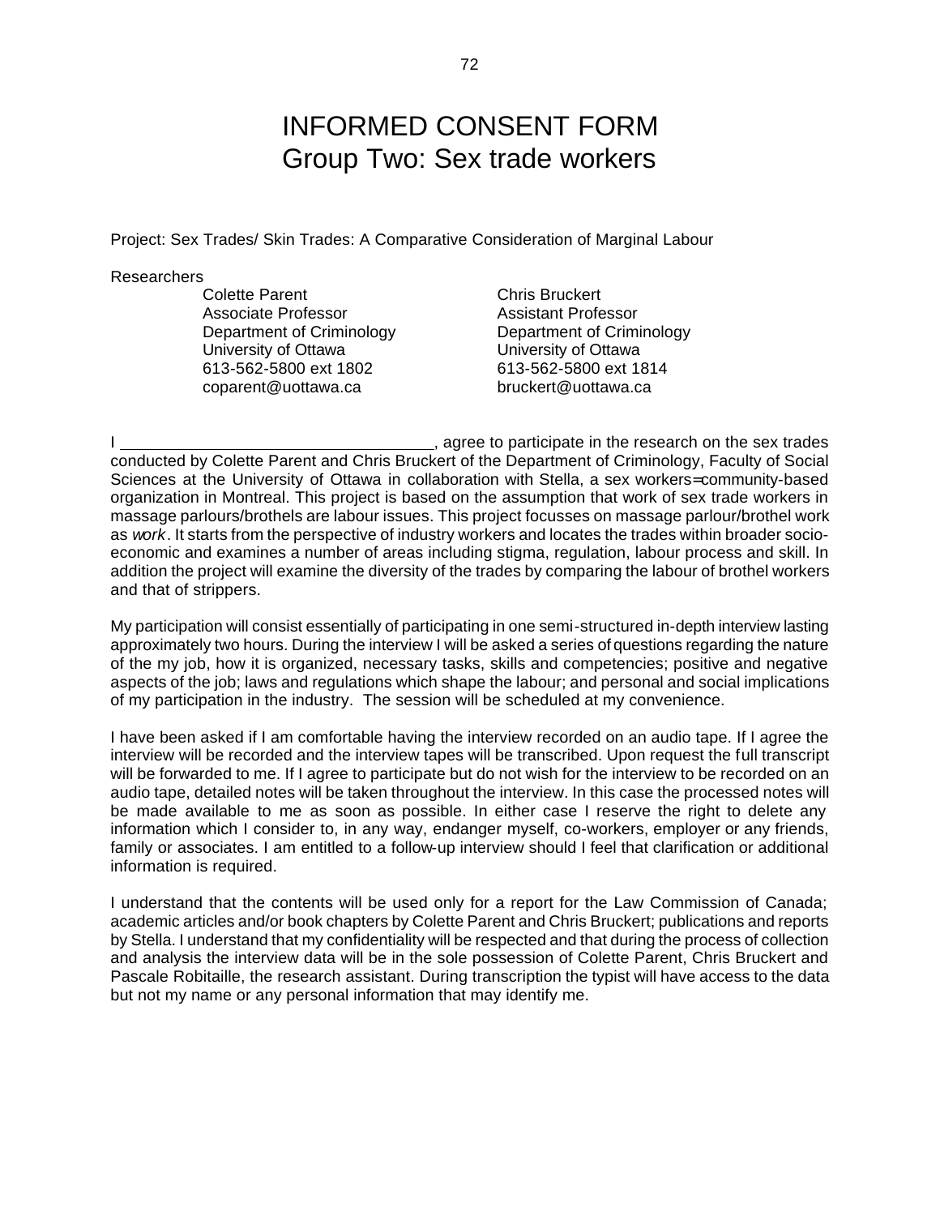# INFORMED CONSENT FORM
# Group Two: Sex trade workers

Project: Sex Trades/ Skin Trades: A Comparative Consideration of Marginal Labour

Researchers

Colette Parent
Associate Professor
Department of Criminology
University of Ottawa
613-562-5800 ext 1802
coparent@uottawa.ca

Chris Bruckert
Assistant Professor
Department of Criminology
University of Ottawa
613-562-5800 ext 1814
bruckert@uottawa.ca

I \_\_\_\_\_\_\_\_\_\_\_\_\_\_\_\_\_\_\_\_\_\_\_\_\_\_\_\_\_\_\_\_\_\_, agree to participate in the research on the sex trades conducted by Colette Parent and Chris Bruckert of the Department of Criminology, Faculty of Social Sciences at the University of Ottawa in collaboration with Stella, a sex workers=community-based organization in Montreal. This project is based on the assumption that work of sex trade workers in massage parlours/brothels are labour issues. This project focusses on massage parlour/brothel work as *work*. It starts from the perspective of industry workers and locates the trades within broader socio-economic and examines a number of areas including stigma, regulation, labour process and skill. In addition the project will examine the diversity of the trades by comparing the labour of brothel workers and that of strippers.

My participation will consist essentially of participating in one semi-structured in-depth interview lasting approximately two hours. During the interview I will be asked a series of questions regarding the nature of the my job, how it is organized, necessary tasks, skills and competencies; positive and negative aspects of the job; laws and regulations which shape the labour; and personal and social implications of my participation in the industry. The session will be scheduled at my convenience.

I have been asked if I am comfortable having the interview recorded on an audio tape. If I agree the interview will be recorded and the interview tapes will be transcribed. Upon request the full transcript will be forwarded to me. If I agree to participate but do not wish for the interview to be recorded on an audio tape, detailed notes will be taken throughout the interview. In this case the processed notes will be made available to me as soon as possible. In either case I reserve the right to delete any information which I consider to, in any way, endanger myself, co-workers, employer or any friends, family or associates. I am entitled to a follow-up interview should I feel that clarification or additional information is required.

I understand that the contents will be used only for a report for the Law Commission of Canada; academic articles and/or book chapters by Colette Parent and Chris Bruckert; publications and reports by Stella. I understand that my confidentiality will be respected and that during the process of collection and analysis the interview data will be in the sole possession of Colette Parent, Chris Bruckert and Pascale Robitaille, the research assistant. During transcription the typist will have access to the data but not my name or any personal information that may identify me.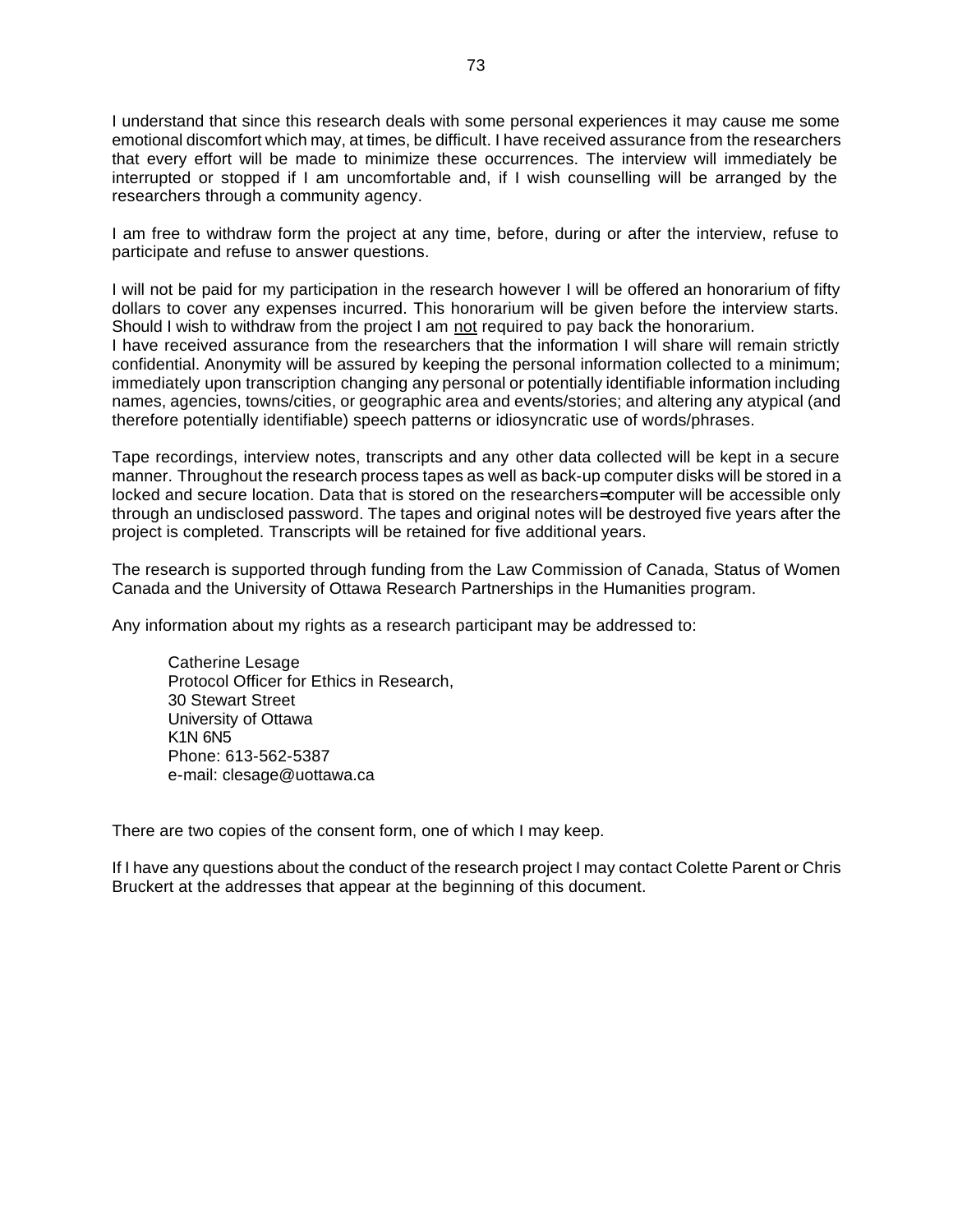I understand that since this research deals with some personal experiences it may cause me some emotional discomfort which may, at times, be difficult. I have received assurance from the researchers that every effort will be made to minimize these occurrences. The interview will immediately be interrupted or stopped if I am uncomfortable and, if I wish counselling will be arranged by the researchers through a community agency.

I am free to withdraw form the project at any time, before, during or after the interview, refuse to participate and refuse to answer questions.

I will not be paid for my participation in the research however I will be offered an honorarium of fifty dollars to cover any expenses incurred. This honorarium will be given before the interview starts. Should I wish to withdraw from the project I am <u>not</u> required to pay back the honorarium.
I have received assurance from the researchers that the information I will share will remain strictly confidential. Anonymity will be assured by keeping the personal information collected to a minimum; immediately upon transcription changing any personal or potentially identifiable information including names, agencies, towns/cities, or geographic area and events/stories; and altering any atypical (and therefore potentially identifiable) speech patterns or idiosyncratic use of words/phrases.

Tape recordings, interview notes, transcripts and any other data collected will be kept in a secure manner. Throughout the research process tapes as well as back-up computer disks will be stored in a locked and secure location. Data that is stored on the researchers=computer will be accessible only through an undisclosed password. The tapes and original notes will be destroyed five years after the project is completed. Transcripts will be retained for five additional years.

The research is supported through funding from the Law Commission of Canada, Status of Women Canada and the University of Ottawa Research Partnerships in the Humanities program.

Any information about my rights as a research participant may be addressed to:

Catherine Lesage
Protocol Officer for Ethics in Research,
30 Stewart Street
University of Ottawa
K1N 6N5
Phone: 613-562-5387
e-mail: clesage@uottawa.ca

There are two copies of the consent form, one of which I may keep.

If I have any questions about the conduct of the research project I may contact Colette Parent or Chris Bruckert at the addresses that appear at the beginning of this document.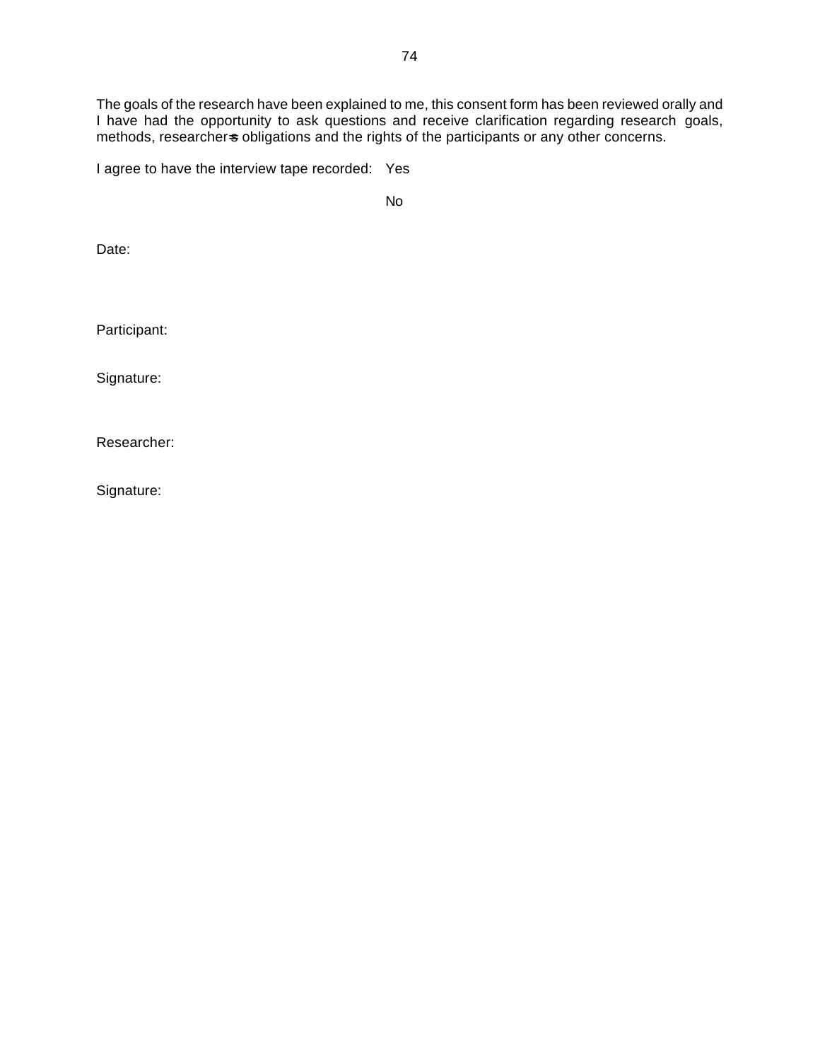The goals of the research have been explained to me, this consent form has been reviewed orally and I have had the opportunity to ask questions and receive clarification regarding research goals, methods, researcher=s obligations and the rights of the participants or any other concerns.

I agree to have the interview tape recorded: Yes

No

Date:

Participant:

Signature:

Researcher:

Signature: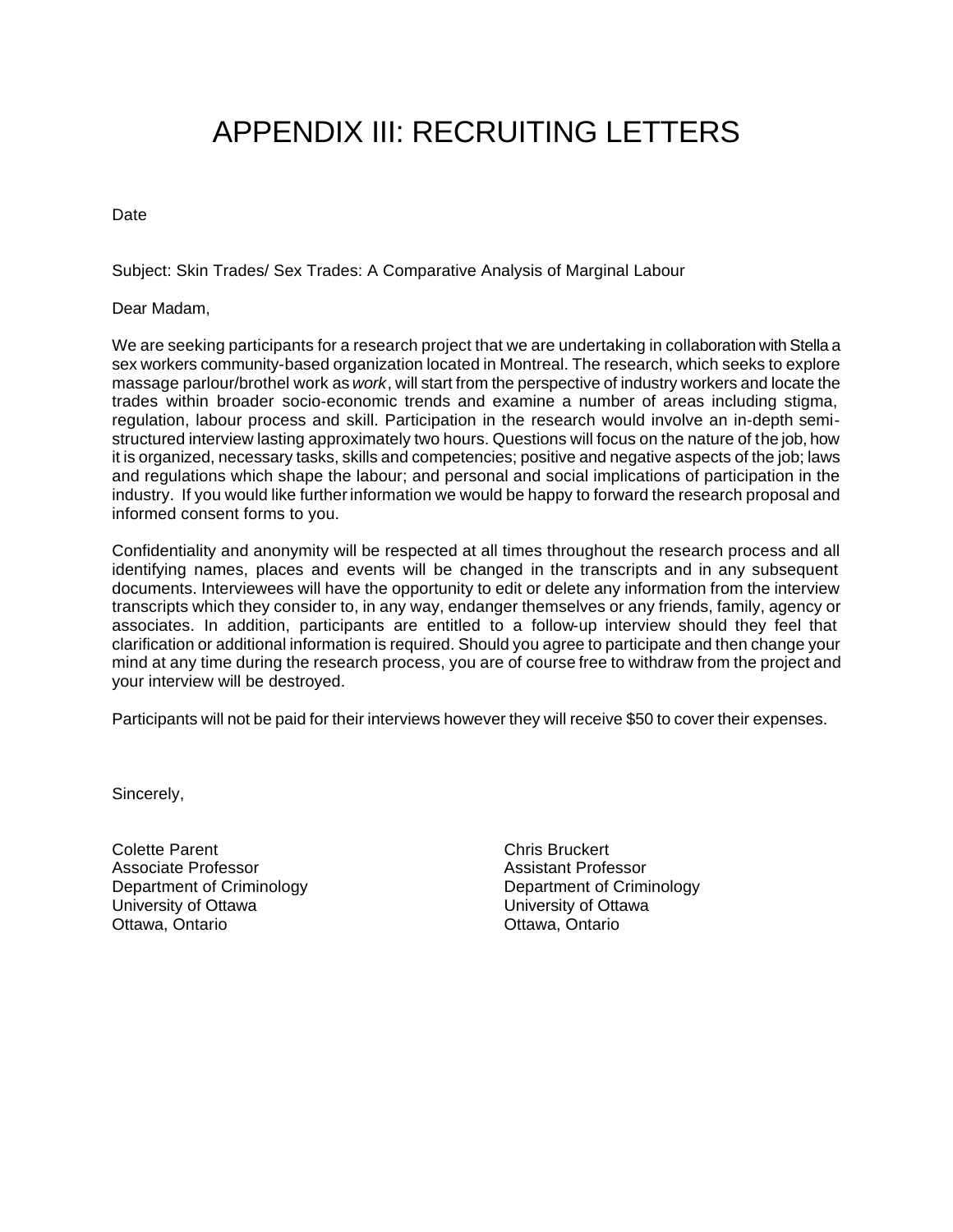# APPENDIX III: RECRUITING LETTERS

Date

Subject: Skin Trades/ Sex Trades: A Comparative Analysis of Marginal Labour

Dear Madam,

We are seeking participants for a research project that we are undertaking in collaboration with Stella a sex workers community-based organization located in Montreal. The research, which seeks to explore massage parlour/brothel work as *work*, will start from the perspective of industry workers and locate the trades within broader socio-economic trends and examine a number of areas including stigma, regulation, labour process and skill. Participation in the research would involve an in-depth semi-structured interview lasting approximately two hours. Questions will focus on the nature of the job, how it is organized, necessary tasks, skills and competencies; positive and negative aspects of the job; laws and regulations which shape the labour; and personal and social implications of participation in the industry. If you would like further information we would be happy to forward the research proposal and informed consent forms to you.

Confidentiality and anonymity will be respected at all times throughout the research process and all identifying names, places and events will be changed in the transcripts and in any subsequent documents. Interviewees will have the opportunity to edit or delete any information from the interview transcripts which they consider to, in any way, endanger themselves or any friends, family, agency or associates. In addition, participants are entitled to a follow-up interview should they feel that clarification or additional information is required. Should you agree to participate and then change your mind at any time during the research process, you are of course free to withdraw from the project and your interview will be destroyed.

Participants will not be paid for their interviews however they will receive $50 to cover their expenses.

Sincerely,

Colette Parent
Associate Professor
Department of Criminology
University of Ottawa
Ottawa, Ontario

Chris Bruckert
Assistant Professor
Department of Criminology
University of Ottawa
Ottawa, Ontario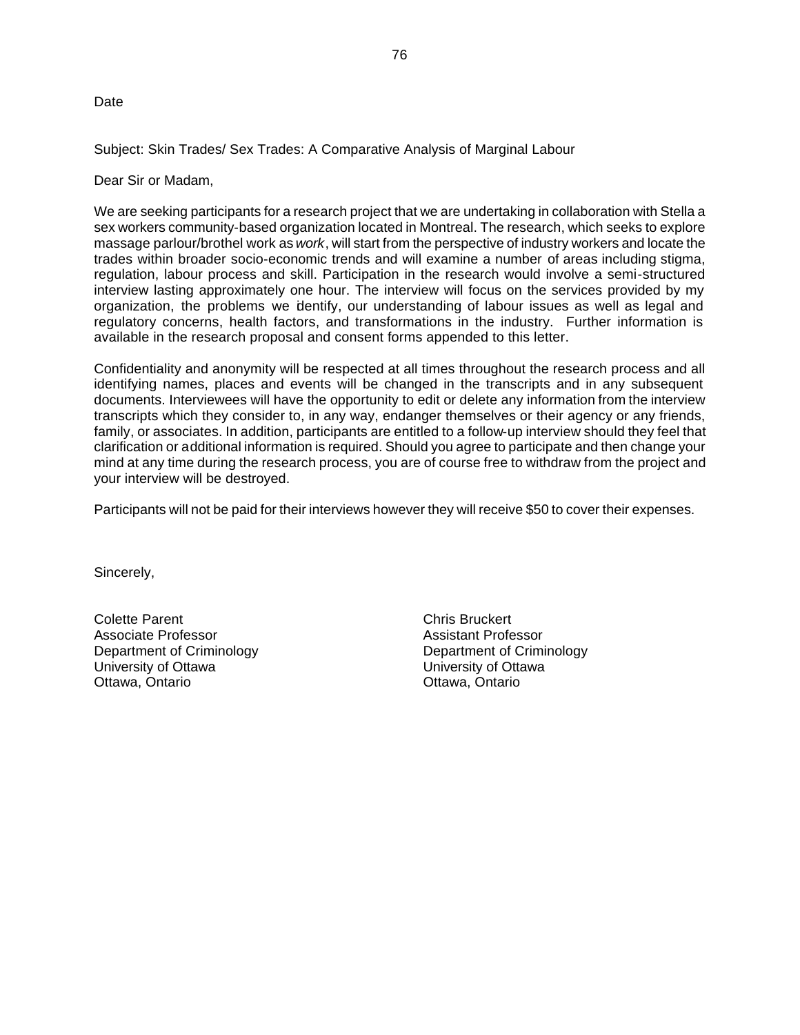Date

Subject: Skin Trades/ Sex Trades: A Comparative Analysis of Marginal Labour

Dear Sir or Madam,

We are seeking participants for a research project that we are undertaking in collaboration with Stella a sex workers community-based organization located in Montreal. The research, which seeks to explore massage parlour/brothel work as *work*, will start from the perspective of industry workers and locate the trades within broader socio-economic trends and will examine a number of areas including stigma, regulation, labour process and skill. Participation in the research would involve a semi-structured interview lasting approximately one hour. The interview will focus on the services provided by my organization, the problems we identify, our understanding of labour issues as well as legal and regulatory concerns, health factors, and transformations in the industry. Further information is available in the research proposal and consent forms appended to this letter.

Confidentiality and anonymity will be respected at all times throughout the research process and all identifying names, places and events will be changed in the transcripts and in any subsequent documents. Interviewees will have the opportunity to edit or delete any information from the interview transcripts which they consider to, in any way, endanger themselves or their agency or any friends, family, or associates. In addition, participants are entitled to a follow-up interview should they feel that clarification or additional information is required. Should you agree to participate and then change your mind at any time during the research process, you are of course free to withdraw from the project and your interview will be destroyed.

Participants will not be paid for their interviews however they will receive $50 to cover their expenses.

Sincerely,

Colette Parent
Associate Professor
Department of Criminology
University of Ottawa
Ottawa, Ontario

Chris Bruckert
Assistant Professor
Department of Criminology
University of Ottawa
Ottawa, Ontario